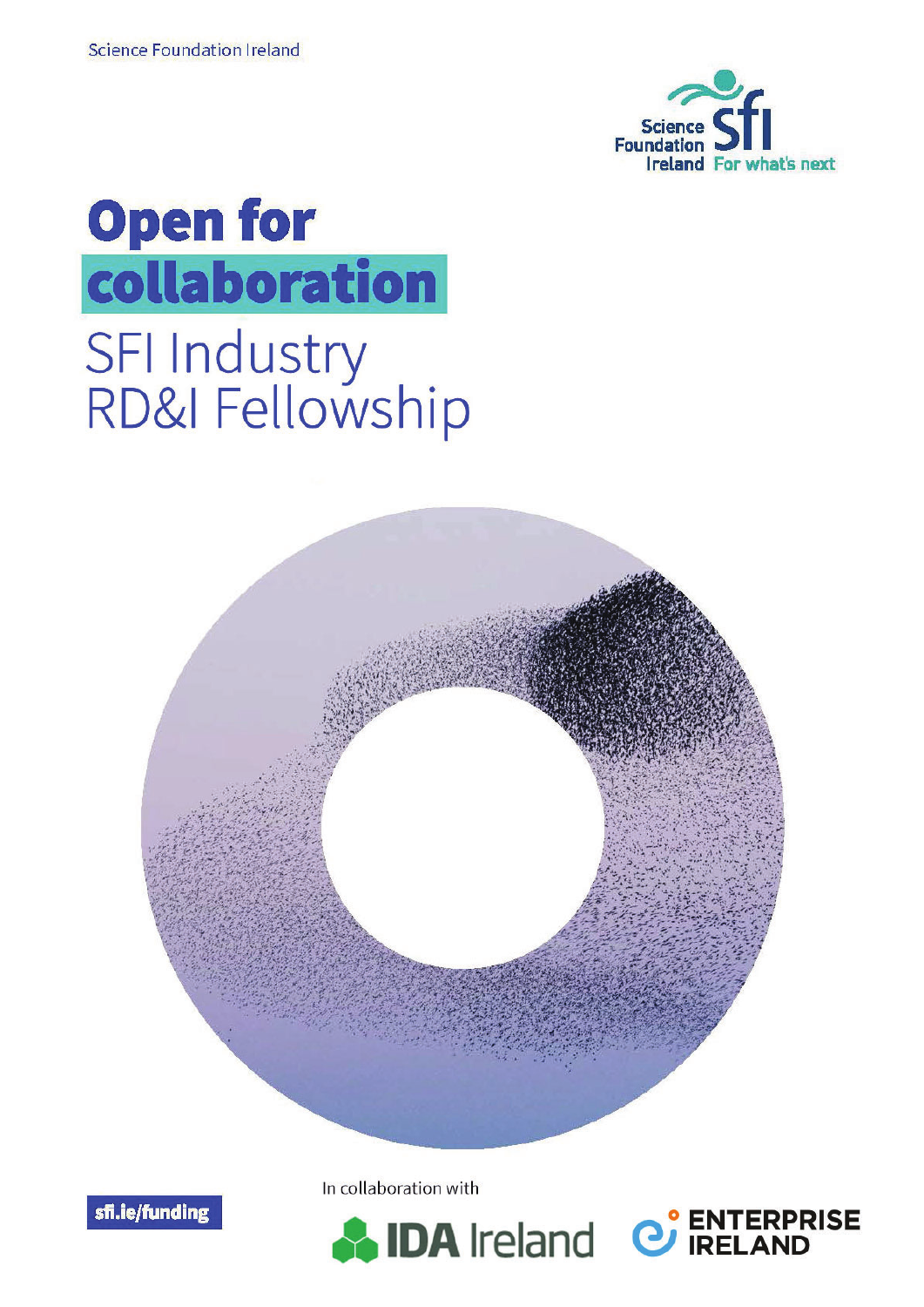Science Foundation Ireland

Science Foundation Ireland Sfi For what's next

# Open for collaboration

## SFI Industry RD&I Fellowship

sfi.ie/funding

In collaboration with

IDA Ireland

ENTERPRISE IRELAND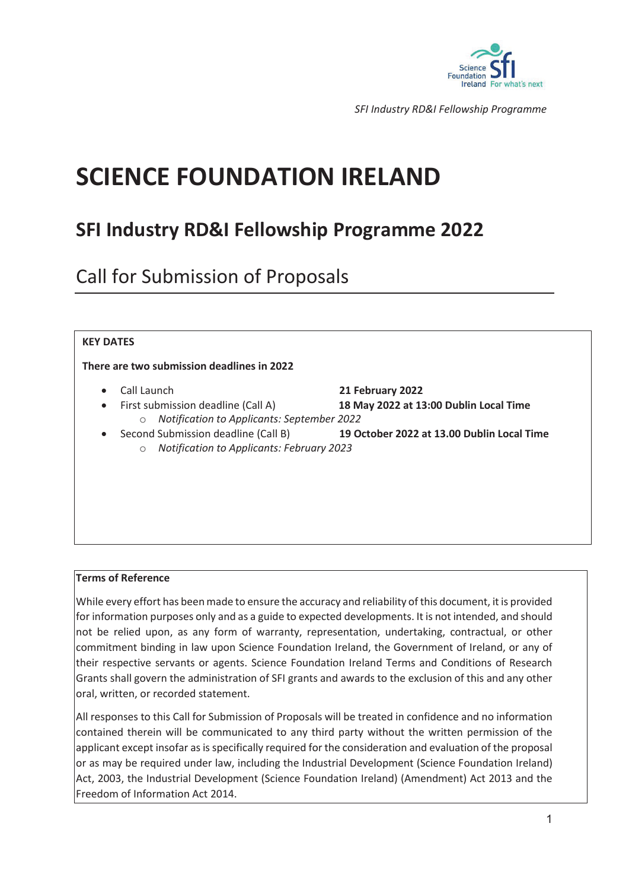# SCIENCE FOUNDATION IRELAND

## SFI Industry RD&I Fellowship Programme 2022

## Call for Submission of Proposals

**KEY DATES**

**There are two submission deadlines in 2022**

- Call Launch **21 February 2022**
- First submission deadline (Call A) **18 May 2022 at 13:00 Dublin Local Time**
  - *Notification to Applicants: September 2022*
- Second Submission deadline (Call B) **19 October 2022 at 13.00 Dublin Local Time**
  - *Notification to Applicants: February 2023*

**Terms of Reference**

While every effort has been made to ensure the accuracy and reliability of this document, it is provided for information purposes only and as a guide to expected developments. It is not intended, and should not be relied upon, as any form of warranty, representation, undertaking, contractual, or other commitment binding in law upon Science Foundation Ireland, the Government of Ireland, or any of their respective servants or agents. Science Foundation Ireland Terms and Conditions of Research Grants shall govern the administration of SFI grants and awards to the exclusion of this and any other oral, written, or recorded statement.

All responses to this Call for Submission of Proposals will be treated in confidence and no information contained therein will be communicated to any third party without the written permission of the applicant except insofar as is specifically required for the consideration and evaluation of the proposal or as may be required under law, including the Industrial Development (Science Foundation Ireland) Act, 2003, the Industrial Development (Science Foundation Ireland) (Amendment) Act 2013 and the Freedom of Information Act 2014.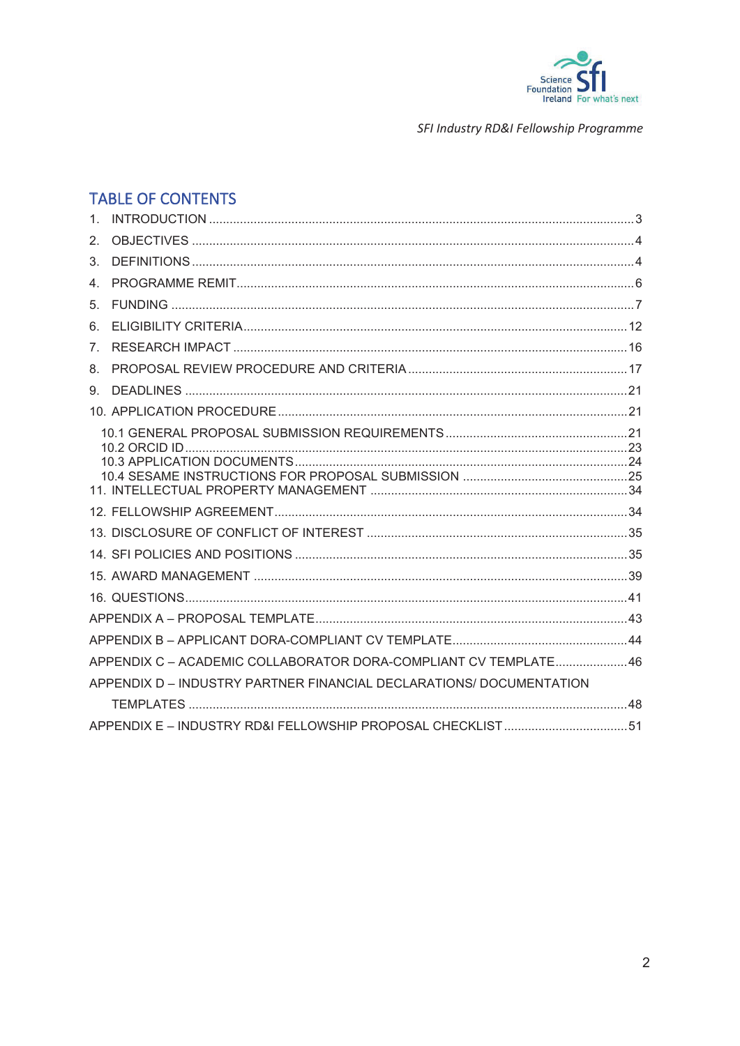# TABLE OF CONTENTS

1. INTRODUCTION ............................................................................................................3
2. OBJECTIVES ................................................................................................................4
3. DEFINITIONS ...............................................................................................................4
4. PROGRAMME REMIT...................................................................................................6
5. FUNDING .....................................................................................................................7
6. ELIGIBILITY CRITERIA...............................................................................................12
7. RESEARCH IMPACT ..................................................................................................16
8. PROPOSAL REVIEW PROCEDURE AND CRITERIA ................................................17
9. DEADLINES ................................................................................................................21
10. APPLICATION PROCEDURE .....................................................................................21
    - 10.1 GENERAL PROPOSAL SUBMISSION REQUIREMENTS .....................................21
    - 10.2 ORCID ID.............................................................................................................23
    - 10.3 APPLICATION DOCUMENTS................................................................................24
    - 10.4 SESAME INSTRUCTIONS FOR PROPOSAL SUBMISSION ................................25
11. INTELLECTUAL PROPERTY MANAGEMENT ...........................................................34
12. FELLOWSHIP AGREEMENT......................................................................................34
13. DISCLOSURE OF CONFLICT OF INTEREST ............................................................35
14. SFI POLICIES AND POSITIONS ................................................................................35
15. AWARD MANAGEMENT ............................................................................................39
16. QUESTIONS................................................................................................................41

APPENDIX A – PROPOSAL TEMPLATE..........................................................................43

APPENDIX B – APPLICANT DORA-COMPLIANT CV TEMPLATE...................................44

APPENDIX C – ACADEMIC COLLABORATOR DORA-COMPLIANT CV TEMPLATE.....................46

APPENDIX D – INDUSTRY PARTNER FINANCIAL DECLARATIONS/ DOCUMENTATION TEMPLATES ...............................................................................................................48

APPENDIX E – INDUSTRY RD&I FELLOWSHIP PROPOSAL CHECKLIST ....................................51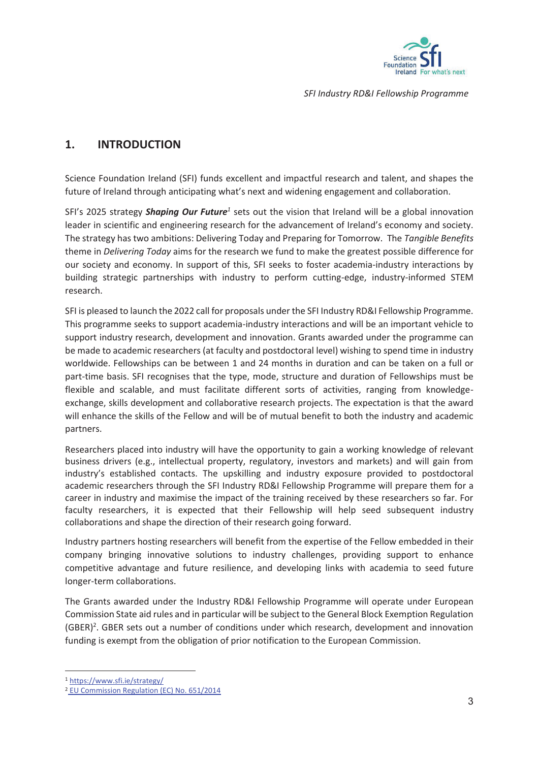# 1. INTRODUCTION

Science Foundation Ireland (SFI) funds excellent and impactful research and talent, and shapes the future of Ireland through anticipating what's next and widening engagement and collaboration.

SFI's 2025 strategy ***Shaping Our Future***[1] sets out the vision that Ireland will be a global innovation leader in scientific and engineering research for the advancement of Ireland's economy and society. The strategy has two ambitions: Delivering Today and Preparing for Tomorrow. The *Tangible Benefits* theme in *Delivering Today* aims for the research we fund to make the greatest possible difference for our society and economy. In support of this, SFI seeks to foster academia-industry interactions by building strategic partnerships with industry to perform cutting-edge, industry-informed STEM research.

SFI is pleased to launch the 2022 call for proposals under the SFI Industry RD&I Fellowship Programme. This programme seeks to support academia-industry interactions and will be an important vehicle to support industry research, development and innovation. Grants awarded under the programme can be made to academic researchers (at faculty and postdoctoral level) wishing to spend time in industry worldwide. Fellowships can be between 1 and 24 months in duration and can be taken on a full or part-time basis. SFI recognises that the type, mode, structure and duration of Fellowships must be flexible and scalable, and must facilitate different sorts of activities, ranging from knowledge-exchange, skills development and collaborative research projects. The expectation is that the award will enhance the skills of the Fellow and will be of mutual benefit to both the industry and academic partners.

Researchers placed into industry will have the opportunity to gain a working knowledge of relevant business drivers (e.g., intellectual property, regulatory, investors and markets) and will gain from industry's established contacts. The upskilling and industry exposure provided to postdoctoral academic researchers through the SFI Industry RD&I Fellowship Programme will prepare them for a career in industry and maximise the impact of the training received by these researchers so far. For faculty researchers, it is expected that their Fellowship will help seed subsequent industry collaborations and shape the direction of their research going forward.

Industry partners hosting researchers will benefit from the expertise of the Fellow embedded in their company bringing innovative solutions to industry challenges, providing support to enhance competitive advantage and future resilience, and developing links with academia to seed future longer-term collaborations.

The Grants awarded under the Industry RD&I Fellowship Programme will operate under European Commission State aid rules and in particular will be subject to the General Block Exemption Regulation (GBER)[2]. GBER sets out a number of conditions under which research, development and innovation funding is exempt from the obligation of prior notification to the European Commission.

---

[1] https://www.sfi.ie/strategy/

[2] EU Commission Regulation (EC) No. 651/2014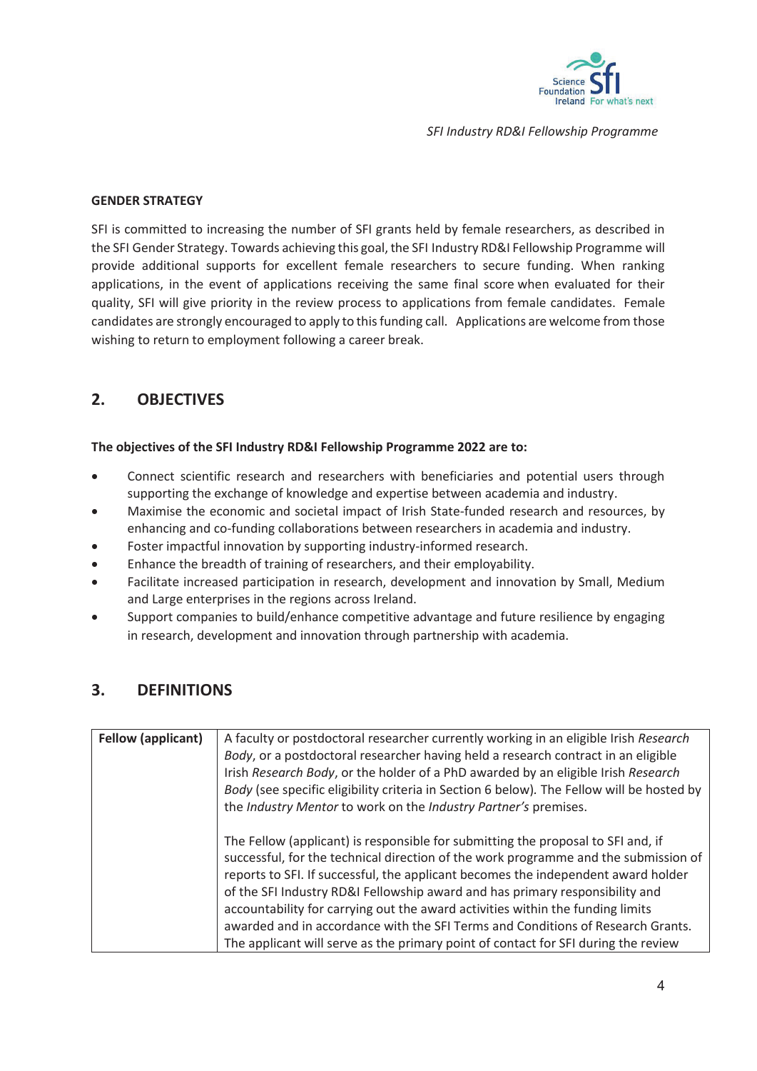**GENDER STRATEGY**

SFI is committed to increasing the number of SFI grants held by female researchers, as described in the SFI Gender Strategy. Towards achieving this goal, the SFI Industry RD&I Fellowship Programme will provide additional supports for excellent female researchers to secure funding. When ranking applications, in the event of applications receiving the same final score when evaluated for their quality, SFI will give priority in the review process to applications from female candidates. Female candidates are strongly encouraged to apply to this funding call. Applications are welcome from those wishing to return to employment following a career break.

## 2. OBJECTIVES

**The objectives of the SFI Industry RD&I Fellowship Programme 2022 are to:**

- Connect scientific research and researchers with beneficiaries and potential users through supporting the exchange of knowledge and expertise between academia and industry.
- Maximise the economic and societal impact of Irish State-funded research and resources, by enhancing and co-funding collaborations between researchers in academia and industry.
- Foster impactful innovation by supporting industry-informed research.
- Enhance the breadth of training of researchers, and their employability.
- Facilitate increased participation in research, development and innovation by Small, Medium and Large enterprises in the regions across Ireland.
- Support companies to build/enhance competitive advantage and future resilience by engaging in research, development and innovation through partnership with academia.

## 3. DEFINITIONS

| | |
|---|---|
| **Fellow (applicant)** | A faculty or postdoctoral researcher currently working in an eligible Irish *Research Body*, or a postdoctoral researcher having held a research contract in an eligible Irish *Research Body*, or the holder of a PhD awarded by an eligible Irish *Research Body* (see specific eligibility criteria in Section 6 below). The Fellow will be hosted by the *Industry Mentor* to work on the *Industry Partner's* premises.<br><br>The Fellow (applicant) is responsible for submitting the proposal to SFI and, if successful, for the technical direction of the work programme and the submission of reports to SFI. If successful, the applicant becomes the independent award holder of the SFI Industry RD&I Fellowship award and has primary responsibility and accountability for carrying out the award activities within the funding limits awarded and in accordance with the SFI Terms and Conditions of Research Grants. The applicant will serve as the primary point of contact for SFI during the review |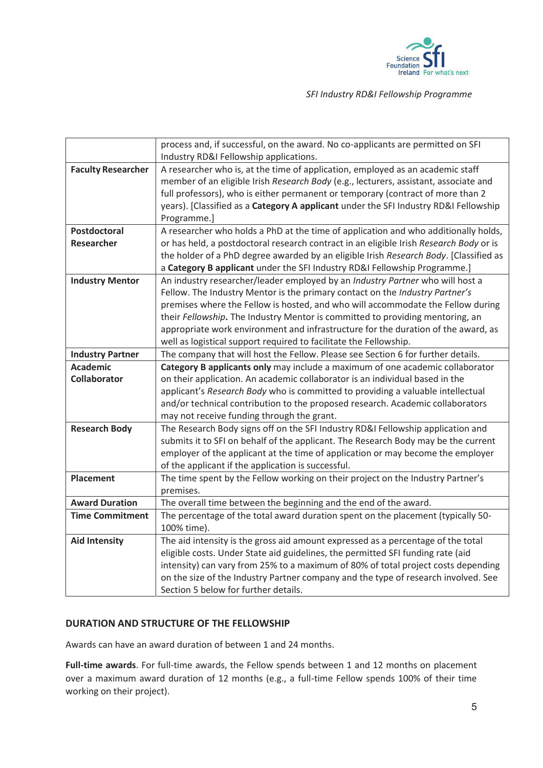| | |
|---|---|
| | process and, if successful, on the award. No co-applicants are permitted on SFI Industry RD&I Fellowship applications. |
| **Faculty Researcher** | A researcher who is, at the time of application, employed as an academic staff member of an eligible Irish *Research Body* (e.g., lecturers, assistant, associate and full professors), who is either permanent or temporary (contract of more than 2 years). [Classified as a **Category A applicant** under the SFI Industry RD&I Fellowship Programme.] |
| **Postdoctoral Researcher** | A researcher who holds a PhD at the time of application and who additionally holds, or has held, a postdoctoral research contract in an eligible Irish *Research Body* or is the holder of a PhD degree awarded by an eligible Irish *Research Body*. [Classified as a **Category B applicant** under the SFI Industry RD&I Fellowship Programme.] |
| **Industry Mentor** | An industry researcher/leader employed by an *Industry Partner* who will host a Fellow. The Industry Mentor is the primary contact on the *Industry Partner's* premises where the Fellow is hosted, and who will accommodate the Fellow during their *Fellowship***.** The Industry Mentor is committed to providing mentoring, an appropriate work environment and infrastructure for the duration of the award, as well as logistical support required to facilitate the Fellowship. |
| **Industry Partner** | The company that will host the Fellow. Please see Section 6 for further details. |
| **Academic Collaborator** | **Category B applicants only** may include a maximum of one academic collaborator on their application. An academic collaborator is an individual based in the applicant's *Research Body* who is committed to providing a valuable intellectual and/or technical contribution to the proposed research. Academic collaborators may not receive funding through the grant. |
| **Research Body** | The Research Body signs off on the SFI Industry RD&I Fellowship application and submits it to SFI on behalf of the applicant. The Research Body may be the current employer of the applicant at the time of application or may become the employer of the applicant if the application is successful. |
| **Placement** | The time spent by the Fellow working on their project on the Industry Partner's premises. |
| **Award Duration** | The overall time between the beginning and the end of the award. |
| **Time Commitment** | The percentage of the total award duration spent on the placement (typically 50-100% time). |
| **Aid Intensity** | The aid intensity is the gross aid amount expressed as a percentage of the total eligible costs. Under State aid guidelines, the permitted SFI funding rate (aid intensity) can vary from 25% to a maximum of 80% of total project costs depending on the size of the Industry Partner company and the type of research involved. See Section 5 below for further details. |

## DURATION AND STRUCTURE OF THE FELLOWSHIP

Awards can have an award duration of between 1 and 24 months.

**Full-time awards**. For full-time awards, the Fellow spends between 1 and 12 months on placement over a maximum award duration of 12 months (e.g., a full-time Fellow spends 100% of their time working on their project).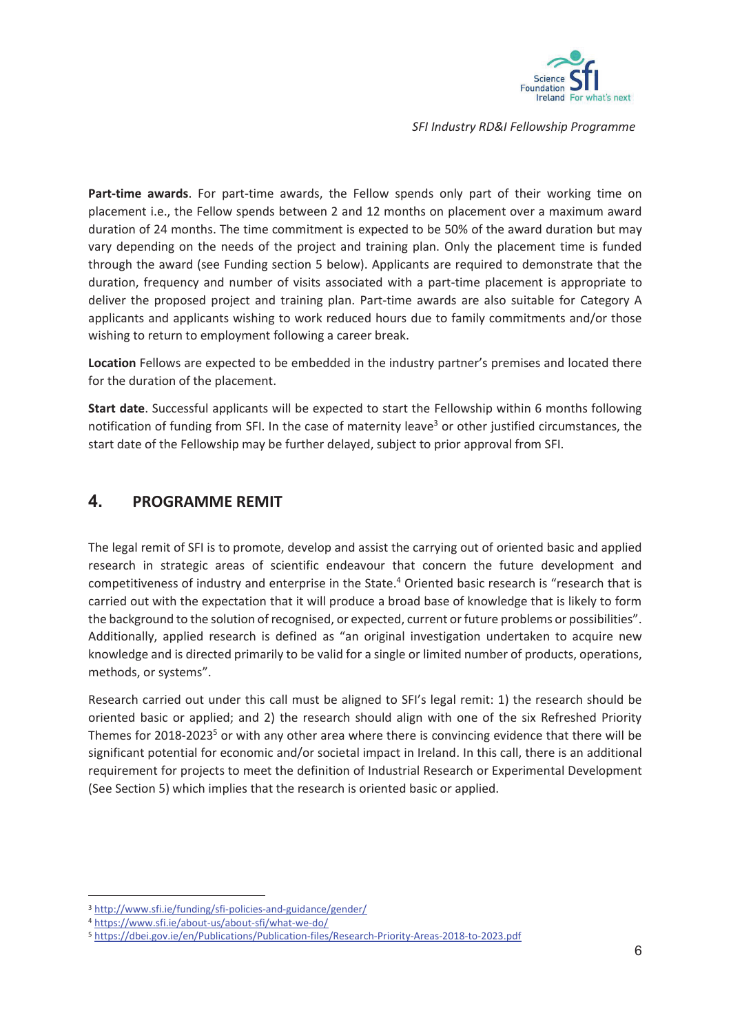**Part-time awards**. For part-time awards, the Fellow spends only part of their working time on placement i.e., the Fellow spends between 2 and 12 months on placement over a maximum award duration of 24 months. The time commitment is expected to be 50% of the award duration but may vary depending on the needs of the project and training plan. Only the placement time is funded through the award (see Funding section 5 below). Applicants are required to demonstrate that the duration, frequency and number of visits associated with a part-time placement is appropriate to deliver the proposed project and training plan. Part-time awards are also suitable for Category A applicants and applicants wishing to work reduced hours due to family commitments and/or those wishing to return to employment following a career break.

**Location** Fellows are expected to be embedded in the industry partner's premises and located there for the duration of the placement.

**Start date**. Successful applicants will be expected to start the Fellowship within 6 months following notification of funding from SFI. In the case of maternity leave[3] or other justified circumstances, the start date of the Fellowship may be further delayed, subject to prior approval from SFI.

## 4. PROGRAMME REMIT

The legal remit of SFI is to promote, develop and assist the carrying out of oriented basic and applied research in strategic areas of scientific endeavour that concern the future development and competitiveness of industry and enterprise in the State.[4] Oriented basic research is "research that is carried out with the expectation that it will produce a broad base of knowledge that is likely to form the background to the solution of recognised, or expected, current or future problems or possibilities". Additionally, applied research is defined as "an original investigation undertaken to acquire new knowledge and is directed primarily to be valid for a single or limited number of products, operations, methods, or systems".

Research carried out under this call must be aligned to SFI's legal remit: 1) the research should be oriented basic or applied; and 2) the research should align with one of the six Refreshed Priority Themes for 2018-2023[5] or with any other area where there is convincing evidence that there will be significant potential for economic and/or societal impact in Ireland. In this call, there is an additional requirement for projects to meet the definition of Industrial Research or Experimental Development (See Section 5) which implies that the research is oriented basic or applied.

---

[3] http://www.sfi.ie/funding/sfi-policies-and-guidance/gender/

[4] https://www.sfi.ie/about-us/about-sfi/what-we-do/

[5] https://dbei.gov.ie/en/Publications/Publication-files/Research-Priority-Areas-2018-to-2023.pdf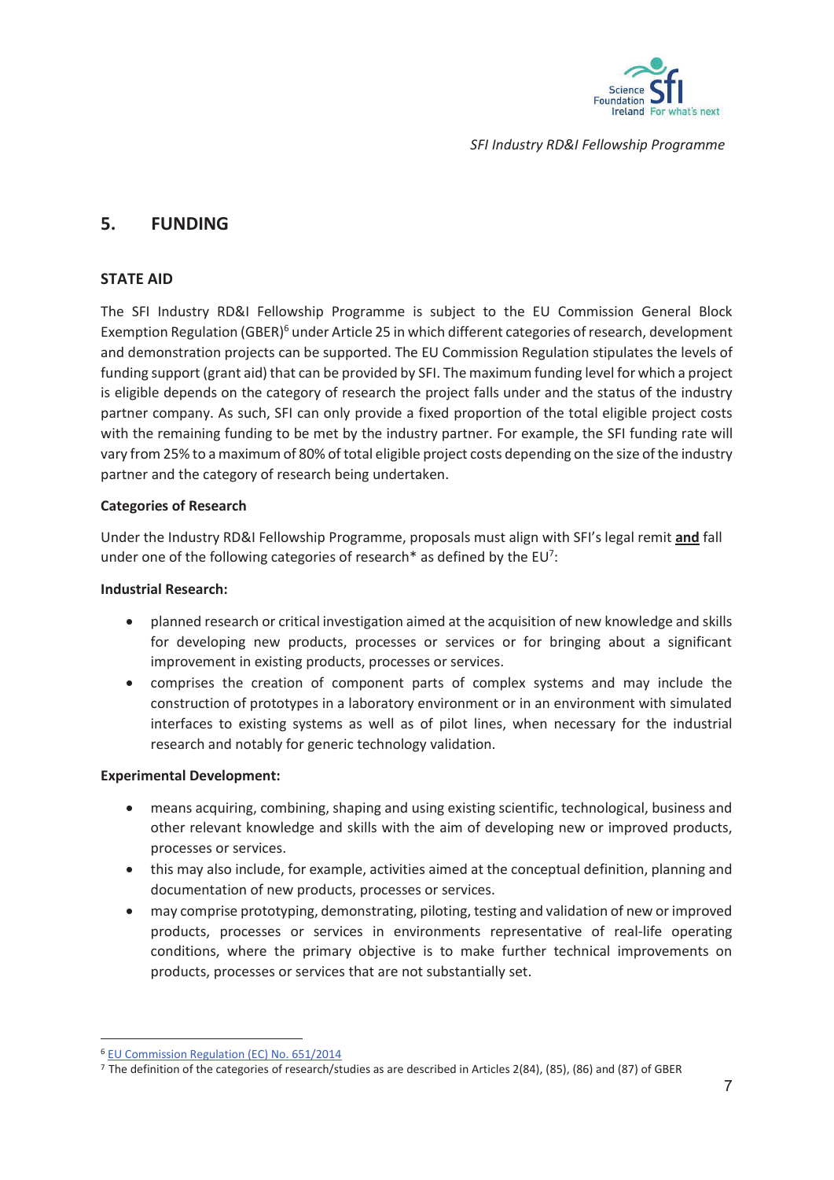## 5. FUNDING

### STATE AID

The SFI Industry RD&I Fellowship Programme is subject to the EU Commission General Block Exemption Regulation (GBER)[6] under Article 25 in which different categories of research, development and demonstration projects can be supported. The EU Commission Regulation stipulates the levels of funding support (grant aid) that can be provided by SFI. The maximum funding level for which a project is eligible depends on the category of research the project falls under and the status of the industry partner company. As such, SFI can only provide a fixed proportion of the total eligible project costs with the remaining funding to be met by the industry partner. For example, the SFI funding rate will vary from 25% to a maximum of 80% of total eligible project costs depending on the size of the industry partner and the category of research being undertaken.

**Categories of Research**

Under the Industry RD&I Fellowship Programme, proposals must align with SFI's legal remit **<u>and</u>** fall under one of the following categories of research* as defined by the EU[7]:

**Industrial Research:**

- planned research or critical investigation aimed at the acquisition of new knowledge and skills for developing new products, processes or services or for bringing about a significant improvement in existing products, processes or services.
- comprises the creation of component parts of complex systems and may include the construction of prototypes in a laboratory environment or in an environment with simulated interfaces to existing systems as well as of pilot lines, when necessary for the industrial research and notably for generic technology validation.

**Experimental Development:**

- means acquiring, combining, shaping and using existing scientific, technological, business and other relevant knowledge and skills with the aim of developing new or improved products, processes or services.
- this may also include, for example, activities aimed at the conceptual definition, planning and documentation of new products, processes or services.
- may comprise prototyping, demonstrating, piloting, testing and validation of new or improved products, processes or services in environments representative of real-life operating conditions, where the primary objective is to make further technical improvements on products, processes or services that are not substantially set.

---

[6] EU Commission Regulation (EC) No. 651/2014

[7] The definition of the categories of research/studies as are described in Articles 2(84), (85), (86) and (87) of GBER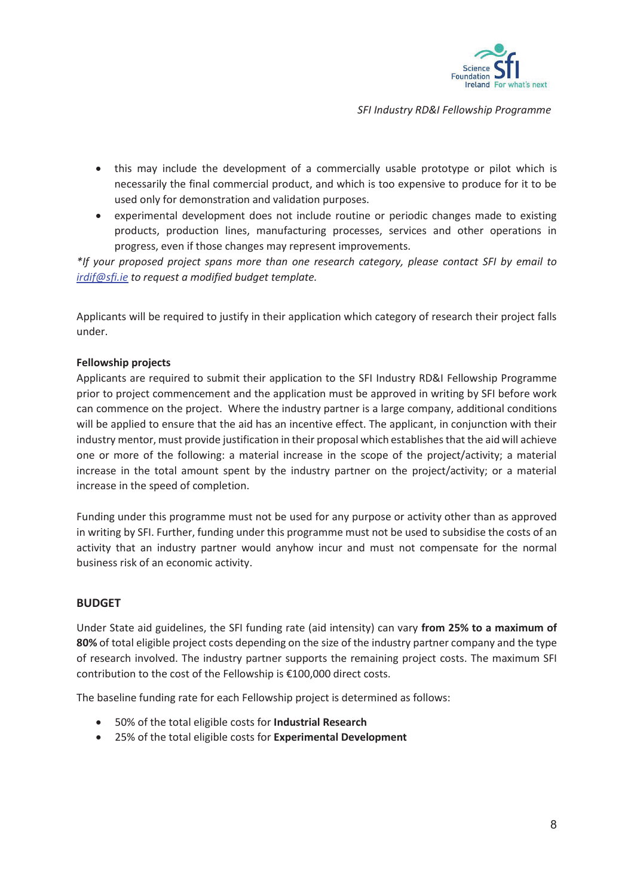- this may include the development of a commercially usable prototype or pilot which is necessarily the final commercial product, and which is too expensive to produce for it to be used only for demonstration and validation purposes.
- experimental development does not include routine or periodic changes made to existing products, production lines, manufacturing processes, services and other operations in progress, even if those changes may represent improvements.

**If your proposed project spans more than one research category, please contact SFI by email to [irdif@sfi.ie](mailto:irdif@sfi.ie) to request a modified budget template.*

Applicants will be required to justify in their application which category of research their project falls under.

**Fellowship projects**

Applicants are required to submit their application to the SFI Industry RD&I Fellowship Programme prior to project commencement and the application must be approved in writing by SFI before work can commence on the project. Where the industry partner is a large company, additional conditions will be applied to ensure that the aid has an incentive effect. The applicant, in conjunction with their industry mentor, must provide justification in their proposal which establishes that the aid will achieve one or more of the following: a material increase in the scope of the project/activity; a material increase in the total amount spent by the industry partner on the project/activity; or a material increase in the speed of completion.

Funding under this programme must not be used for any purpose or activity other than as approved in writing by SFI. Further, funding under this programme must not be used to subsidise the costs of an activity that an industry partner would anyhow incur and must not compensate for the normal business risk of an economic activity.

## BUDGET

Under State aid guidelines, the SFI funding rate (aid intensity) can vary **from 25% to a maximum of 80%** of total eligible project costs depending on the size of the industry partner company and the type of research involved. The industry partner supports the remaining project costs. The maximum SFI contribution to the cost of the Fellowship is €100,000 direct costs.

The baseline funding rate for each Fellowship project is determined as follows:

- 50% of the total eligible costs for **Industrial Research**
- 25% of the total eligible costs for **Experimental Development**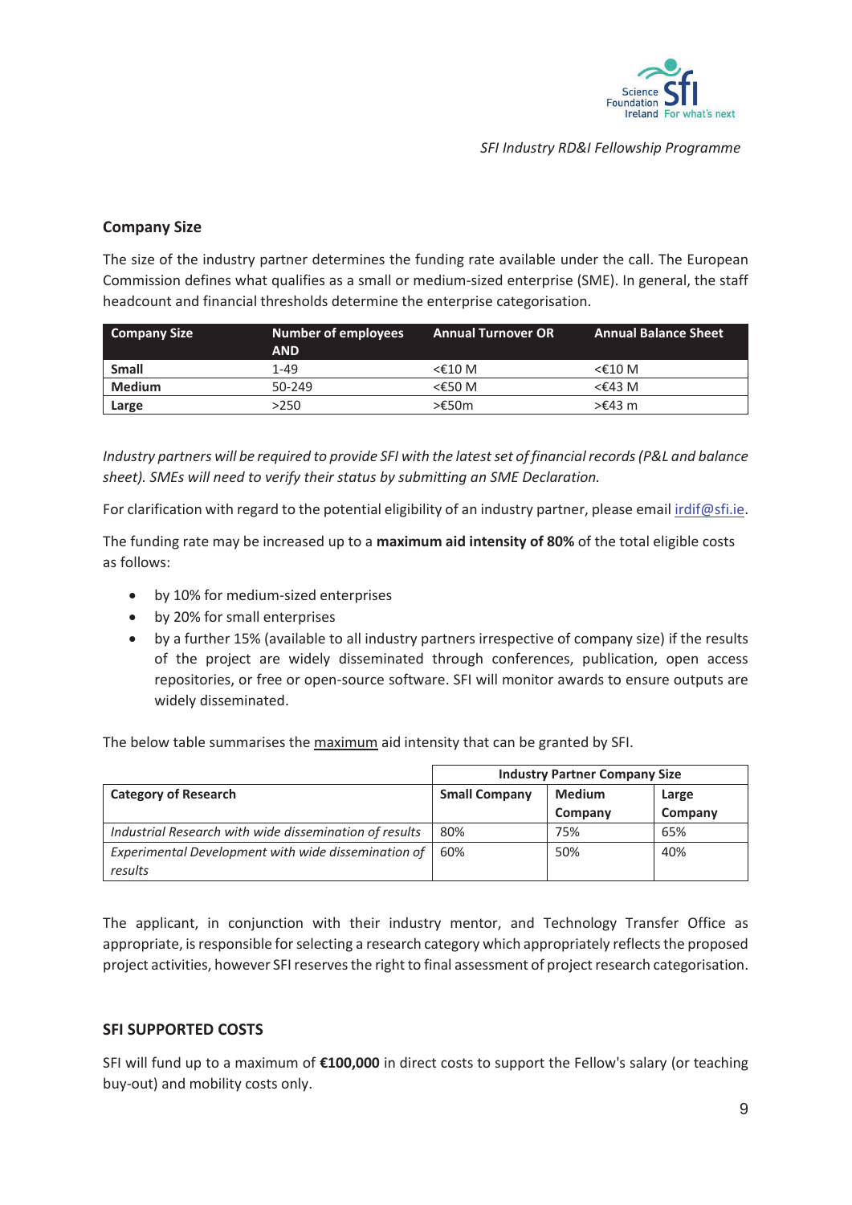## Company Size

The size of the industry partner determines the funding rate available under the call. The European Commission defines what qualifies as a small or medium-sized enterprise (SME). In general, the staff headcount and financial thresholds determine the enterprise categorisation.

| Company Size | Number of employees AND | Annual Turnover OR | Annual Balance Sheet |
|---|---|---|---|
| **Small** | 1-49 | <€10 M | <€10 M |
| **Medium** | 50-249 | <€50 M | <€43 M |
| **Large** | >250 | >€50m | >€43 m |

*Industry partners will be required to provide SFI with the latest set of financial records (P&L and balance sheet). SMEs will need to verify their status by submitting an SME Declaration.*

For clarification with regard to the potential eligibility of an industry partner, please email irdif@sfi.ie.

The funding rate may be increased up to a **maximum aid intensity of 80%** of the total eligible costs as follows:

- by 10% for medium-sized enterprises
- by 20% for small enterprises
- by a further 15% (available to all industry partners irrespective of company size) if the results of the project are widely disseminated through conferences, publication, open access repositories, or free or open-source software. SFI will monitor awards to ensure outputs are widely disseminated.

The below table summarises the maximum aid intensity that can be granted by SFI.

| | Industry Partner Company Size | | |
|---|---|---|---|
| **Category of Research** | **Small Company** | **Medium Company** | **Large Company** |
| *Industrial Research with wide dissemination of results* | 80% | 75% | 65% |
| *Experimental Development with wide dissemination of results* | 60% | 50% | 40% |

The applicant, in conjunction with their industry mentor, and Technology Transfer Office as appropriate, is responsible for selecting a research category which appropriately reflects the proposed project activities, however SFI reserves the right to final assessment of project research categorisation.

## SFI SUPPORTED COSTS

SFI will fund up to a maximum of **€100,000** in direct costs to support the Fellow's salary (or teaching buy-out) and mobility costs only.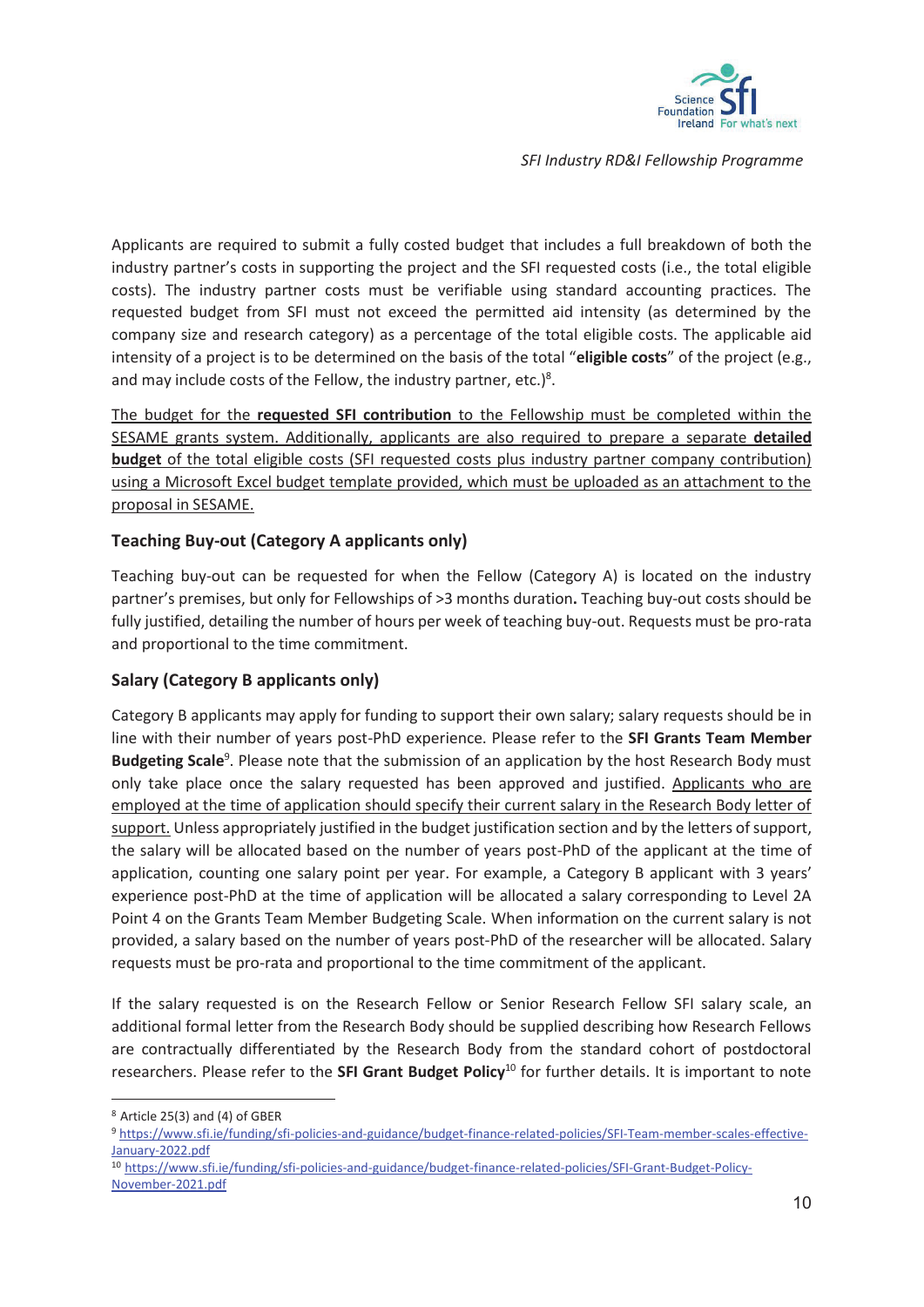Applicants are required to submit a fully costed budget that includes a full breakdown of both the industry partner's costs in supporting the project and the SFI requested costs (i.e., the total eligible costs). The industry partner costs must be verifiable using standard accounting practices. The requested budget from SFI must not exceed the permitted aid intensity (as determined by the company size and research category) as a percentage of the total eligible costs. The applicable aid intensity of a project is to be determined on the basis of the total "**eligible costs**" of the project (e.g., and may include costs of the Fellow, the industry partner, etc.)[8].

<u>The budget for the **requested SFI contribution** to the Fellowship must be completed within the SESAME grants system. Additionally, applicants are also required to prepare a separate **detailed budget** of the total eligible costs (SFI requested costs plus industry partner company contribution) using a Microsoft Excel budget template provided, which must be uploaded as an attachment to the proposal in SESAME.</u>

### Teaching Buy-out (Category A applicants only)

Teaching buy-out can be requested for when the Fellow (Category A) is located on the industry partner's premises, but only for Fellowships of >3 months duration**.** Teaching buy-out costs should be fully justified, detailing the number of hours per week of teaching buy-out. Requests must be pro-rata and proportional to the time commitment.

### Salary (Category B applicants only)

Category B applicants may apply for funding to support their own salary; salary requests should be in line with their number of years post-PhD experience. Please refer to the **SFI Grants Team Member Budgeting Scale**[9]. Please note that the submission of an application by the host Research Body must only take place once the salary requested has been approved and justified. <u>Applicants who are employed at the time of application should specify their current salary in the Research Body letter of support.</u> Unless appropriately justified in the budget justification section and by the letters of support, the salary will be allocated based on the number of years post-PhD of the applicant at the time of application, counting one salary point per year. For example, a Category B applicant with 3 years' experience post-PhD at the time of application will be allocated a salary corresponding to Level 2A Point 4 on the Grants Team Member Budgeting Scale. When information on the current salary is not provided, a salary based on the number of years post-PhD of the researcher will be allocated. Salary requests must be pro-rata and proportional to the time commitment of the applicant.

If the salary requested is on the Research Fellow or Senior Research Fellow SFI salary scale, an additional formal letter from the Research Body should be supplied describing how Research Fellows are contractually differentiated by the Research Body from the standard cohort of postdoctoral researchers. Please refer to the **SFI Grant Budget Policy**[10] for further details. It is important to note

---

[8] Article 25(3) and (4) of GBER

[9] https://www.sfi.ie/funding/sfi-policies-and-guidance/budget-finance-related-policies/SFI-Team-member-scales-effective-January-2022.pdf

[10] https://www.sfi.ie/funding/sfi-policies-and-guidance/budget-finance-related-policies/SFI-Grant-Budget-Policy-November-2021.pdf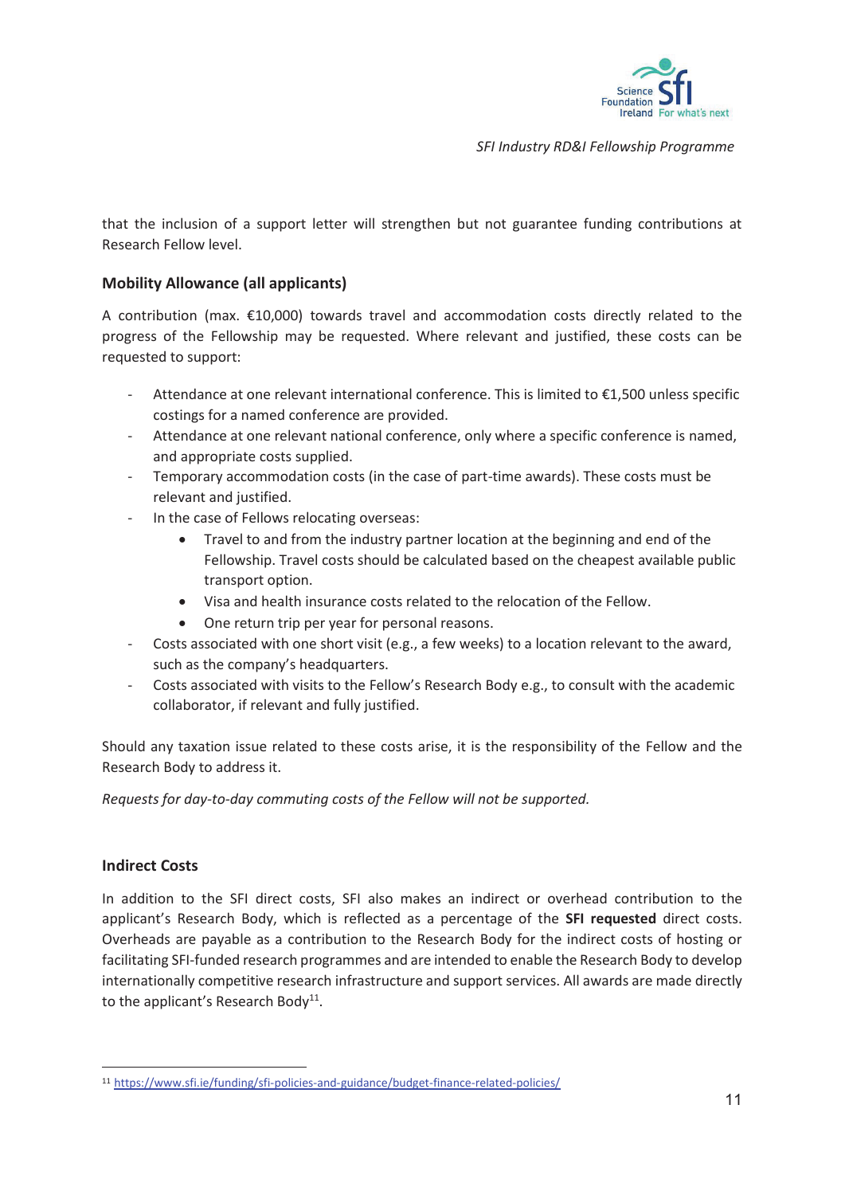that the inclusion of a support letter will strengthen but not guarantee funding contributions at Research Fellow level.

### Mobility Allowance (all applicants)

A contribution (max. €10,000) towards travel and accommodation costs directly related to the progress of the Fellowship may be requested. Where relevant and justified, these costs can be requested to support:

- Attendance at one relevant international conference. This is limited to €1,500 unless specific costings for a named conference are provided.
- Attendance at one relevant national conference, only where a specific conference is named, and appropriate costs supplied.
- Temporary accommodation costs (in the case of part-time awards). These costs must be relevant and justified.
- In the case of Fellows relocating overseas:
  - Travel to and from the industry partner location at the beginning and end of the Fellowship. Travel costs should be calculated based on the cheapest available public transport option.
  - Visa and health insurance costs related to the relocation of the Fellow.
  - One return trip per year for personal reasons.
- Costs associated with one short visit (e.g., a few weeks) to a location relevant to the award, such as the company's headquarters.
- Costs associated with visits to the Fellow's Research Body e.g., to consult with the academic collaborator, if relevant and fully justified.

Should any taxation issue related to these costs arise, it is the responsibility of the Fellow and the Research Body to address it.

*Requests for day-to-day commuting costs of the Fellow will not be supported.*

### Indirect Costs

In addition to the SFI direct costs, SFI also makes an indirect or overhead contribution to the applicant's Research Body, which is reflected as a percentage of the **SFI requested** direct costs. Overheads are payable as a contribution to the Research Body for the indirect costs of hosting or facilitating SFI-funded research programmes and are intended to enable the Research Body to develop internationally competitive research infrastructure and support services. All awards are made directly to the applicant's Research Body[11].

[11] https://www.sfi.ie/funding/sfi-policies-and-guidance/budget-finance-related-policies/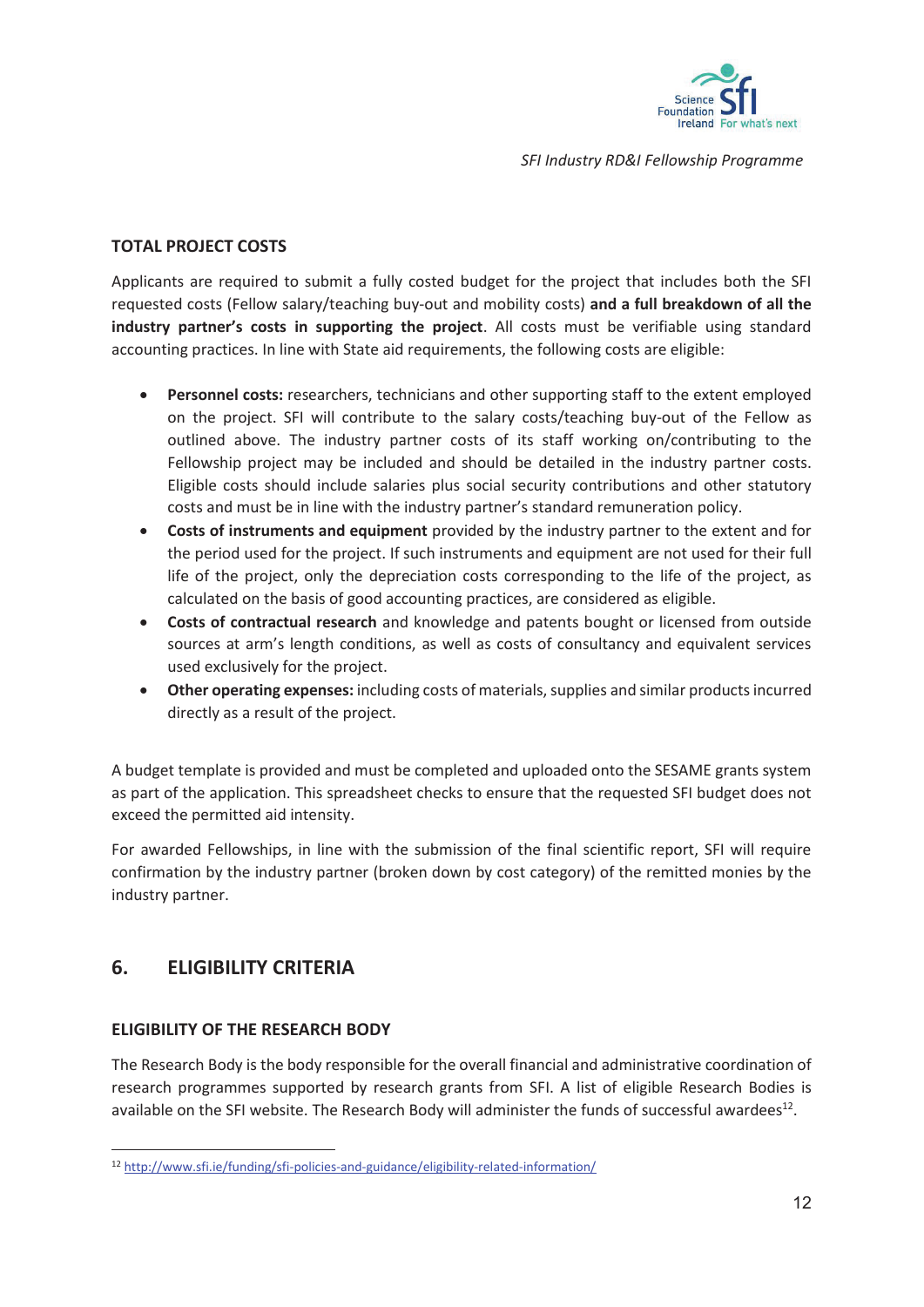### TOTAL PROJECT COSTS

Applicants are required to submit a fully costed budget for the project that includes both the SFI requested costs (Fellow salary/teaching buy-out and mobility costs) **and a full breakdown of all the industry partner's costs in supporting the project**. All costs must be verifiable using standard accounting practices. In line with State aid requirements, the following costs are eligible:

- **Personnel costs:** researchers, technicians and other supporting staff to the extent employed on the project. SFI will contribute to the salary costs/teaching buy-out of the Fellow as outlined above. The industry partner costs of its staff working on/contributing to the Fellowship project may be included and should be detailed in the industry partner costs. Eligible costs should include salaries plus social security contributions and other statutory costs and must be in line with the industry partner's standard remuneration policy.
- **Costs of instruments and equipment** provided by the industry partner to the extent and for the period used for the project. If such instruments and equipment are not used for their full life of the project, only the depreciation costs corresponding to the life of the project, as calculated on the basis of good accounting practices, are considered as eligible.
- **Costs of contractual research** and knowledge and patents bought or licensed from outside sources at arm's length conditions, as well as costs of consultancy and equivalent services used exclusively for the project.
- **Other operating expenses:** including costs of materials, supplies and similar products incurred directly as a result of the project.

A budget template is provided and must be completed and uploaded onto the SESAME grants system as part of the application. This spreadsheet checks to ensure that the requested SFI budget does not exceed the permitted aid intensity.

For awarded Fellowships, in line with the submission of the final scientific report, SFI will require confirmation by the industry partner (broken down by cost category) of the remitted monies by the industry partner.

## 6. ELIGIBILITY CRITERIA

### ELIGIBILITY OF THE RESEARCH BODY

The Research Body is the body responsible for the overall financial and administrative coordination of research programmes supported by research grants from SFI. A list of eligible Research Bodies is available on the SFI website. The Research Body will administer the funds of successful awardees[12].

[12] http://www.sfi.ie/funding/sfi-policies-and-guidance/eligibility-related-information/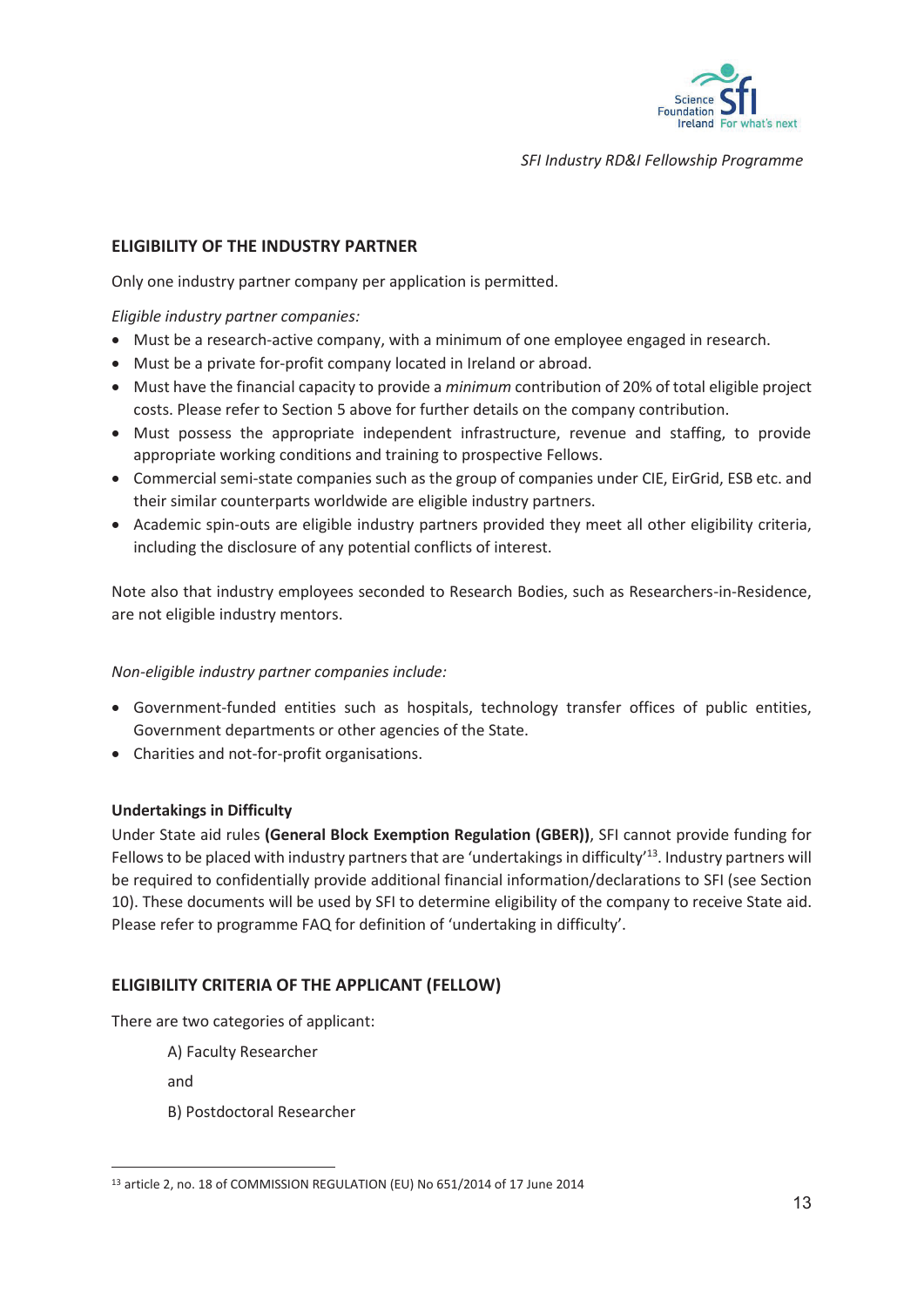## ELIGIBILITY OF THE INDUSTRY PARTNER

Only one industry partner company per application is permitted.

*Eligible industry partner companies:*

- Must be a research-active company, with a minimum of one employee engaged in research.
- Must be a private for-profit company located in Ireland or abroad.
- Must have the financial capacity to provide a *minimum* contribution of 20% of total eligible project costs. Please refer to Section 5 above for further details on the company contribution.
- Must possess the appropriate independent infrastructure, revenue and staffing, to provide appropriate working conditions and training to prospective Fellows.
- Commercial semi-state companies such as the group of companies under CIE, EirGrid, ESB etc. and their similar counterparts worldwide are eligible industry partners.
- Academic spin-outs are eligible industry partners provided they meet all other eligibility criteria, including the disclosure of any potential conflicts of interest.

Note also that industry employees seconded to Research Bodies, such as Researchers-in-Residence, are not eligible industry mentors.

*Non-eligible industry partner companies include:*

- Government-funded entities such as hospitals, technology transfer offices of public entities, Government departments or other agencies of the State.
- Charities and not-for-profit organisations.

**Undertakings in Difficulty**

Under State aid rules **(General Block Exemption Regulation (GBER))**, SFI cannot provide funding for Fellows to be placed with industry partners that are 'undertakings in difficulty'[13]. Industry partners will be required to confidentially provide additional financial information/declarations to SFI (see Section 10). These documents will be used by SFI to determine eligibility of the company to receive State aid. Please refer to programme FAQ for definition of 'undertaking in difficulty'.

## ELIGIBILITY CRITERIA OF THE APPLICANT (FELLOW)

There are two categories of applicant:

A) Faculty Researcher

and

B) Postdoctoral Researcher

[13] article 2, no. 18 of COMMISSION REGULATION (EU) No 651/2014 of 17 June 2014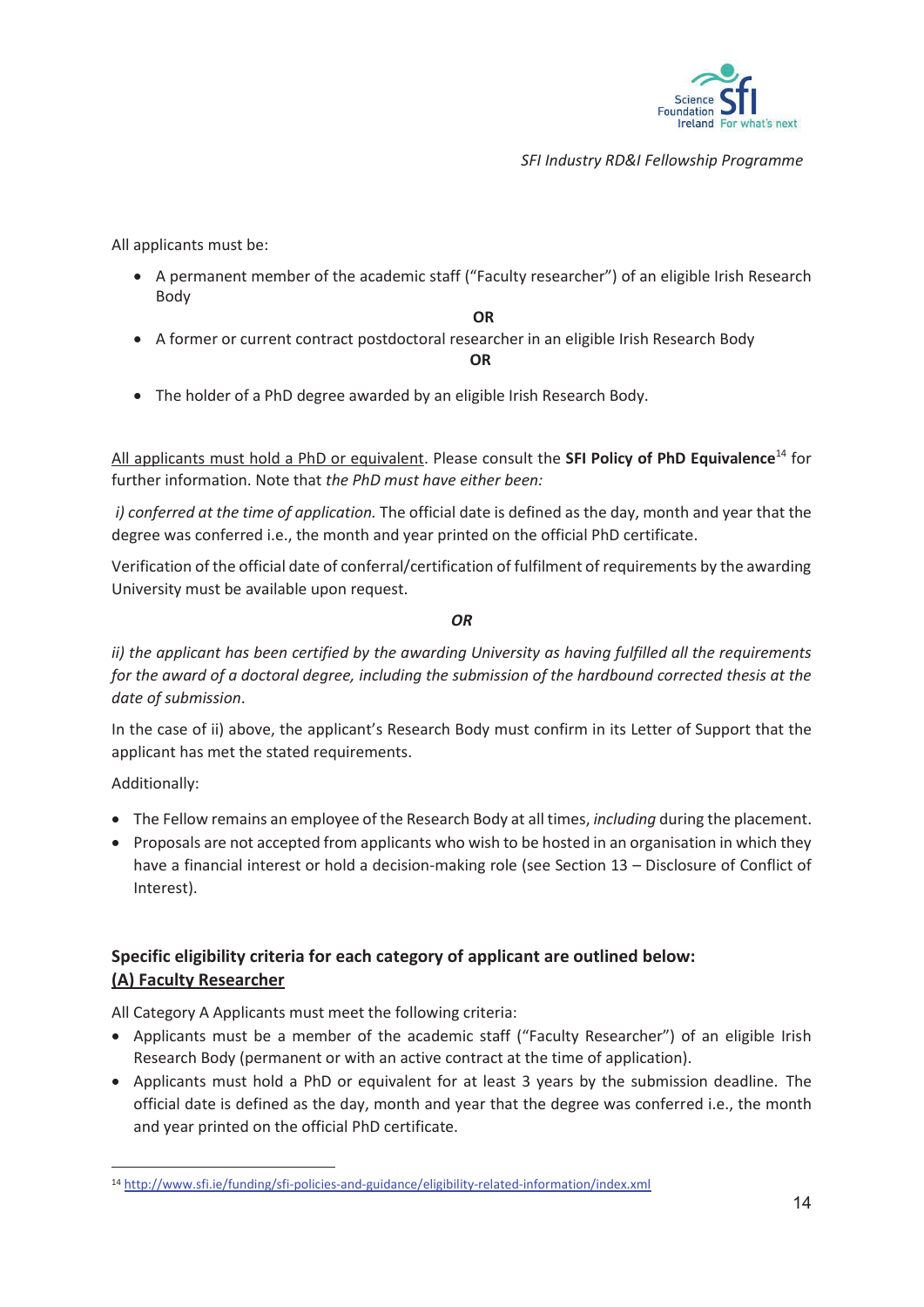All applicants must be:

- A permanent member of the academic staff ("Faculty researcher") of an eligible Irish Research Body

**OR**

- A former or current contract postdoctoral researcher in an eligible Irish Research Body

**OR**

- The holder of a PhD degree awarded by an eligible Irish Research Body.

All applicants must hold a PhD or equivalent. Please consult the **SFI Policy of PhD Equivalence**[14] for further information. Note that *the PhD must have either been:*

*i) conferred at the time of application.* The official date is defined as the day, month and year that the degree was conferred i.e., the month and year printed on the official PhD certificate.

Verification of the official date of conferral/certification of fulfilment of requirements by the awarding University must be available upon request.

***OR***

*ii) the applicant has been certified by the awarding University as having fulfilled all the requirements for the award of a doctoral degree, including the submission of the hardbound corrected thesis at the date of submission.*

In the case of ii) above, the applicant's Research Body must confirm in its Letter of Support that the applicant has met the stated requirements.

Additionally:

- The Fellow remains an employee of the Research Body at all times, *including* during the placement.
- Proposals are not accepted from applicants who wish to be hosted in an organisation in which they have a financial interest or hold a decision-making role (see Section 13 – Disclosure of Conflict of Interest).

**Specific eligibility criteria for each category of applicant are outlined below:**

## (A) Faculty Researcher

All Category A Applicants must meet the following criteria:

- Applicants must be a member of the academic staff ("Faculty Researcher") of an eligible Irish Research Body (permanent or with an active contract at the time of application).
- Applicants must hold a PhD or equivalent for at least 3 years by the submission deadline. The official date is defined as the day, month and year that the degree was conferred i.e., the month and year printed on the official PhD certificate.

[14] http://www.sfi.ie/funding/sfi-policies-and-guidance/eligibility-related-information/index.xml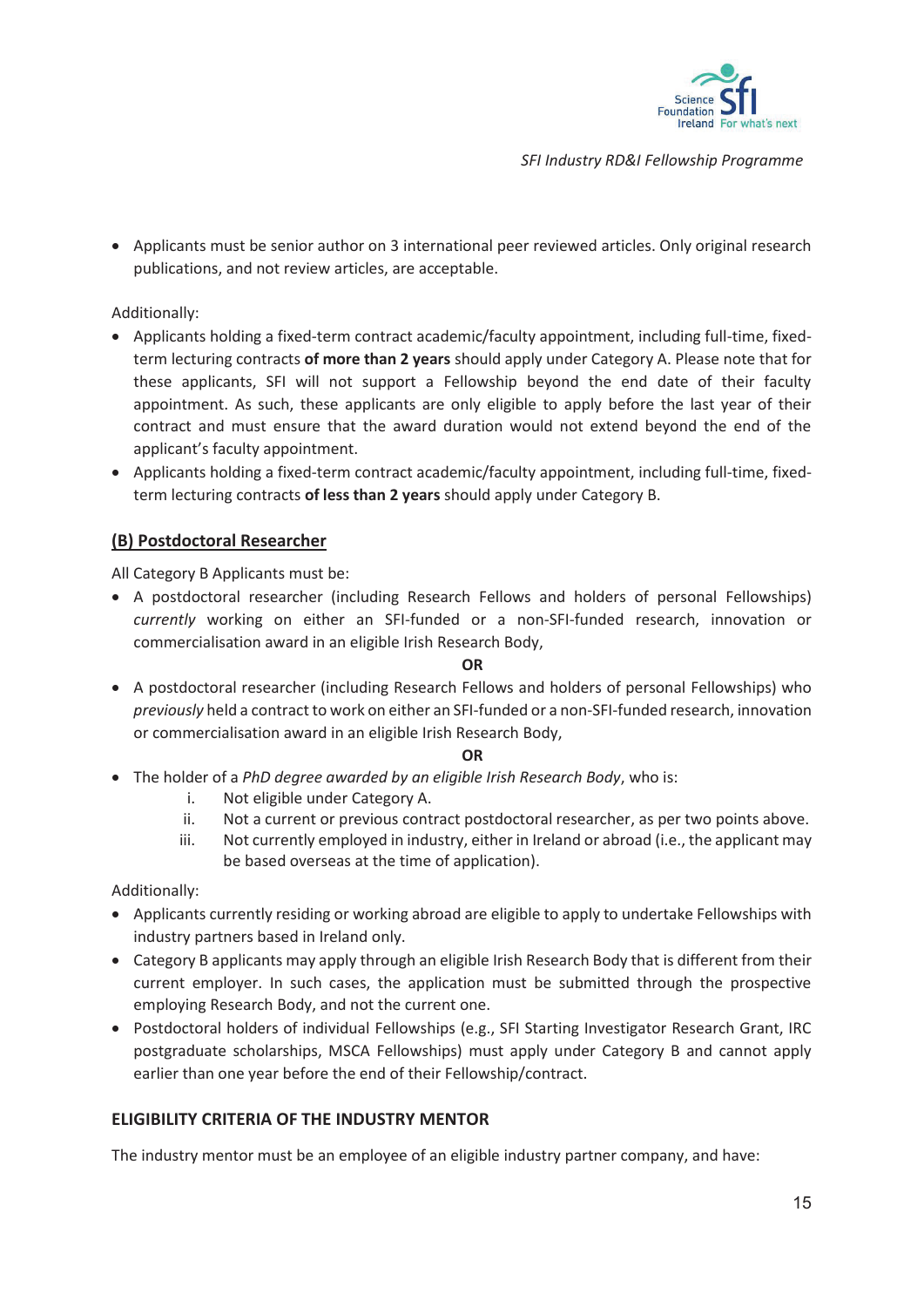- Applicants must be senior author on 3 international peer reviewed articles. Only original research publications, and not review articles, are acceptable.

Additionally:

- Applicants holding a fixed-term contract academic/faculty appointment, including full-time, fixed-term lecturing contracts **of more than 2 years** should apply under Category A. Please note that for these applicants, SFI will not support a Fellowship beyond the end date of their faculty appointment. As such, these applicants are only eligible to apply before the last year of their contract and must ensure that the award duration would not extend beyond the end of the applicant's faculty appointment.
- Applicants holding a fixed-term contract academic/faculty appointment, including full-time, fixed-term lecturing contracts **of less than 2 years** should apply under Category B.

## (B) Postdoctoral Researcher

All Category B Applicants must be:

- A postdoctoral researcher (including Research Fellows and holders of personal Fellowships) *currently* working on either an SFI-funded or a non-SFI-funded research, innovation or commercialisation award in an eligible Irish Research Body,

**OR**

- A postdoctoral researcher (including Research Fellows and holders of personal Fellowships) who *previously* held a contract to work on either an SFI-funded or a non-SFI-funded research, innovation or commercialisation award in an eligible Irish Research Body,

**OR**

- The holder of a *PhD degree awarded by an eligible Irish Research Body*, who is:
    i. Not eligible under Category A.
    ii. Not a current or previous contract postdoctoral researcher, as per two points above.
    iii. Not currently employed in industry, either in Ireland or abroad (i.e., the applicant may be based overseas at the time of application).

Additionally:

- Applicants currently residing or working abroad are eligible to apply to undertake Fellowships with industry partners based in Ireland only.
- Category B applicants may apply through an eligible Irish Research Body that is different from their current employer. In such cases, the application must be submitted through the prospective employing Research Body, and not the current one.
- Postdoctoral holders of individual Fellowships (e.g., SFI Starting Investigator Research Grant, IRC postgraduate scholarships, MSCA Fellowships) must apply under Category B and cannot apply earlier than one year before the end of their Fellowship/contract.

### ELIGIBILITY CRITERIA OF THE INDUSTRY MENTOR

The industry mentor must be an employee of an eligible industry partner company, and have: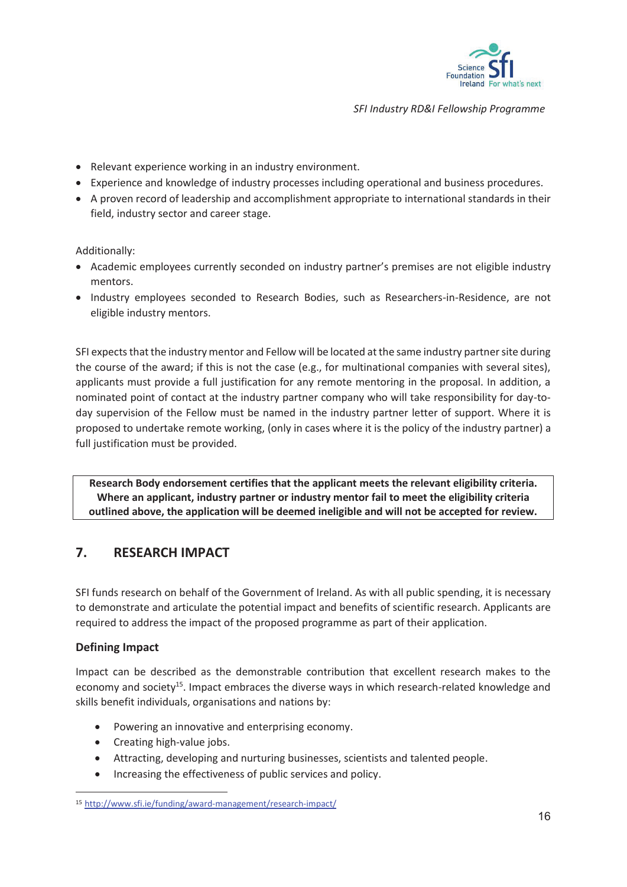- Relevant experience working in an industry environment.
- Experience and knowledge of industry processes including operational and business procedures.
- A proven record of leadership and accomplishment appropriate to international standards in their field, industry sector and career stage.

Additionally:

- Academic employees currently seconded on industry partner's premises are not eligible industry mentors.
- Industry employees seconded to Research Bodies, such as Researchers-in-Residence, are not eligible industry mentors.

SFI expects that the industry mentor and Fellow will be located at the same industry partner site during the course of the award; if this is not the case (e.g., for multinational companies with several sites), applicants must provide a full justification for any remote mentoring in the proposal. In addition, a nominated point of contact at the industry partner company who will take responsibility for day-to-day supervision of the Fellow must be named in the industry partner letter of support. Where it is proposed to undertake remote working, (only in cases where it is the policy of the industry partner) a full justification must be provided.

**Research Body endorsement certifies that the applicant meets the relevant eligibility criteria. Where an applicant, industry partner or industry mentor fail to meet the eligibility criteria outlined above, the application will be deemed ineligible and will not be accepted for review.**

## 7. RESEARCH IMPACT

SFI funds research on behalf of the Government of Ireland. As with all public spending, it is necessary to demonstrate and articulate the potential impact and benefits of scientific research. Applicants are required to address the impact of the proposed programme as part of their application.

### Defining Impact

Impact can be described as the demonstrable contribution that excellent research makes to the economy and society[15]. Impact embraces the diverse ways in which research-related knowledge and skills benefit individuals, organisations and nations by:

- Powering an innovative and enterprising economy.
- Creating high-value jobs.
- Attracting, developing and nurturing businesses, scientists and talented people.
- Increasing the effectiveness of public services and policy.

[15] http://www.sfi.ie/funding/award-management/research-impact/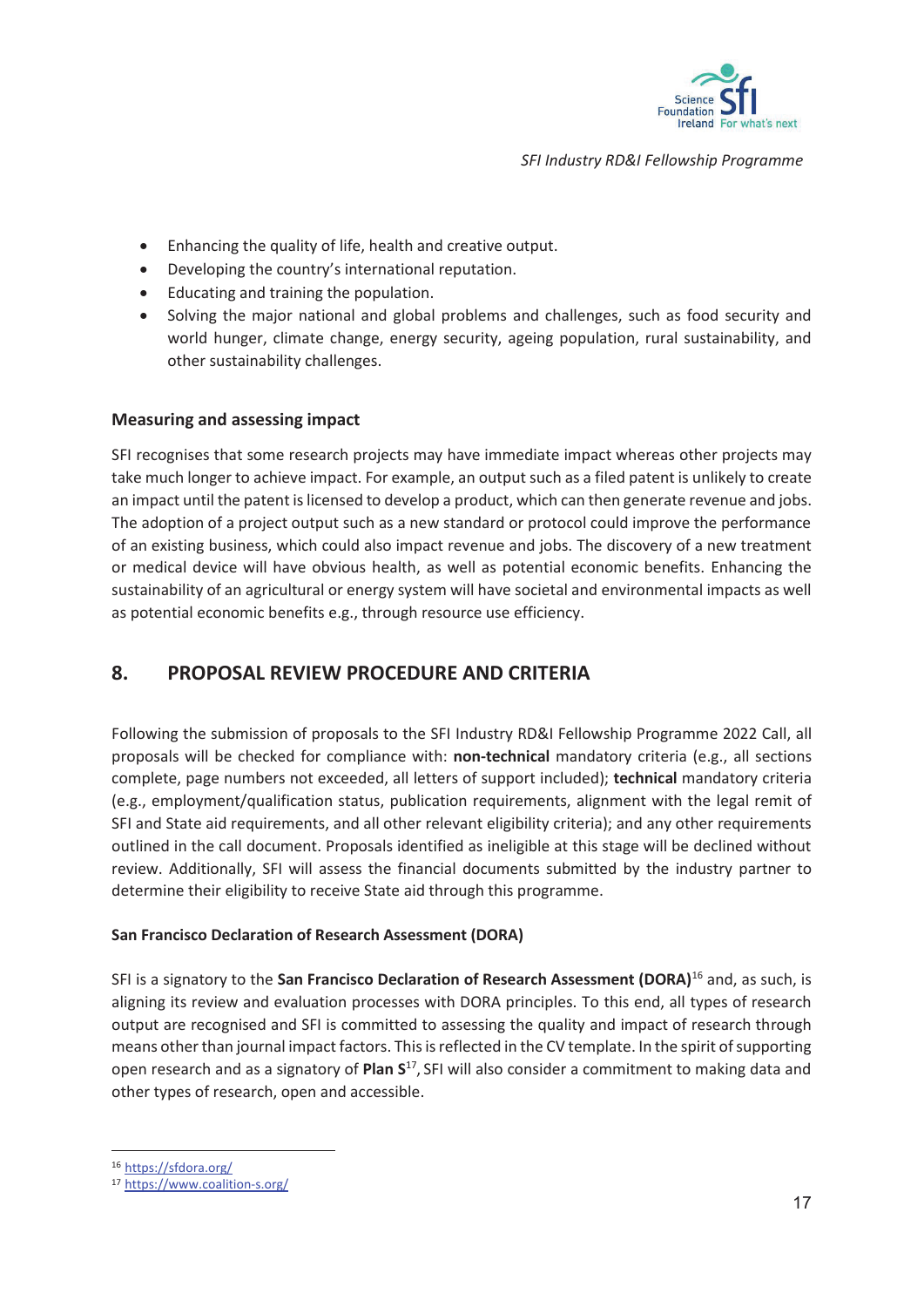- Enhancing the quality of life, health and creative output.
- Developing the country's international reputation.
- Educating and training the population.
- Solving the major national and global problems and challenges, such as food security and world hunger, climate change, energy security, ageing population, rural sustainability, and other sustainability challenges.

### Measuring and assessing impact

SFI recognises that some research projects may have immediate impact whereas other projects may take much longer to achieve impact. For example, an output such as a filed patent is unlikely to create an impact until the patent is licensed to develop a product, which can then generate revenue and jobs. The adoption of a project output such as a new standard or protocol could improve the performance of an existing business, which could also impact revenue and jobs. The discovery of a new treatment or medical device will have obvious health, as well as potential economic benefits. Enhancing the sustainability of an agricultural or energy system will have societal and environmental impacts as well as potential economic benefits e.g., through resource use efficiency.

## 8. PROPOSAL REVIEW PROCEDURE AND CRITERIA

Following the submission of proposals to the SFI Industry RD&I Fellowship Programme 2022 Call, all proposals will be checked for compliance with: **non-technical** mandatory criteria (e.g., all sections complete, page numbers not exceeded, all letters of support included); **technical** mandatory criteria (e.g., employment/qualification status, publication requirements, alignment with the legal remit of SFI and State aid requirements, and all other relevant eligibility criteria); and any other requirements outlined in the call document. Proposals identified as ineligible at this stage will be declined without review. Additionally, SFI will assess the financial documents submitted by the industry partner to determine their eligibility to receive State aid through this programme.

**San Francisco Declaration of Research Assessment (DORA)**

SFI is a signatory to the **San Francisco Declaration of Research Assessment (DORA)**[16] and, as such, is aligning its review and evaluation processes with DORA principles. To this end, all types of research output are recognised and SFI is committed to assessing the quality and impact of research through means other than journal impact factors. This is reflected in the CV template. In the spirit of supporting open research and as a signatory of **Plan S**[17], SFI will also consider a commitment to making data and other types of research, open and accessible.

---

[16] https://sfdora.org/

[17] https://www.coalition-s.org/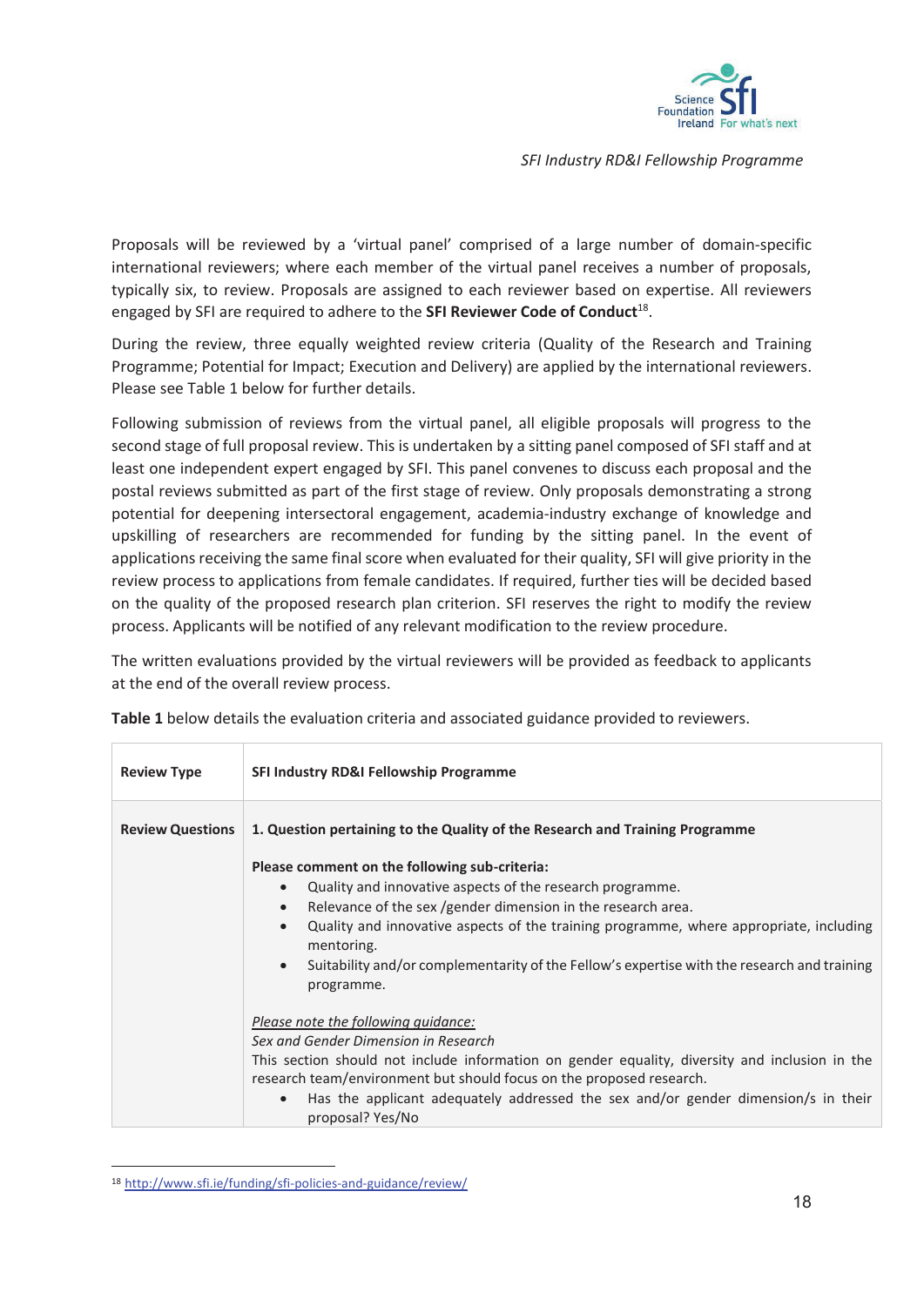Proposals will be reviewed by a 'virtual panel' comprised of a large number of domain-specific international reviewers; where each member of the virtual panel receives a number of proposals, typically six, to review. Proposals are assigned to each reviewer based on expertise. All reviewers engaged by SFI are required to adhere to the **SFI Reviewer Code of Conduct**[18].

During the review, three equally weighted review criteria (Quality of the Research and Training Programme; Potential for Impact; Execution and Delivery) are applied by the international reviewers. Please see Table 1 below for further details.

Following submission of reviews from the virtual panel, all eligible proposals will progress to the second stage of full proposal review. This is undertaken by a sitting panel composed of SFI staff and at least one independent expert engaged by SFI. This panel convenes to discuss each proposal and the postal reviews submitted as part of the first stage of review. Only proposals demonstrating a strong potential for deepening intersectoral engagement, academia-industry exchange of knowledge and upskilling of researchers are recommended for funding by the sitting panel. In the event of applications receiving the same final score when evaluated for their quality, SFI will give priority in the review process to applications from female candidates. If required, further ties will be decided based on the quality of the proposed research plan criterion. SFI reserves the right to modify the review process. Applicants will be notified of any relevant modification to the review procedure.

The written evaluations provided by the virtual reviewers will be provided as feedback to applicants at the end of the overall review process.

**Table 1** below details the evaluation criteria and associated guidance provided to reviewers.

| **Review Type** | **SFI Industry RD&I Fellowship Programme** |
|---|---|
| **Review Questions** | **1. Question pertaining to the Quality of the Research and Training Programme**<br><br>**Please comment on the following sub-criteria:**<br>• Quality and innovative aspects of the research programme.<br>• Relevance of the sex /gender dimension in the research area.<br>• Quality and innovative aspects of the training programme, where appropriate, including mentoring.<br>• Suitability and/or complementarity of the Fellow's expertise with the research and training programme.<br><br>*Please note the following guidance:*<br>*Sex and Gender Dimension in Research*<br>This section should not include information on gender equality, diversity and inclusion in the research team/environment but should focus on the proposed research.<br>• Has the applicant adequately addressed the sex and/or gender dimension/s in their proposal? Yes/No |

[18] http://www.sfi.ie/funding/sfi-policies-and-guidance/review/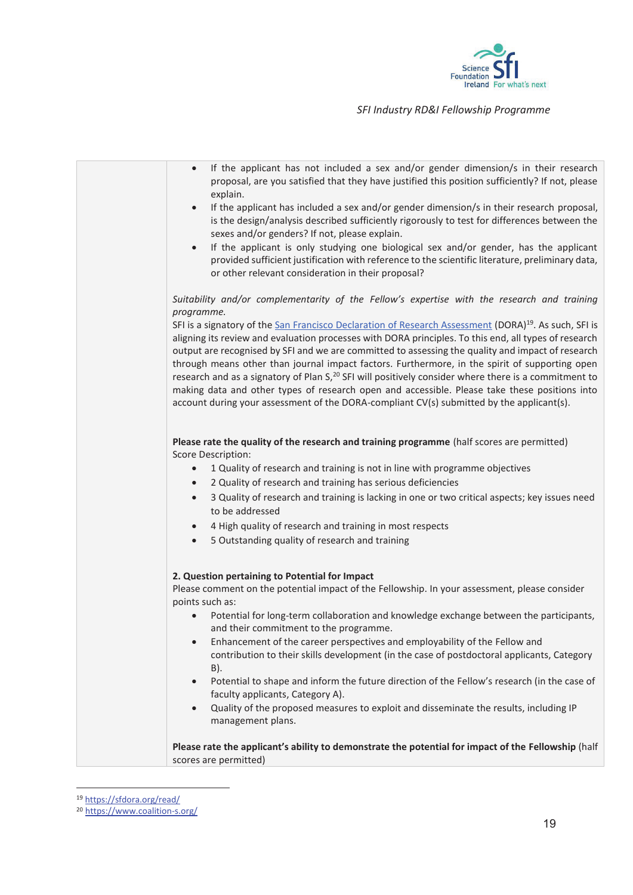- If the applicant has not included a sex and/or gender dimension/s in their research proposal, are you satisfied that they have justified this position sufficiently? If not, please explain.
- If the applicant has included a sex and/or gender dimension/s in their research proposal, is the design/analysis described sufficiently rigorously to test for differences between the sexes and/or genders? If not, please explain.
- If the applicant is only studying one biological sex and/or gender, has the applicant provided sufficient justification with reference to the scientific literature, preliminary data, or other relevant consideration in their proposal?

*Suitability and/or complementarity of the Fellow's expertise with the research and training programme.*

SFI is a signatory of the San Francisco Declaration of Research Assessment (DORA)[19]. As such, SFI is aligning its review and evaluation processes with DORA principles. To this end, all types of research output are recognised by SFI and we are committed to assessing the quality and impact of research through means other than journal impact factors. Furthermore, in the spirit of supporting open research and as a signatory of Plan S,[20] SFI will positively consider where there is a commitment to making data and other types of research open and accessible. Please take these positions into account during your assessment of the DORA-compliant CV(s) submitted by the applicant(s).

**Please rate the quality of the research and training programme** (half scores are permitted)
Score Description:

- 1 Quality of research and training is not in line with programme objectives
- 2 Quality of research and training has serious deficiencies
- 3 Quality of research and training is lacking in one or two critical aspects; key issues need to be addressed
- 4 High quality of research and training in most respects
- 5 Outstanding quality of research and training

**2. Question pertaining to Potential for Impact**

Please comment on the potential impact of the Fellowship. In your assessment, please consider points such as:

- Potential for long-term collaboration and knowledge exchange between the participants, and their commitment to the programme.
- Enhancement of the career perspectives and employability of the Fellow and contribution to their skills development (in the case of postdoctoral applicants, Category B).
- Potential to shape and inform the future direction of the Fellow's research (in the case of faculty applicants, Category A).
- Quality of the proposed measures to exploit and disseminate the results, including IP management plans.

**Please rate the applicant's ability to demonstrate the potential for impact of the Fellowship** (half scores are permitted)

---

[19] https://sfdora.org/read/

[20] https://www.coalition-s.org/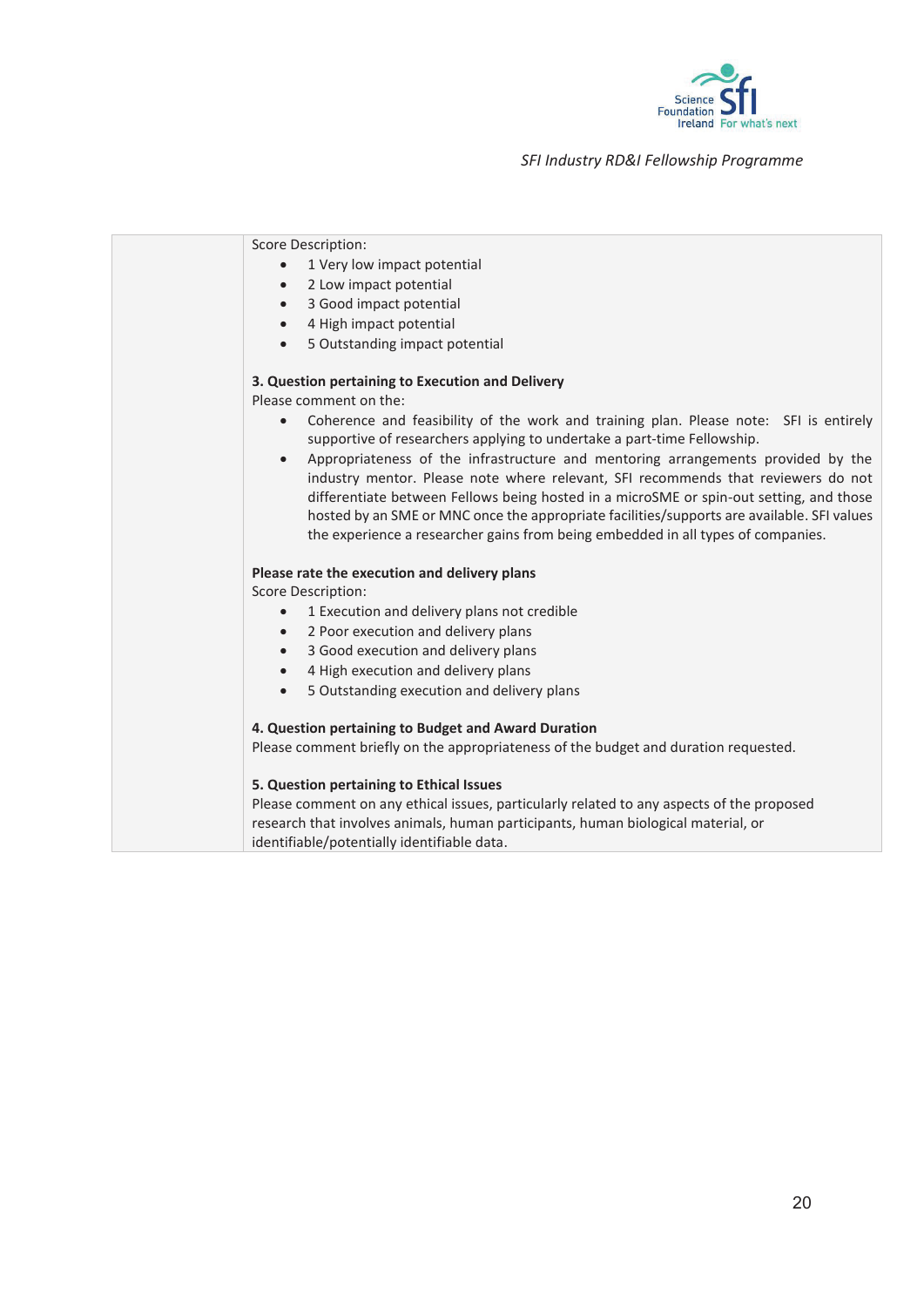| | Score Description:<br>• 1 Very low impact potential<br>• 2 Low impact potential<br>• 3 Good impact potential<br>• 4 High impact potential<br>• 5 Outstanding impact potential<br><br>**3. Question pertaining to Execution and Delivery**<br>Please comment on the:<br>• Coherence and feasibility of the work and training plan. Please note: SFI is entirely supportive of researchers applying to undertake a part-time Fellowship.<br>• Appropriateness of the infrastructure and mentoring arrangements provided by the industry mentor. Please note where relevant, SFI recommends that reviewers do not differentiate between Fellows being hosted in a microSME or spin-out setting, and those hosted by an SME or MNC once the appropriate facilities/supports are available. SFI values the experience a researcher gains from being embedded in all types of companies.<br><br>**Please rate the execution and delivery plans**<br>Score Description:<br>• 1 Execution and delivery plans not credible<br>• 2 Poor execution and delivery plans<br>• 3 Good execution and delivery plans<br>• 4 High execution and delivery plans<br>• 5 Outstanding execution and delivery plans<br><br>**4. Question pertaining to Budget and Award Duration**<br>Please comment briefly on the appropriateness of the budget and duration requested.<br><br>**5. Question pertaining to Ethical Issues**<br>Please comment on any ethical issues, particularly related to any aspects of the proposed research that involves animals, human participants, human biological material, or identifiable/potentially identifiable data. |
|---|---|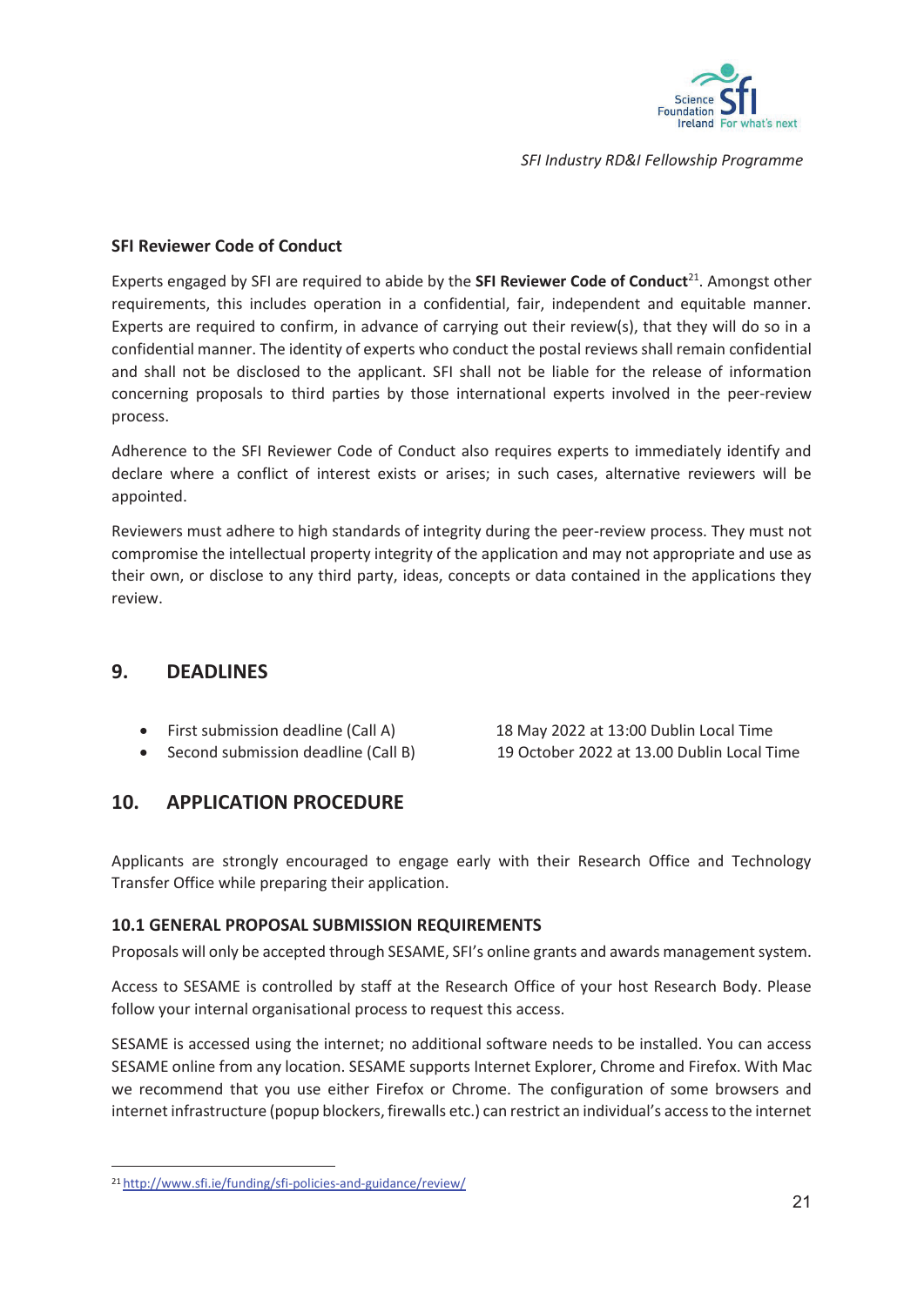**SFI Reviewer Code of Conduct**

Experts engaged by SFI are required to abide by the **SFI Reviewer Code of Conduct**[21]. Amongst other requirements, this includes operation in a confidential, fair, independent and equitable manner. Experts are required to confirm, in advance of carrying out their review(s), that they will do so in a confidential manner. The identity of experts who conduct the postal reviews shall remain confidential and shall not be disclosed to the applicant. SFI shall not be liable for the release of information concerning proposals to third parties by those international experts involved in the peer-review process.

Adherence to the SFI Reviewer Code of Conduct also requires experts to immediately identify and declare where a conflict of interest exists or arises; in such cases, alternative reviewers will be appointed.

Reviewers must adhere to high standards of integrity during the peer-review process. They must not compromise the intellectual property integrity of the application and may not appropriate and use as their own, or disclose to any third party, ideas, concepts or data contained in the applications they review.

## 9. DEADLINES

- First submission deadline (Call A) — 18 May 2022 at 13:00 Dublin Local Time
- Second submission deadline (Call B) — 19 October 2022 at 13.00 Dublin Local Time

## 10. APPLICATION PROCEDURE

Applicants are strongly encouraged to engage early with their Research Office and Technology Transfer Office while preparing their application.

### 10.1 GENERAL PROPOSAL SUBMISSION REQUIREMENTS

Proposals will only be accepted through SESAME, SFI's online grants and awards management system.

Access to SESAME is controlled by staff at the Research Office of your host Research Body. Please follow your internal organisational process to request this access.

SESAME is accessed using the internet; no additional software needs to be installed. You can access SESAME online from any location. SESAME supports Internet Explorer, Chrome and Firefox. With Mac we recommend that you use either Firefox or Chrome. The configuration of some browsers and internet infrastructure (popup blockers, firewalls etc.) can restrict an individual's access to the internet

---

[21] http://www.sfi.ie/funding/sfi-policies-and-guidance/review/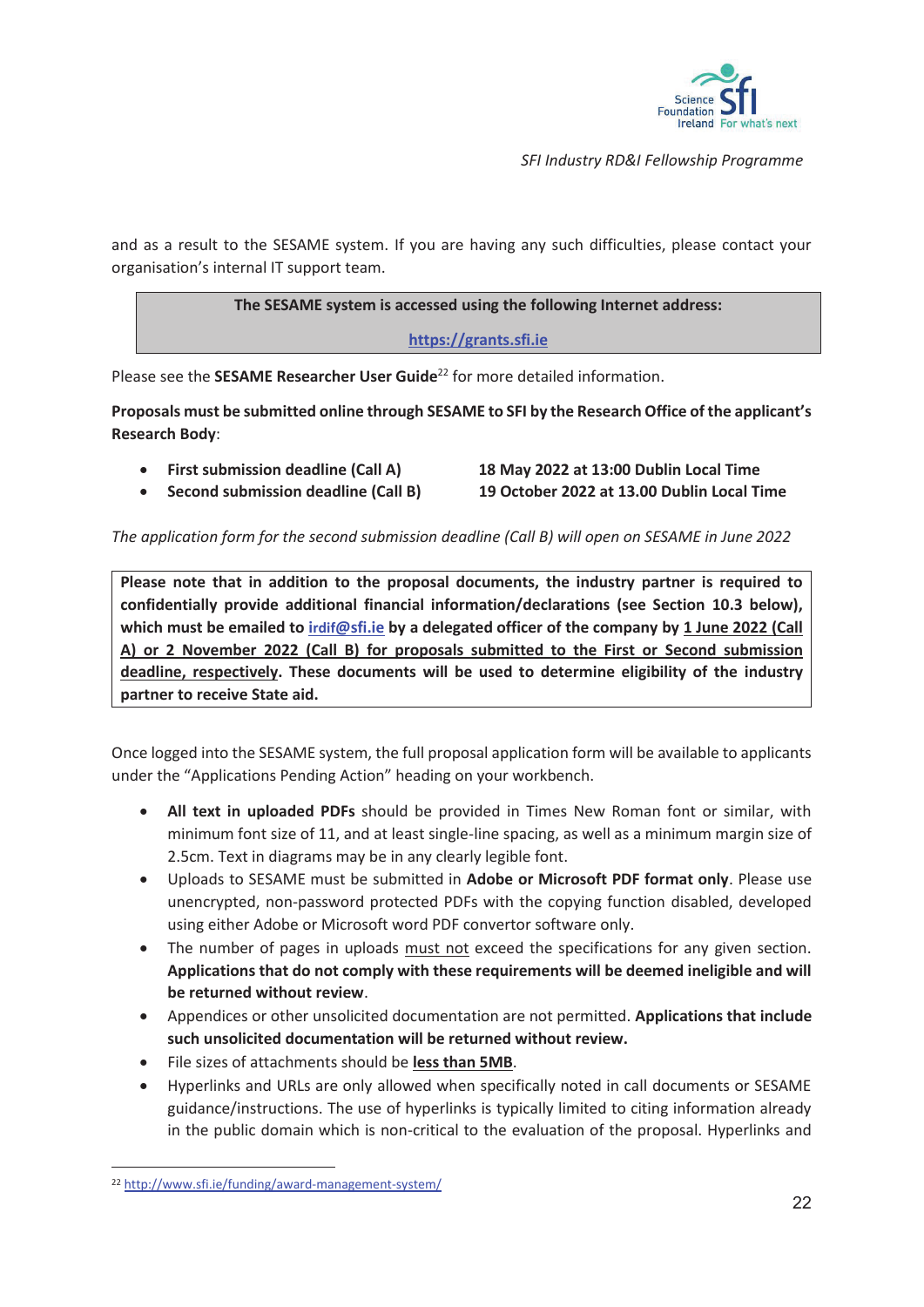and as a result to the SESAME system. If you are having any such difficulties, please contact your organisation's internal IT support team.

**The SESAME system is accessed using the following Internet address:**

**https://grants.sfi.ie**

Please see the **SESAME Researcher User Guide**[22] for more detailed information.

**Proposals must be submitted online through SESAME to SFI by the Research Office of the applicant's Research Body**:

- **First submission deadline (Call A)** **18 May 2022 at 13:00 Dublin Local Time**
- **Second submission deadline (Call B)** **19 October 2022 at 13.00 Dublin Local Time**

*The application form for the second submission deadline (Call B) will open on SESAME in June 2022*

**Please note that in addition to the proposal documents, the industry partner is required to confidentially provide additional financial information/declarations (see Section 10.3 below), which must be emailed to irdif@sfi.ie by a delegated officer of the company by 1 June 2022 (Call A) or 2 November 2022 (Call B) for proposals submitted to the First or Second submission deadline, respectively. These documents will be used to determine eligibility of the industry partner to receive State aid.**

Once logged into the SESAME system, the full proposal application form will be available to applicants under the "Applications Pending Action" heading on your workbench.

- **All text in uploaded PDFs** should be provided in Times New Roman font or similar, with minimum font size of 11, and at least single-line spacing, as well as a minimum margin size of 2.5cm. Text in diagrams may be in any clearly legible font.
- Uploads to SESAME must be submitted in **Adobe or Microsoft PDF format only**. Please use unencrypted, non-password protected PDFs with the copying function disabled, developed using either Adobe or Microsoft word PDF convertor software only.
- The number of pages in uploads must not exceed the specifications for any given section. **Applications that do not comply with these requirements will be deemed ineligible and will be returned without review**.
- Appendices or other unsolicited documentation are not permitted. **Applications that include such unsolicited documentation will be returned without review.**
- File sizes of attachments should be **less than 5MB**.
- Hyperlinks and URLs are only allowed when specifically noted in call documents or SESAME guidance/instructions. The use of hyperlinks is typically limited to citing information already in the public domain which is non-critical to the evaluation of the proposal. Hyperlinks and

[22] http://www.sfi.ie/funding/award-management-system/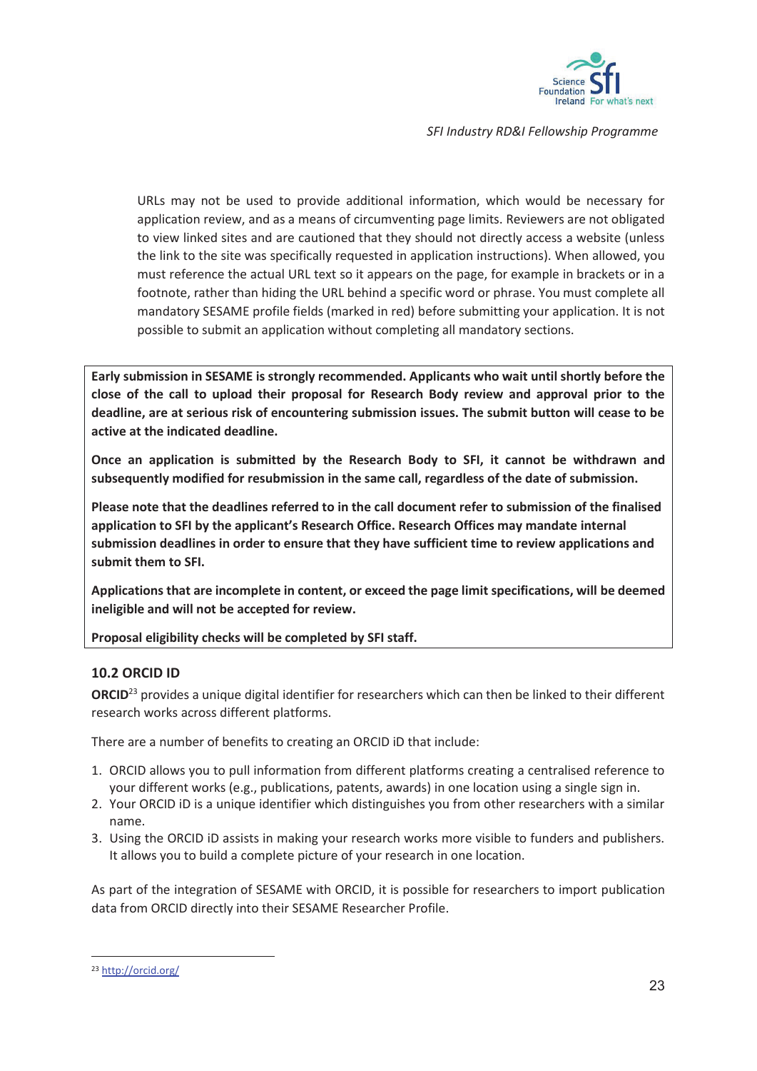URLs may not be used to provide additional information, which would be necessary for application review, and as a means of circumventing page limits. Reviewers are not obligated to view linked sites and are cautioned that they should not directly access a website (unless the link to the site was specifically requested in application instructions). When allowed, you must reference the actual URL text so it appears on the page, for example in brackets or in a footnote, rather than hiding the URL behind a specific word or phrase. You must complete all mandatory SESAME profile fields (marked in red) before submitting your application. It is not possible to submit an application without completing all mandatory sections.

**Early submission in SESAME is strongly recommended. Applicants who wait until shortly before the close of the call to upload their proposal for Research Body review and approval prior to the deadline, are at serious risk of encountering submission issues. The submit button will cease to be active at the indicated deadline.**

**Once an application is submitted by the Research Body to SFI, it cannot be withdrawn and subsequently modified for resubmission in the same call, regardless of the date of submission.**

**Please note that the deadlines referred to in the call document refer to submission of the finalised application to SFI by the applicant's Research Office. Research Offices may mandate internal submission deadlines in order to ensure that they have sufficient time to review applications and submit them to SFI.**

**Applications that are incomplete in content, or exceed the page limit specifications, will be deemed ineligible and will not be accepted for review.**

**Proposal eligibility checks will be completed by SFI staff.**

### 10.2 ORCID ID

**ORCID**[23] provides a unique digital identifier for researchers which can then be linked to their different research works across different platforms.

There are a number of benefits to creating an ORCID iD that include:

1. ORCID allows you to pull information from different platforms creating a centralised reference to your different works (e.g., publications, patents, awards) in one location using a single sign in.
2. Your ORCID iD is a unique identifier which distinguishes you from other researchers with a similar name.
3. Using the ORCID iD assists in making your research works more visible to funders and publishers. It allows you to build a complete picture of your research in one location.

As part of the integration of SESAME with ORCID, it is possible for researchers to import publication data from ORCID directly into their SESAME Researcher Profile.

[23] http://orcid.org/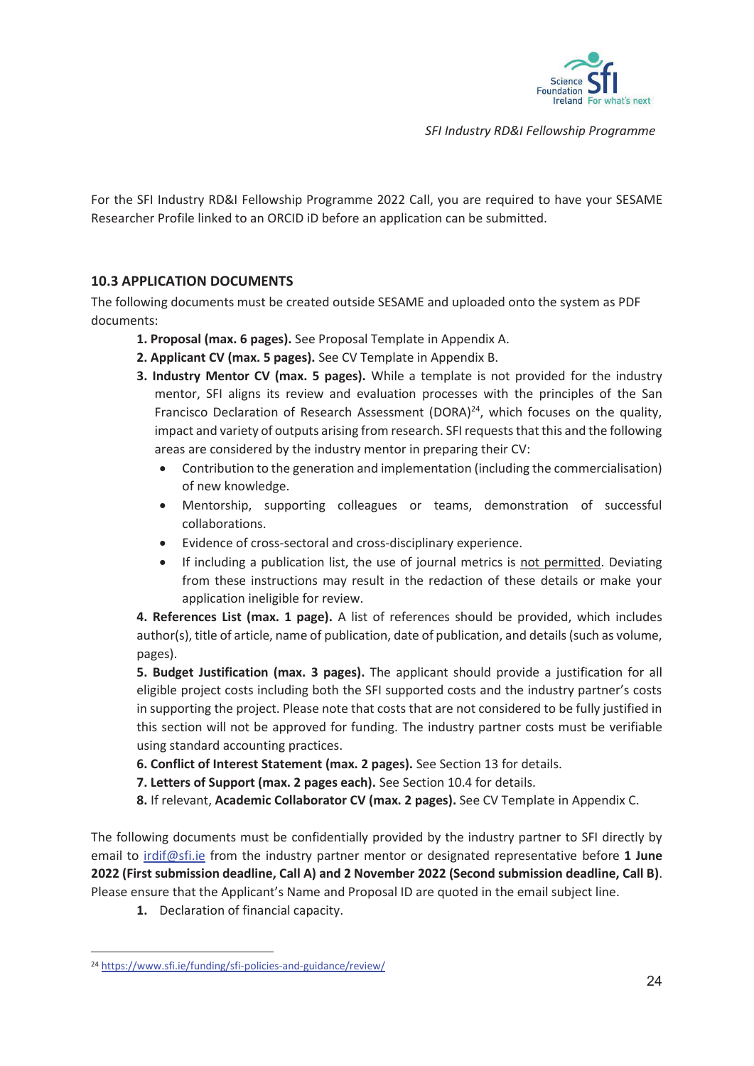For the SFI Industry RD&I Fellowship Programme 2022 Call, you are required to have your SESAME Researcher Profile linked to an ORCID iD before an application can be submitted.

### 10.3 APPLICATION DOCUMENTS

The following documents must be created outside SESAME and uploaded onto the system as PDF documents:

1. **Proposal (max. 6 pages).** See Proposal Template in Appendix A.
2. **Applicant CV (max. 5 pages).** See CV Template in Appendix B.
3. **Industry Mentor CV (max. 5 pages).** While a template is not provided for the industry mentor, SFI aligns its review and evaluation processes with the principles of the San Francisco Declaration of Research Assessment (DORA)[24], which focuses on the quality, impact and variety of outputs arising from research. SFI requests that this and the following areas are considered by the industry mentor in preparing their CV:
   - Contribution to the generation and implementation (including the commercialisation) of new knowledge.
   - Mentorship, supporting colleagues or teams, demonstration of successful collaborations.
   - Evidence of cross-sectoral and cross-disciplinary experience.
   - If including a publication list, the use of journal metrics is not permitted. Deviating from these instructions may result in the redaction of these details or make your application ineligible for review.

   **4. References List (max. 1 page).** A list of references should be provided, which includes author(s), title of article, name of publication, date of publication, and details (such as volume, pages).

   **5. Budget Justification (max. 3 pages).** The applicant should provide a justification for all eligible project costs including both the SFI supported costs and the industry partner's costs in supporting the project. Please note that costs that are not considered to be fully justified in this section will not be approved for funding. The industry partner costs must be verifiable using standard accounting practices.

   **6. Conflict of Interest Statement (max. 2 pages).** See Section 13 for details.

   **7. Letters of Support (max. 2 pages each).** See Section 10.4 for details.

   **8.** If relevant, **Academic Collaborator CV (max. 2 pages).** See CV Template in Appendix C.

The following documents must be confidentially provided by the industry partner to SFI directly by email to irdif@sfi.ie from the industry partner mentor or designated representative before **1 June 2022 (First submission deadline, Call A) and 2 November 2022 (Second submission deadline, Call B)**. Please ensure that the Applicant's Name and Proposal ID are quoted in the email subject line.

1. Declaration of financial capacity.

---

[24] https://www.sfi.ie/funding/sfi-policies-and-guidance/review/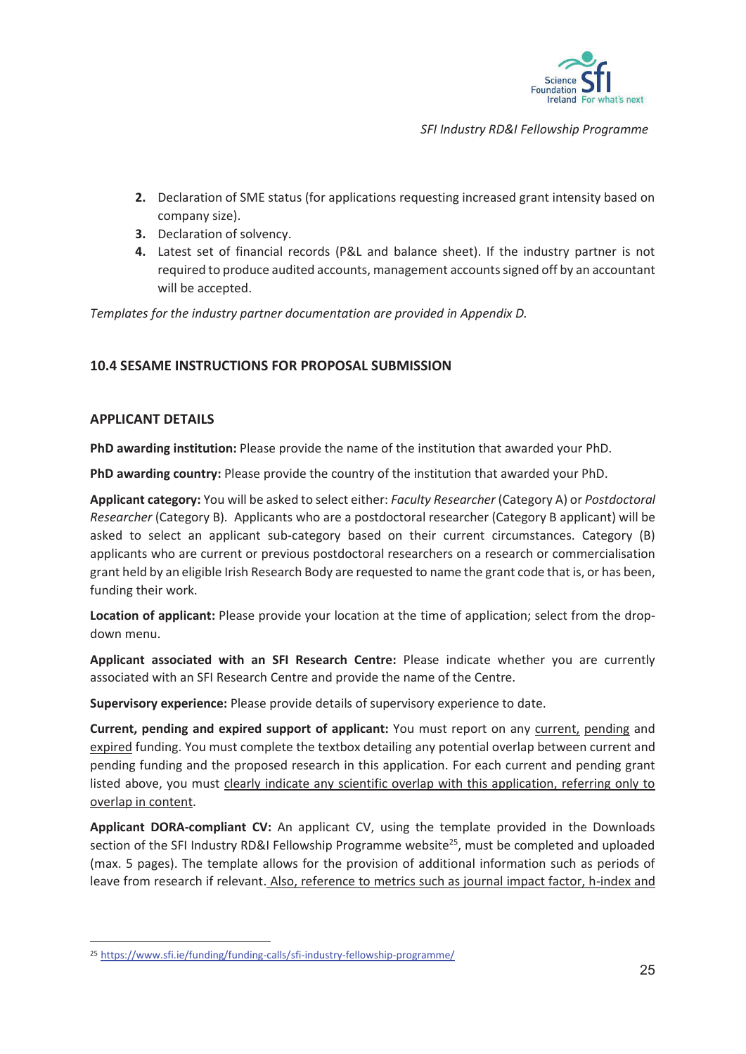2. Declaration of SME status (for applications requesting increased grant intensity based on company size).
3. Declaration of solvency.
4. Latest set of financial records (P&L and balance sheet). If the industry partner is not required to produce audited accounts, management accounts signed off by an accountant will be accepted.

*Templates for the industry partner documentation are provided in Appendix D.*

### 10.4 SESAME INSTRUCTIONS FOR PROPOSAL SUBMISSION

#### APPLICANT DETAILS

**PhD awarding institution:** Please provide the name of the institution that awarded your PhD.

**PhD awarding country:** Please provide the country of the institution that awarded your PhD.

**Applicant category:** You will be asked to select either: *Faculty Researcher* (Category A) or *Postdoctoral Researcher* (Category B). Applicants who are a postdoctoral researcher (Category B applicant) will be asked to select an applicant sub-category based on their current circumstances. Category (B) applicants who are current or previous postdoctoral researchers on a research or commercialisation grant held by an eligible Irish Research Body are requested to name the grant code that is, or has been, funding their work.

**Location of applicant:** Please provide your location at the time of application; select from the drop-down menu.

**Applicant associated with an SFI Research Centre:** Please indicate whether you are currently associated with an SFI Research Centre and provide the name of the Centre.

**Supervisory experience:** Please provide details of supervisory experience to date.

**Current, pending and expired support of applicant:** You must report on any <u>current, pending</u> and <u>expired</u> funding. You must complete the textbox detailing any potential overlap between current and pending funding and the proposed research in this application. For each current and pending grant listed above, you must <u>clearly indicate any scientific overlap with this application, referring only to overlap in content</u>.

**Applicant DORA-compliant CV:** An applicant CV, using the template provided in the Downloads section of the SFI Industry RD&I Fellowship Programme website[25], must be completed and uploaded (max. 5 pages). The template allows for the provision of additional information such as periods of leave from research if relevant. <u>Also, reference to metrics such as journal impact factor, h-index and</u>

[25] https://www.sfi.ie/funding/funding-calls/sfi-industry-fellowship-programme/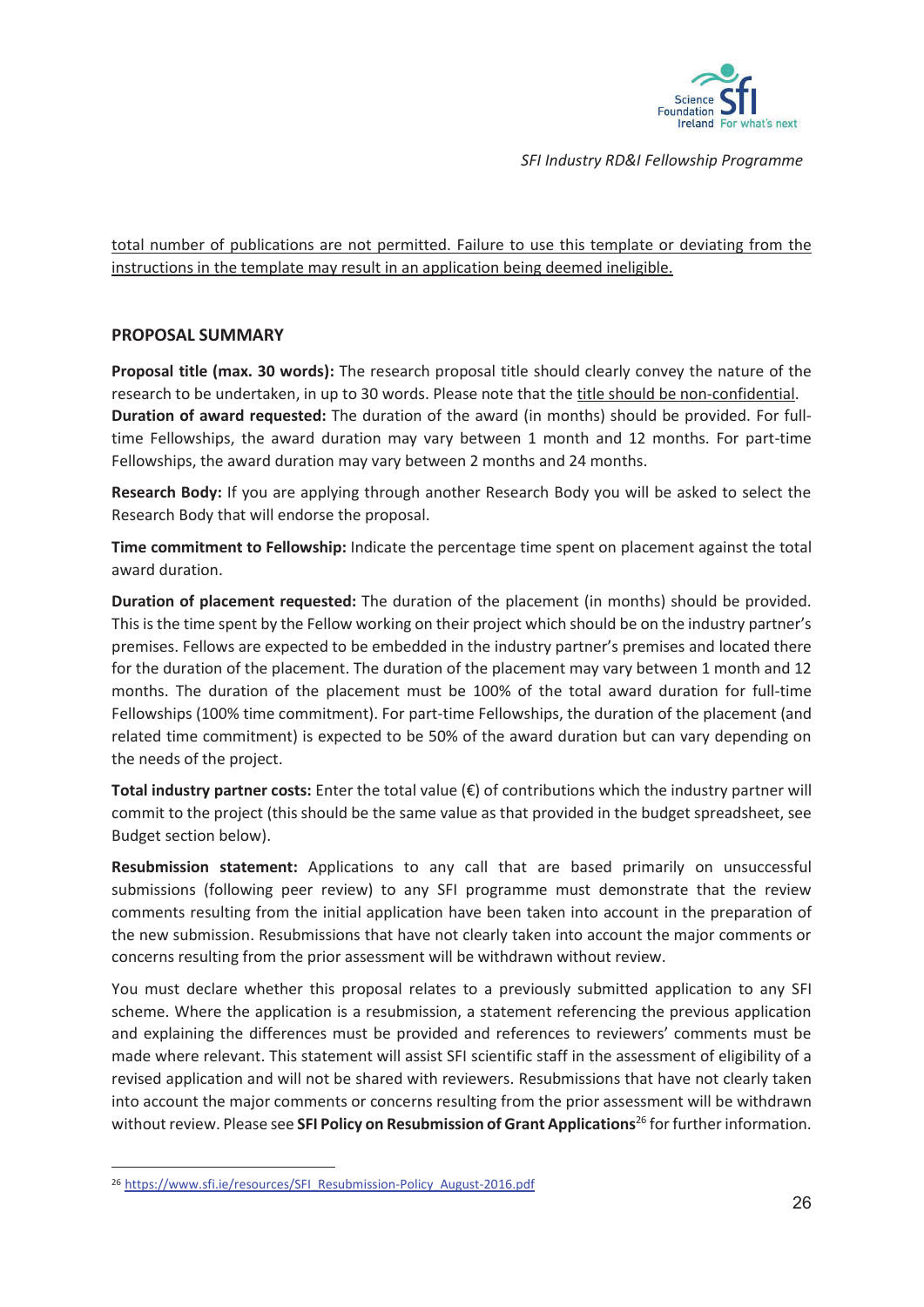total number of publications are not permitted. Failure to use this template or deviating from the instructions in the template may result in an application being deemed ineligible.

## PROPOSAL SUMMARY

**Proposal title (max. 30 words):** The research proposal title should clearly convey the nature of the research to be undertaken, in up to 30 words. Please note that the title should be non-confidential.
**Duration of award requested:** The duration of the award (in months) should be provided. For full-time Fellowships, the award duration may vary between 1 month and 12 months. For part-time Fellowships, the award duration may vary between 2 months and 24 months.

**Research Body:** If you are applying through another Research Body you will be asked to select the Research Body that will endorse the proposal.

**Time commitment to Fellowship:** Indicate the percentage time spent on placement against the total award duration.

**Duration of placement requested:** The duration of the placement (in months) should be provided. This is the time spent by the Fellow working on their project which should be on the industry partner's premises. Fellows are expected to be embedded in the industry partner's premises and located there for the duration of the placement. The duration of the placement may vary between 1 month and 12 months. The duration of the placement must be 100% of the total award duration for full-time Fellowships (100% time commitment). For part-time Fellowships, the duration of the placement (and related time commitment) is expected to be 50% of the award duration but can vary depending on the needs of the project.

**Total industry partner costs:** Enter the total value (€) of contributions which the industry partner will commit to the project (this should be the same value as that provided in the budget spreadsheet, see Budget section below).

**Resubmission statement:** Applications to any call that are based primarily on unsuccessful submissions (following peer review) to any SFI programme must demonstrate that the review comments resulting from the initial application have been taken into account in the preparation of the new submission. Resubmissions that have not clearly taken into account the major comments or concerns resulting from the prior assessment will be withdrawn without review.

You must declare whether this proposal relates to a previously submitted application to any SFI scheme. Where the application is a resubmission, a statement referencing the previous application and explaining the differences must be provided and references to reviewers' comments must be made where relevant. This statement will assist SFI scientific staff in the assessment of eligibility of a revised application and will not be shared with reviewers. Resubmissions that have not clearly taken into account the major comments or concerns resulting from the prior assessment will be withdrawn without review. Please see **SFI Policy on Resubmission of Grant Applications**[26] for further information.

[26] https://www.sfi.ie/resources/SFI_Resubmission-Policy_August-2016.pdf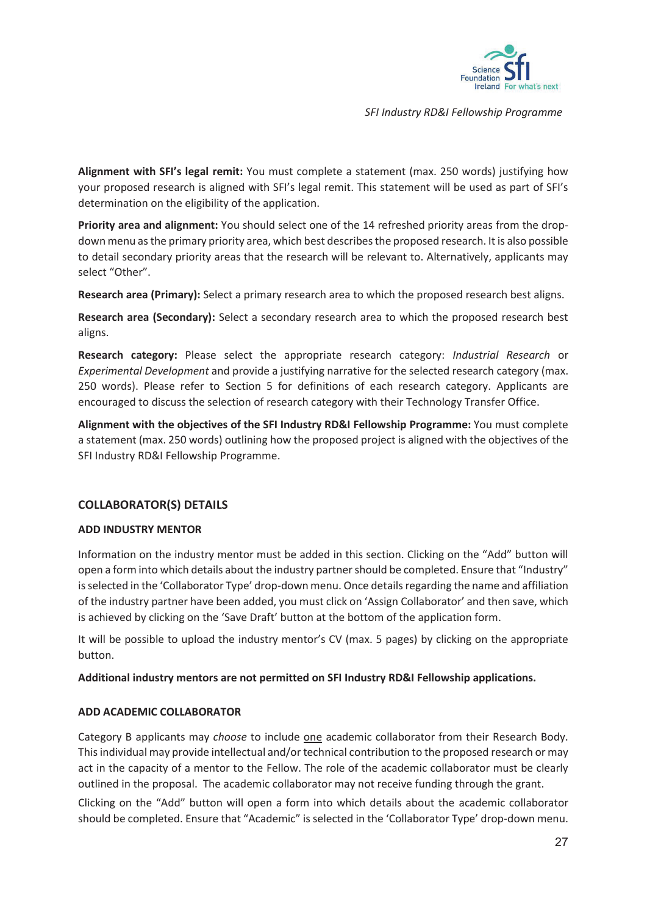**Alignment with SFI's legal remit:** You must complete a statement (max. 250 words) justifying how your proposed research is aligned with SFI's legal remit. This statement will be used as part of SFI's determination on the eligibility of the application.

**Priority area and alignment:** You should select one of the 14 refreshed priority areas from the drop-down menu as the primary priority area, which best describes the proposed research. It is also possible to detail secondary priority areas that the research will be relevant to. Alternatively, applicants may select "Other".

**Research area (Primary):** Select a primary research area to which the proposed research best aligns.

**Research area (Secondary):** Select a secondary research area to which the proposed research best aligns.

**Research category:** Please select the appropriate research category: *Industrial Research* or *Experimental Development* and provide a justifying narrative for the selected research category (max. 250 words). Please refer to Section 5 for definitions of each research category. Applicants are encouraged to discuss the selection of research category with their Technology Transfer Office.

**Alignment with the objectives of the SFI Industry RD&I Fellowship Programme:** You must complete a statement (max. 250 words) outlining how the proposed project is aligned with the objectives of the SFI Industry RD&I Fellowship Programme.

## COLLABORATOR(S) DETAILS

### ADD INDUSTRY MENTOR

Information on the industry mentor must be added in this section. Clicking on the "Add" button will open a form into which details about the industry partner should be completed. Ensure that "Industry" is selected in the 'Collaborator Type' drop-down menu. Once details regarding the name and affiliation of the industry partner have been added, you must click on 'Assign Collaborator' and then save, which is achieved by clicking on the 'Save Draft' button at the bottom of the application form.

It will be possible to upload the industry mentor's CV (max. 5 pages) by clicking on the appropriate button.

**Additional industry mentors are not permitted on SFI Industry RD&I Fellowship applications.**

### ADD ACADEMIC COLLABORATOR

Category B applicants may *choose* to include one academic collaborator from their Research Body. This individual may provide intellectual and/or technical contribution to the proposed research or may act in the capacity of a mentor to the Fellow. The role of the academic collaborator must be clearly outlined in the proposal. The academic collaborator may not receive funding through the grant.

Clicking on the "Add" button will open a form into which details about the academic collaborator should be completed. Ensure that "Academic" is selected in the 'Collaborator Type' drop-down menu.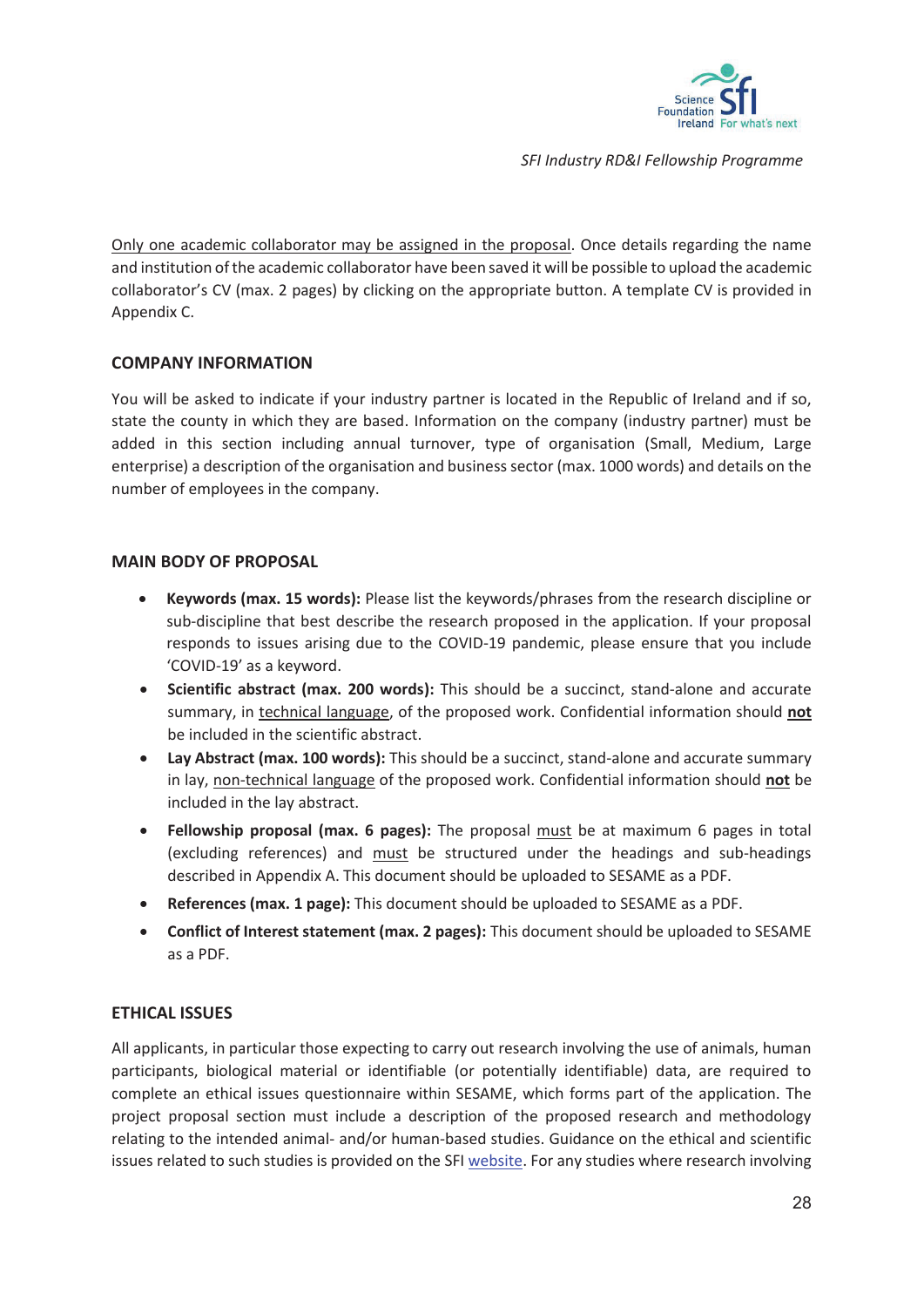<u>Only one academic collaborator may be assigned in the proposal</u>. Once details regarding the name and institution of the academic collaborator have been saved it will be possible to upload the academic collaborator's CV (max. 2 pages) by clicking on the appropriate button. A template CV is provided in Appendix C.

## COMPANY INFORMATION

You will be asked to indicate if your industry partner is located in the Republic of Ireland and if so, state the county in which they are based. Information on the company (industry partner) must be added in this section including annual turnover, type of organisation (Small, Medium, Large enterprise) a description of the organisation and business sector (max. 1000 words) and details on the number of employees in the company.

## MAIN BODY OF PROPOSAL

- **Keywords (max. 15 words):** Please list the keywords/phrases from the research discipline or sub-discipline that best describe the research proposed in the application. If your proposal responds to issues arising due to the COVID-19 pandemic, please ensure that you include 'COVID-19' as a keyword.
- **Scientific abstract (max. 200 words):** This should be a succinct, stand-alone and accurate summary, in <u>technical language</u>, of the proposed work. Confidential information should <u>**not**</u> be included in the scientific abstract.
- **Lay Abstract (max. 100 words):** This should be a succinct, stand-alone and accurate summary in lay, <u>non-technical language</u> of the proposed work. Confidential information should <u>**not**</u> be included in the lay abstract.
- **Fellowship proposal (max. 6 pages):** The proposal <u>must</u> be at maximum 6 pages in total (excluding references) and <u>must</u> be structured under the headings and sub-headings described in Appendix A. This document should be uploaded to SESAME as a PDF.
- **References (max. 1 page):** This document should be uploaded to SESAME as a PDF.
- **Conflict of Interest statement (max. 2 pages):** This document should be uploaded to SESAME as a PDF.

## ETHICAL ISSUES

All applicants, in particular those expecting to carry out research involving the use of animals, human participants, biological material or identifiable (or potentially identifiable) data, are required to complete an ethical issues questionnaire within SESAME, which forms part of the application. The project proposal section must include a description of the proposed research and methodology relating to the intended animal- and/or human-based studies. Guidance on the ethical and scientific issues related to such studies is provided on the SFI website. For any studies where research involving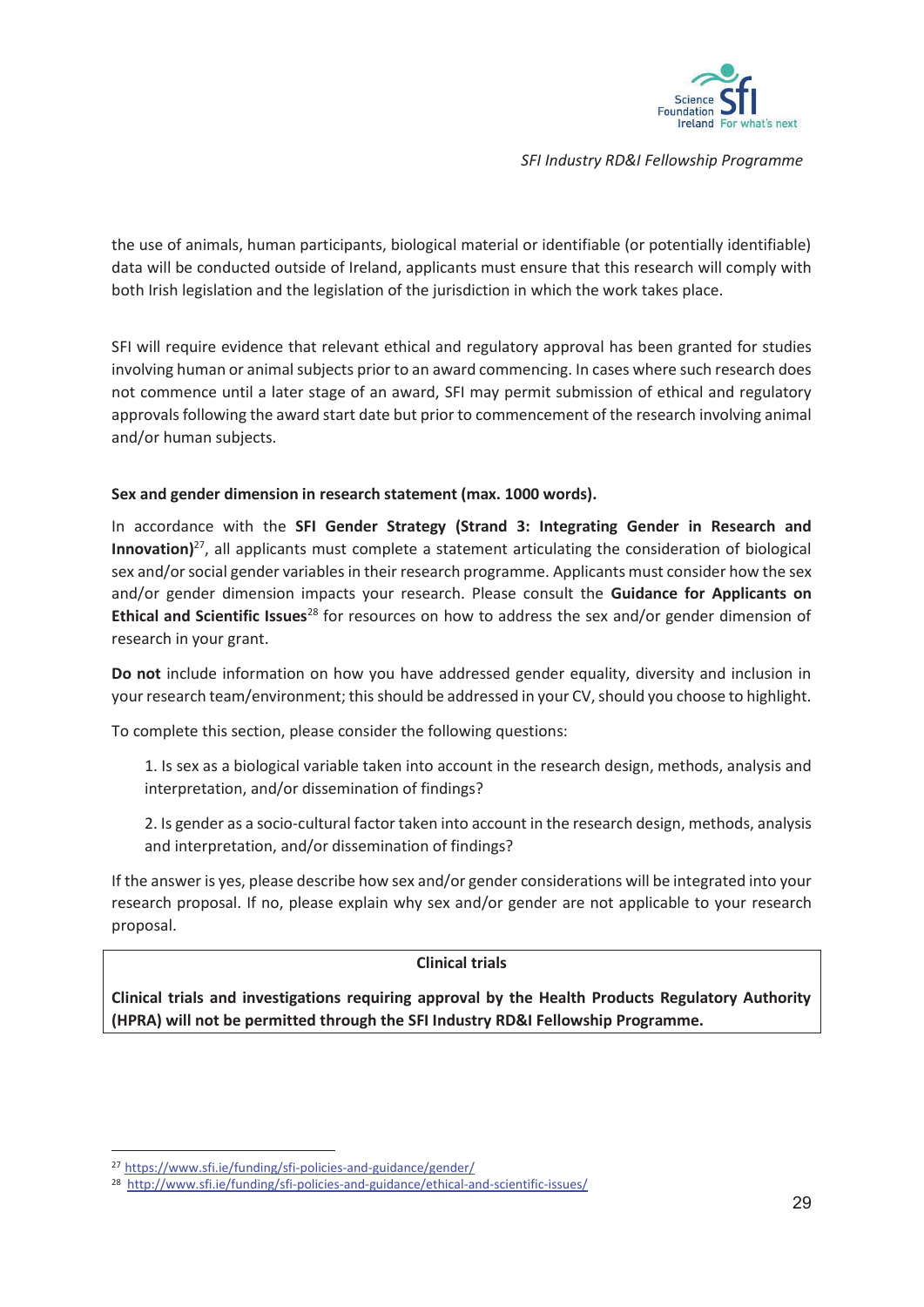the use of animals, human participants, biological material or identifiable (or potentially identifiable) data will be conducted outside of Ireland, applicants must ensure that this research will comply with both Irish legislation and the legislation of the jurisdiction in which the work takes place.

SFI will require evidence that relevant ethical and regulatory approval has been granted for studies involving human or animal subjects prior to an award commencing. In cases where such research does not commence until a later stage of an award, SFI may permit submission of ethical and regulatory approvals following the award start date but prior to commencement of the research involving animal and/or human subjects.

**Sex and gender dimension in research statement (max. 1000 words).**

In accordance with the **SFI Gender Strategy (Strand 3: Integrating Gender in Research and Innovation)**[27], all applicants must complete a statement articulating the consideration of biological sex and/or social gender variables in their research programme. Applicants must consider how the sex and/or gender dimension impacts your research. Please consult the **Guidance for Applicants on Ethical and Scientific Issues**[28] for resources on how to address the sex and/or gender dimension of research in your grant.

**Do not** include information on how you have addressed gender equality, diversity and inclusion in your research team/environment; this should be addressed in your CV, should you choose to highlight.

To complete this section, please consider the following questions:

1. Is sex as a biological variable taken into account in the research design, methods, analysis and interpretation, and/or dissemination of findings?

2. Is gender as a socio-cultural factor taken into account in the research design, methods, analysis and interpretation, and/or dissemination of findings?

If the answer is yes, please describe how sex and/or gender considerations will be integrated into your research proposal. If no, please explain why sex and/or gender are not applicable to your research proposal.

| Clinical trials |
|---|
| **Clinical trials and investigations requiring approval by the Health Products Regulatory Authority (HPRA) will not be permitted through the SFI Industry RD&I Fellowship Programme.** |

[27] https://www.sfi.ie/funding/sfi-policies-and-guidance/gender/

[28] http://www.sfi.ie/funding/sfi-policies-and-guidance/ethical-and-scientific-issues/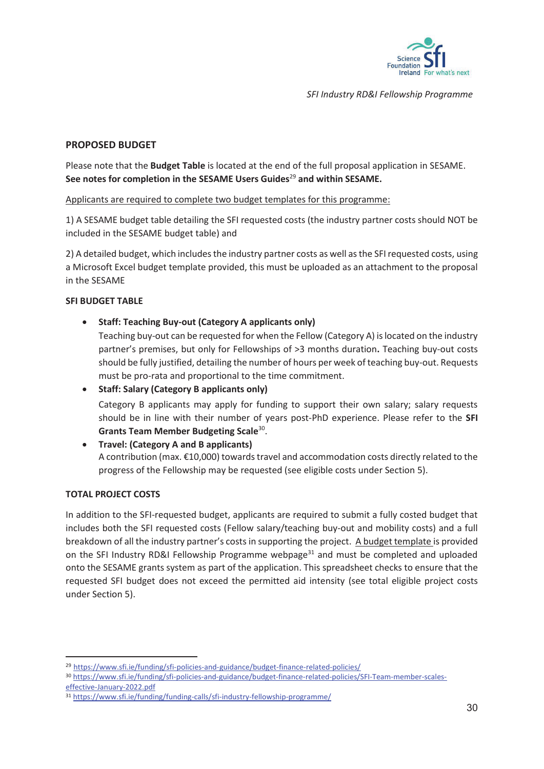## PROPOSED BUDGET

Please note that the **Budget Table** is located at the end of the full proposal application in SESAME. **See notes for completion in the SESAME Users Guides**[29] **and within SESAME.**

Applicants are required to complete two budget templates for this programme:

1) A SESAME budget table detailing the SFI requested costs (the industry partner costs should NOT be included in the SESAME budget table) and

2) A detailed budget, which includes the industry partner costs as well as the SFI requested costs, using a Microsoft Excel budget template provided, this must be uploaded as an attachment to the proposal in the SESAME

### SFI BUDGET TABLE

- **Staff: Teaching Buy-out (Category A applicants only)**
  Teaching buy-out can be requested for when the Fellow (Category A) is located on the industry partner's premises, but only for Fellowships of >3 months duration**.** Teaching buy-out costs should be fully justified, detailing the number of hours per week of teaching buy-out. Requests must be pro-rata and proportional to the time commitment.
- **Staff: Salary (Category B applicants only)**
  Category B applicants may apply for funding to support their own salary; salary requests should be in line with their number of years post-PhD experience. Please refer to the **SFI Grants Team Member Budgeting Scale**[30].
- **Travel: (Category A and B applicants)**
  A contribution (max. €10,000) towards travel and accommodation costs directly related to the progress of the Fellowship may be requested (see eligible costs under Section 5).

### TOTAL PROJECT COSTS

In addition to the SFI-requested budget, applicants are required to submit a fully costed budget that includes both the SFI requested costs (Fellow salary/teaching buy-out and mobility costs) and a full breakdown of all the industry partner's costs in supporting the project. A budget template is provided on the SFI Industry RD&I Fellowship Programme webpage[31] and must be completed and uploaded onto the SESAME grants system as part of the application. This spreadsheet checks to ensure that the requested SFI budget does not exceed the permitted aid intensity (see total eligible project costs under Section 5).

---

[29] https://www.sfi.ie/funding/sfi-policies-and-guidance/budget-finance-related-policies/

[30] https://www.sfi.ie/funding/sfi-policies-and-guidance/budget-finance-related-policies/SFI-Team-member-scales-effective-January-2022.pdf

[31] https://www.sfi.ie/funding/funding-calls/sfi-industry-fellowship-programme/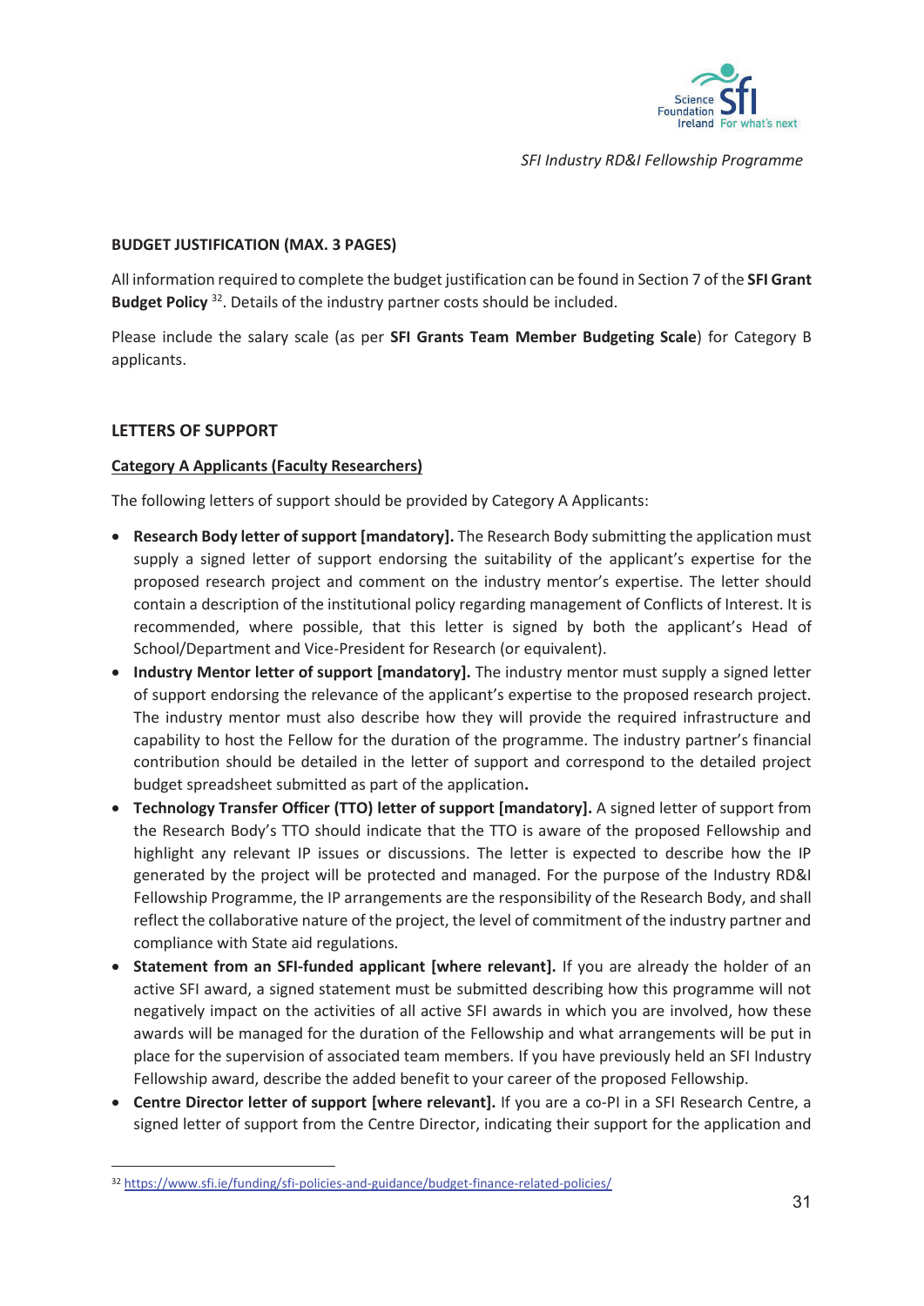**BUDGET JUSTIFICATION (MAX. 3 PAGES)**

All information required to complete the budget justification can be found in Section 7 of the **SFI Grant Budget Policy** [32]. Details of the industry partner costs should be included.

Please include the salary scale (as per **SFI Grants Team Member Budgeting Scale**) for Category B applicants.

## LETTERS OF SUPPORT

### Category A Applicants (Faculty Researchers)

The following letters of support should be provided by Category A Applicants:

- **Research Body letter of support [mandatory].** The Research Body submitting the application must supply a signed letter of support endorsing the suitability of the applicant's expertise for the proposed research project and comment on the industry mentor's expertise. The letter should contain a description of the institutional policy regarding management of Conflicts of Interest. It is recommended, where possible, that this letter is signed by both the applicant's Head of School/Department and Vice-President for Research (or equivalent).
- **Industry Mentor letter of support [mandatory].** The industry mentor must supply a signed letter of support endorsing the relevance of the applicant's expertise to the proposed research project. The industry mentor must also describe how they will provide the required infrastructure and capability to host the Fellow for the duration of the programme. The industry partner's financial contribution should be detailed in the letter of support and correspond to the detailed project budget spreadsheet submitted as part of the application**.**
- **Technology Transfer Officer (TTO) letter of support [mandatory].** A signed letter of support from the Research Body's TTO should indicate that the TTO is aware of the proposed Fellowship and highlight any relevant IP issues or discussions. The letter is expected to describe how the IP generated by the project will be protected and managed. For the purpose of the Industry RD&I Fellowship Programme, the IP arrangements are the responsibility of the Research Body, and shall reflect the collaborative nature of the project, the level of commitment of the industry partner and compliance with State aid regulations.
- **Statement from an SFI-funded applicant [where relevant].** If you are already the holder of an active SFI award, a signed statement must be submitted describing how this programme will not negatively impact on the activities of all active SFI awards in which you are involved, how these awards will be managed for the duration of the Fellowship and what arrangements will be put in place for the supervision of associated team members. If you have previously held an SFI Industry Fellowship award, describe the added benefit to your career of the proposed Fellowship.
- **Centre Director letter of support [where relevant].** If you are a co-PI in a SFI Research Centre, a signed letter of support from the Centre Director, indicating their support for the application and

[32] https://www.sfi.ie/funding/sfi-policies-and-guidance/budget-finance-related-policies/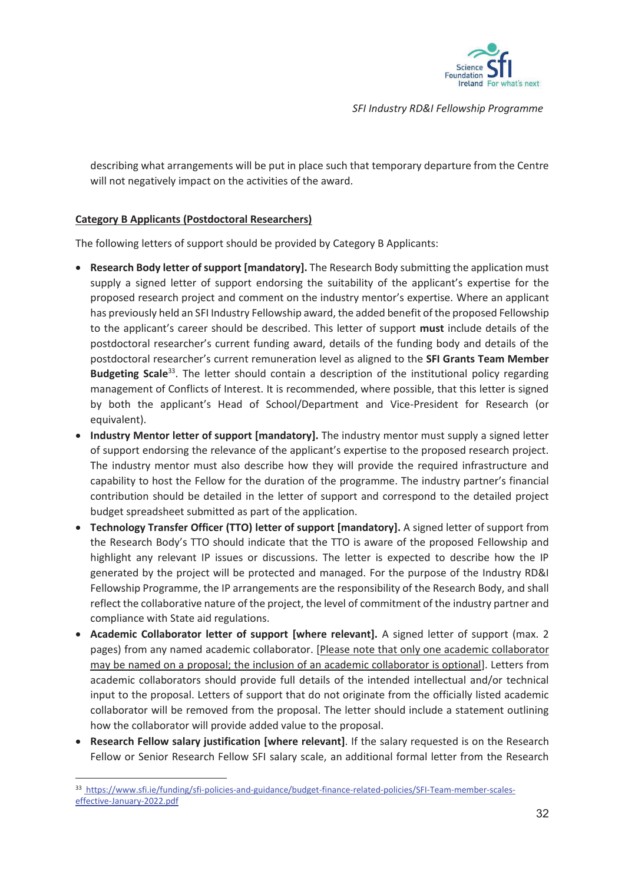describing what arrangements will be put in place such that temporary departure from the Centre will not negatively impact on the activities of the award.

**Category B Applicants (Postdoctoral Researchers)**

The following letters of support should be provided by Category B Applicants:

- **Research Body letter of support [mandatory].** The Research Body submitting the application must supply a signed letter of support endorsing the suitability of the applicant's expertise for the proposed research project and comment on the industry mentor's expertise. Where an applicant has previously held an SFI Industry Fellowship award, the added benefit of the proposed Fellowship to the applicant's career should be described. This letter of support **must** include details of the postdoctoral researcher's current funding award, details of the funding body and details of the postdoctoral researcher's current remuneration level as aligned to the **SFI Grants Team Member Budgeting Scale**[33]. The letter should contain a description of the institutional policy regarding management of Conflicts of Interest. It is recommended, where possible, that this letter is signed by both the applicant's Head of School/Department and Vice-President for Research (or equivalent).
- **Industry Mentor letter of support [mandatory].** The industry mentor must supply a signed letter of support endorsing the relevance of the applicant's expertise to the proposed research project. The industry mentor must also describe how they will provide the required infrastructure and capability to host the Fellow for the duration of the programme. The industry partner's financial contribution should be detailed in the letter of support and correspond to the detailed project budget spreadsheet submitted as part of the application.
- **Technology Transfer Officer (TTO) letter of support [mandatory].** A signed letter of support from the Research Body's TTO should indicate that the TTO is aware of the proposed Fellowship and highlight any relevant IP issues or discussions. The letter is expected to describe how the IP generated by the project will be protected and managed. For the purpose of the Industry RD&I Fellowship Programme, the IP arrangements are the responsibility of the Research Body, and shall reflect the collaborative nature of the project, the level of commitment of the industry partner and compliance with State aid regulations.
- **Academic Collaborator letter of support [where relevant].** A signed letter of support (max. 2 pages) from any named academic collaborator. [Please note that only one academic collaborator may be named on a proposal; the inclusion of an academic collaborator is optional]. Letters from academic collaborators should provide full details of the intended intellectual and/or technical input to the proposal. Letters of support that do not originate from the officially listed academic collaborator will be removed from the proposal. The letter should include a statement outlining how the collaborator will provide added value to the proposal.
- **Research Fellow salary justification [where relevant]**. If the salary requested is on the Research Fellow or Senior Research Fellow SFI salary scale, an additional formal letter from the Research

[33] https://www.sfi.ie/funding/sfi-policies-and-guidance/budget-finance-related-policies/SFI-Team-member-scales-effective-January-2022.pdf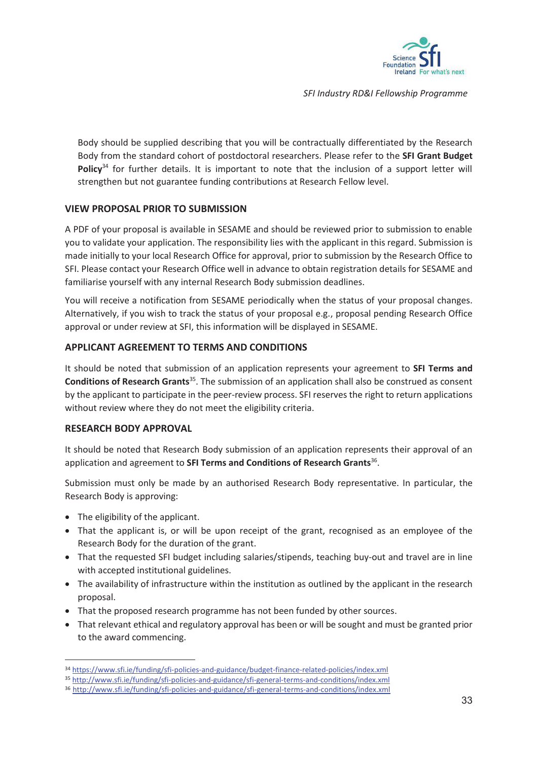Body should be supplied describing that you will be contractually differentiated by the Research Body from the standard cohort of postdoctoral researchers. Please refer to the **SFI Grant Budget Policy**[34] for further details. It is important to note that the inclusion of a support letter will strengthen but not guarantee funding contributions at Research Fellow level.

## VIEW PROPOSAL PRIOR TO SUBMISSION

A PDF of your proposal is available in SESAME and should be reviewed prior to submission to enable you to validate your application. The responsibility lies with the applicant in this regard. Submission is made initially to your local Research Office for approval, prior to submission by the Research Office to SFI. Please contact your Research Office well in advance to obtain registration details for SESAME and familiarise yourself with any internal Research Body submission deadlines.

You will receive a notification from SESAME periodically when the status of your proposal changes. Alternatively, if you wish to track the status of your proposal e.g., proposal pending Research Office approval or under review at SFI, this information will be displayed in SESAME.

## APPLICANT AGREEMENT TO TERMS AND CONDITIONS

It should be noted that submission of an application represents your agreement to **SFI Terms and Conditions of Research Grants**[35]. The submission of an application shall also be construed as consent by the applicant to participate in the peer-review process. SFI reserves the right to return applications without review where they do not meet the eligibility criteria.

## RESEARCH BODY APPROVAL

It should be noted that Research Body submission of an application represents their approval of an application and agreement to **SFI Terms and Conditions of Research Grants**[36].

Submission must only be made by an authorised Research Body representative. In particular, the Research Body is approving:

- The eligibility of the applicant.
- That the applicant is, or will be upon receipt of the grant, recognised as an employee of the Research Body for the duration of the grant.
- That the requested SFI budget including salaries/stipends, teaching buy-out and travel are in line with accepted institutional guidelines.
- The availability of infrastructure within the institution as outlined by the applicant in the research proposal.
- That the proposed research programme has not been funded by other sources.
- That relevant ethical and regulatory approval has been or will be sought and must be granted prior to the award commencing.

---

[34] https://www.sfi.ie/funding/sfi-policies-and-guidance/budget-finance-related-policies/index.xml

[35] http://www.sfi.ie/funding/sfi-policies-and-guidance/sfi-general-terms-and-conditions/index.xml

[36] http://www.sfi.ie/funding/sfi-policies-and-guidance/sfi-general-terms-and-conditions/index.xml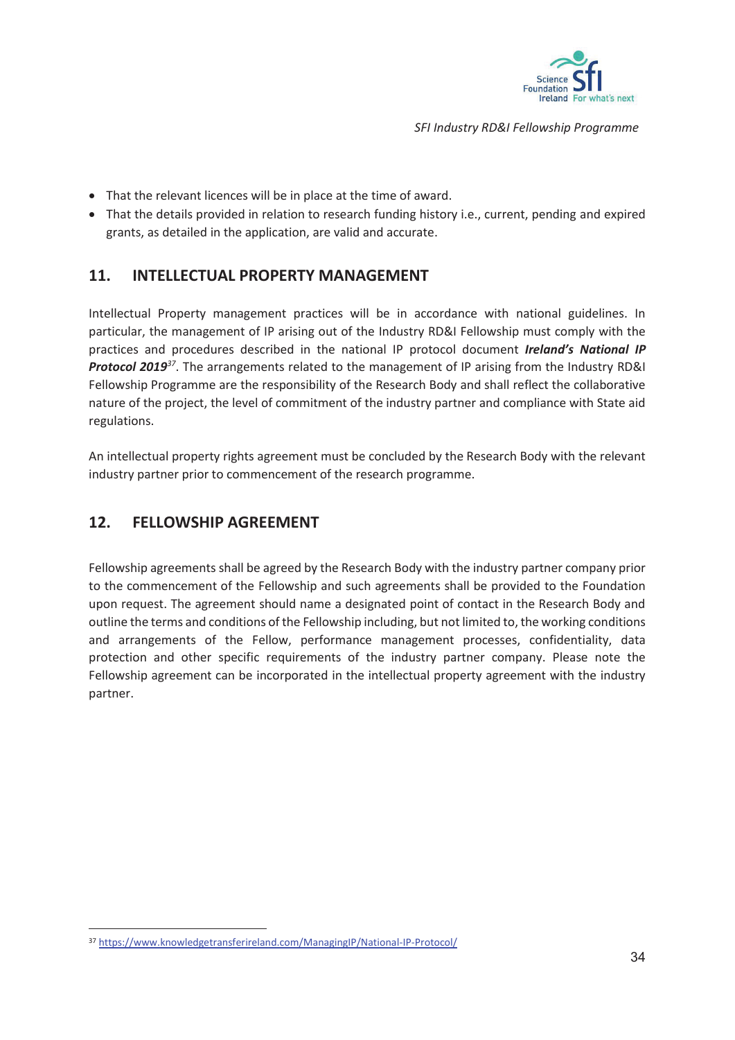- That the relevant licences will be in place at the time of award.
- That the details provided in relation to research funding history i.e., current, pending and expired grants, as detailed in the application, are valid and accurate.

## 11. INTELLECTUAL PROPERTY MANAGEMENT

Intellectual Property management practices will be in accordance with national guidelines. In particular, the management of IP arising out of the Industry RD&I Fellowship must comply with the practices and procedures described in the national IP protocol document ***Ireland's National IP Protocol 2019***[37]. The arrangements related to the management of IP arising from the Industry RD&I Fellowship Programme are the responsibility of the Research Body and shall reflect the collaborative nature of the project, the level of commitment of the industry partner and compliance with State aid regulations.

An intellectual property rights agreement must be concluded by the Research Body with the relevant industry partner prior to commencement of the research programme.

## 12. FELLOWSHIP AGREEMENT

Fellowship agreements shall be agreed by the Research Body with the industry partner company prior to the commencement of the Fellowship and such agreements shall be provided to the Foundation upon request. The agreement should name a designated point of contact in the Research Body and outline the terms and conditions of the Fellowship including, but not limited to, the working conditions and arrangements of the Fellow, performance management processes, confidentiality, data protection and other specific requirements of the industry partner company. Please note the Fellowship agreement can be incorporated in the intellectual property agreement with the industry partner.

[37] https://www.knowledgetransferireland.com/ManagingIP/National-IP-Protocol/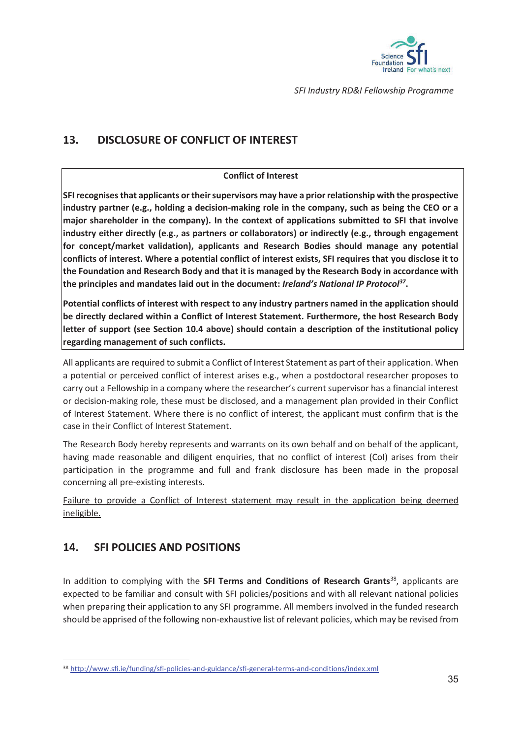## 13. DISCLOSURE OF CONFLICT OF INTEREST

**Conflict of Interest**

**SFI recognises that applicants or their supervisors may have a prior relationship with the prospective industry partner (e.g., holding a decision-making role in the company, such as being the CEO or a major shareholder in the company). In the context of applications submitted to SFI that involve industry either directly (e.g., as partners or collaborators) or indirectly (e.g., through engagement for concept/market validation), applicants and Research Bodies should manage any potential conflicts of interest. Where a potential conflict of interest exists, SFI requires that you disclose it to the Foundation and Research Body and that it is managed by the Research Body in accordance with the principles and mandates laid out in the document: *Ireland's National IP Protocol*[37].**

**Potential conflicts of interest with respect to any industry partners named in the application should be directly declared within a Conflict of Interest Statement. Furthermore, the host Research Body letter of support (see Section 10.4 above) should contain a description of the institutional policy regarding management of such conflicts.**

All applicants are required to submit a Conflict of Interest Statement as part of their application. When a potential or perceived conflict of interest arises e.g., when a postdoctoral researcher proposes to carry out a Fellowship in a company where the researcher's current supervisor has a financial interest or decision-making role, these must be disclosed, and a management plan provided in their Conflict of Interest Statement. Where there is no conflict of interest, the applicant must confirm that is the case in their Conflict of Interest Statement.

The Research Body hereby represents and warrants on its own behalf and on behalf of the applicant, having made reasonable and diligent enquiries, that no conflict of interest (CoI) arises from their participation in the programme and full and frank disclosure has been made in the proposal concerning all pre-existing interests.

<u>Failure to provide a Conflict of Interest statement may result in the application being deemed ineligible.</u>

## 14. SFI POLICIES AND POSITIONS

In addition to complying with the **SFI Terms and Conditions of Research Grants**[38], applicants are expected to be familiar and consult with SFI policies/positions and with all relevant national policies when preparing their application to any SFI programme. All members involved in the funded research should be apprised of the following non-exhaustive list of relevant policies, which may be revised from

[38] http://www.sfi.ie/funding/sfi-policies-and-guidance/sfi-general-terms-and-conditions/index.xml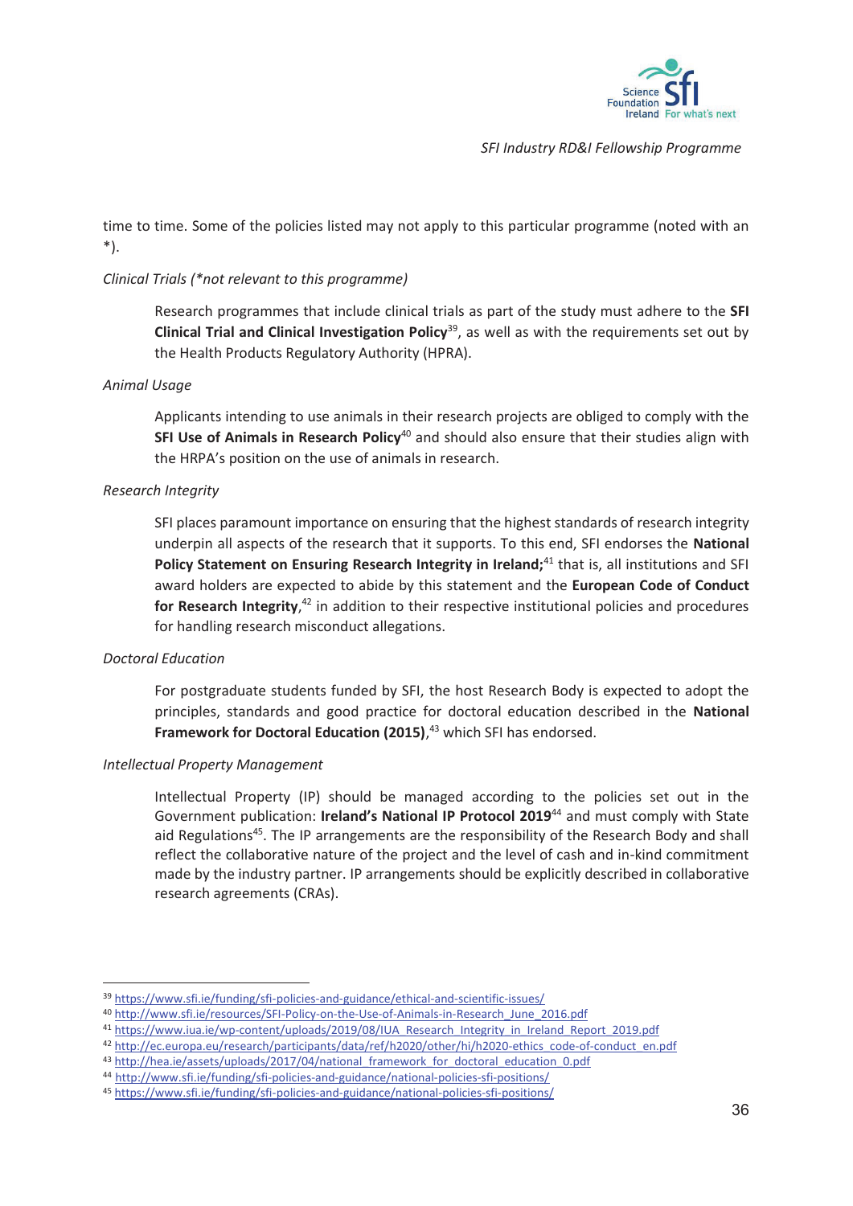time to time. Some of the policies listed may not apply to this particular programme (noted with an *).

*Clinical Trials (*not relevant to this programme)*

Research programmes that include clinical trials as part of the study must adhere to the **SFI Clinical Trial and Clinical Investigation Policy**[39], as well as with the requirements set out by the Health Products Regulatory Authority (HPRA).

*Animal Usage*

Applicants intending to use animals in their research projects are obliged to comply with the **SFI Use of Animals in Research Policy**[40] and should also ensure that their studies align with the HRPA's position on the use of animals in research.

*Research Integrity*

SFI places paramount importance on ensuring that the highest standards of research integrity underpin all aspects of the research that it supports. To this end, SFI endorses the **National Policy Statement on Ensuring Research Integrity in Ireland;**[41] that is, all institutions and SFI award holders are expected to abide by this statement and the **European Code of Conduct for Research Integrity**,[42] in addition to their respective institutional policies and procedures for handling research misconduct allegations.

*Doctoral Education*

For postgraduate students funded by SFI, the host Research Body is expected to adopt the principles, standards and good practice for doctoral education described in the **National Framework for Doctoral Education (2015)**,[43] which SFI has endorsed.

*Intellectual Property Management*

Intellectual Property (IP) should be managed according to the policies set out in the Government publication: **Ireland's National IP Protocol 2019**[44] and must comply with State aid Regulations[45]. The IP arrangements are the responsibility of the Research Body and shall reflect the collaborative nature of the project and the level of cash and in-kind commitment made by the industry partner. IP arrangements should be explicitly described in collaborative research agreements (CRAs).

---

[39] https://www.sfi.ie/funding/sfi-policies-and-guidance/ethical-and-scientific-issues/

[40] http://www.sfi.ie/resources/SFI-Policy-on-the-Use-of-Animals-in-Research_June_2016.pdf

[41] https://www.iua.ie/wp-content/uploads/2019/08/IUA_Research_Integrity_in_Ireland_Report_2019.pdf

[42] http://ec.europa.eu/research/participants/data/ref/h2020/other/hi/h2020-ethics_code-of-conduct_en.pdf

[43] http://hea.ie/assets/uploads/2017/04/national_framework_for_doctoral_education_0.pdf

[44] http://www.sfi.ie/funding/sfi-policies-and-guidance/national-policies-sfi-positions/

[45] https://www.sfi.ie/funding/sfi-policies-and-guidance/national-policies-sfi-positions/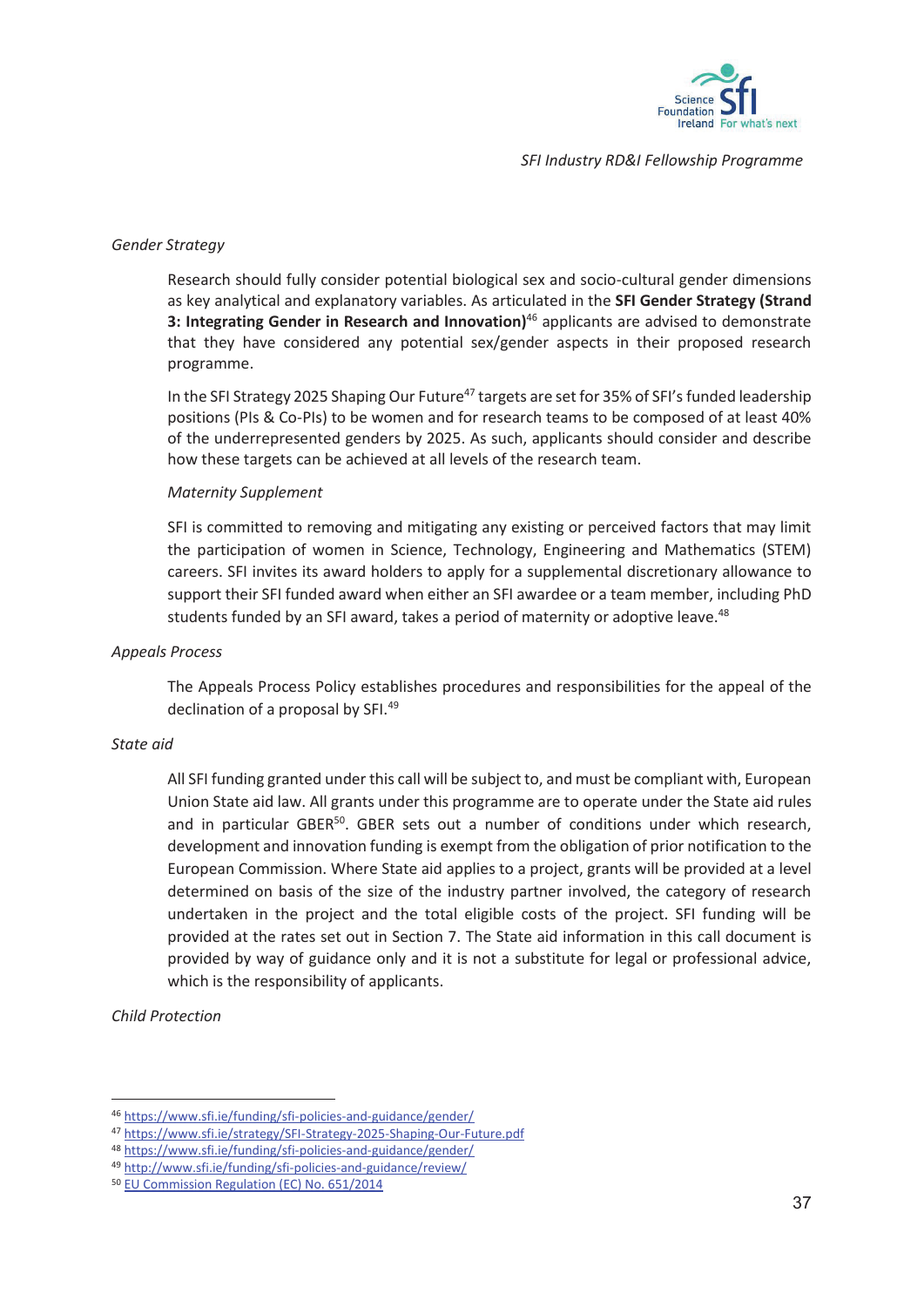*Gender Strategy*

Research should fully consider potential biological sex and socio-cultural gender dimensions as key analytical and explanatory variables. As articulated in the **SFI Gender Strategy (Strand 3: Integrating Gender in Research and Innovation)**[46] applicants are advised to demonstrate that they have considered any potential sex/gender aspects in their proposed research programme.

In the SFI Strategy 2025 Shaping Our Future[47] targets are set for 35% of SFI's funded leadership positions (PIs & Co-PIs) to be women and for research teams to be composed of at least 40% of the underrepresented genders by 2025. As such, applicants should consider and describe how these targets can be achieved at all levels of the research team.

*Maternity Supplement*

SFI is committed to removing and mitigating any existing or perceived factors that may limit the participation of women in Science, Technology, Engineering and Mathematics (STEM) careers. SFI invites its award holders to apply for a supplemental discretionary allowance to support their SFI funded award when either an SFI awardee or a team member, including PhD students funded by an SFI award, takes a period of maternity or adoptive leave.[48]

*Appeals Process*

The Appeals Process Policy establishes procedures and responsibilities for the appeal of the declination of a proposal by SFI.[49]

*State aid*

All SFI funding granted under this call will be subject to, and must be compliant with, European Union State aid law. All grants under this programme are to operate under the State aid rules and in particular GBER[50]. GBER sets out a number of conditions under which research, development and innovation funding is exempt from the obligation of prior notification to the European Commission. Where State aid applies to a project, grants will be provided at a level determined on basis of the size of the industry partner involved, the category of research undertaken in the project and the total eligible costs of the project. SFI funding will be provided at the rates set out in Section 7. The State aid information in this call document is provided by way of guidance only and it is not a substitute for legal or professional advice, which is the responsibility of applicants.

*Child Protection*

---

[46] https://www.sfi.ie/funding/sfi-policies-and-guidance/gender/

[47] https://www.sfi.ie/strategy/SFI-Strategy-2025-Shaping-Our-Future.pdf

[48] https://www.sfi.ie/funding/sfi-policies-and-guidance/gender/

[49] http://www.sfi.ie/funding/sfi-policies-and-guidance/review/

[50] EU Commission Regulation (EC) No. 651/2014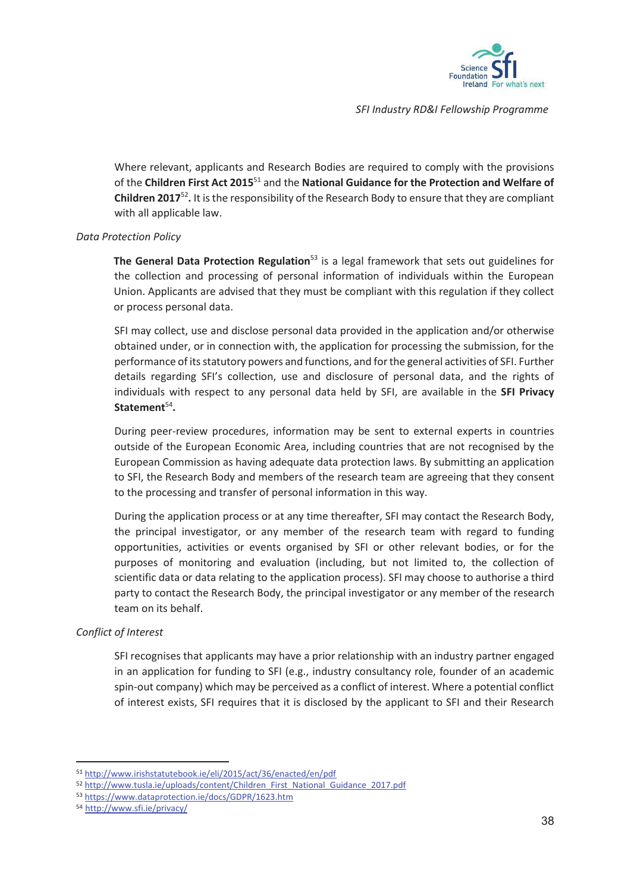Where relevant, applicants and Research Bodies are required to comply with the provisions of the **Children First Act 2015**[51] and the **National Guidance for the Protection and Welfare of Children 2017**[52]**.** It is the responsibility of the Research Body to ensure that they are compliant with all applicable law.

*Data Protection Policy*

**The General Data Protection Regulation**[53] is a legal framework that sets out guidelines for the collection and processing of personal information of individuals within the European Union. Applicants are advised that they must be compliant with this regulation if they collect or process personal data.

SFI may collect, use and disclose personal data provided in the application and/or otherwise obtained under, or in connection with, the application for processing the submission, for the performance of its statutory powers and functions, and for the general activities of SFI. Further details regarding SFI's collection, use and disclosure of personal data, and the rights of individuals with respect to any personal data held by SFI, are available in the **SFI Privacy Statement**[54]**.**

During peer-review procedures, information may be sent to external experts in countries outside of the European Economic Area, including countries that are not recognised by the European Commission as having adequate data protection laws. By submitting an application to SFI, the Research Body and members of the research team are agreeing that they consent to the processing and transfer of personal information in this way.

During the application process or at any time thereafter, SFI may contact the Research Body, the principal investigator, or any member of the research team with regard to funding opportunities, activities or events organised by SFI or other relevant bodies, or for the purposes of monitoring and evaluation (including, but not limited to, the collection of scientific data or data relating to the application process). SFI may choose to authorise a third party to contact the Research Body, the principal investigator or any member of the research team on its behalf.

*Conflict of Interest*

SFI recognises that applicants may have a prior relationship with an industry partner engaged in an application for funding to SFI (e.g., industry consultancy role, founder of an academic spin-out company) which may be perceived as a conflict of interest. Where a potential conflict of interest exists, SFI requires that it is disclosed by the applicant to SFI and their Research

---

[51] http://www.irishstatutebook.ie/eli/2015/act/36/enacted/en/pdf

[52] http://www.tusla.ie/uploads/content/Children_First_National_Guidance_2017.pdf

[53] https://www.dataprotection.ie/docs/GDPR/1623.htm

[54] http://www.sfi.ie/privacy/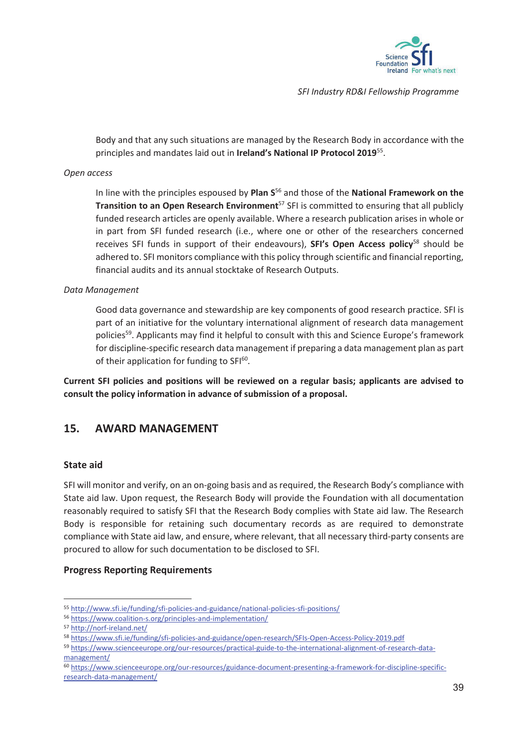Body and that any such situations are managed by the Research Body in accordance with the principles and mandates laid out in **Ireland's National IP Protocol 2019**[55].

*Open access*

In line with the principles espoused by **Plan S**[56] and those of the **National Framework on the Transition to an Open Research Environment**[57] SFI is committed to ensuring that all publicly funded research articles are openly available. Where a research publication arises in whole or in part from SFI funded research (i.e., where one or other of the researchers concerned receives SFI funds in support of their endeavours), **SFI's Open Access policy**[58] should be adhered to. SFI monitors compliance with this policy through scientific and financial reporting, financial audits and its annual stocktake of Research Outputs.

*Data Management*

Good data governance and stewardship are key components of good research practice. SFI is part of an initiative for the voluntary international alignment of research data management policies[59]. Applicants may find it helpful to consult with this and Science Europe's framework for discipline-specific research data management if preparing a data management plan as part of their application for funding to SFI[60].

**Current SFI policies and positions will be reviewed on a regular basis; applicants are advised to consult the policy information in advance of submission of a proposal.**

## 15. AWARD MANAGEMENT

### State aid

SFI will monitor and verify, on an on-going basis and as required, the Research Body's compliance with State aid law. Upon request, the Research Body will provide the Foundation with all documentation reasonably required to satisfy SFI that the Research Body complies with State aid law. The Research Body is responsible for retaining such documentary records as are required to demonstrate compliance with State aid law, and ensure, where relevant, that all necessary third-party consents are procured to allow for such documentation to be disclosed to SFI.

### Progress Reporting Requirements

---

[55] http://www.sfi.ie/funding/sfi-policies-and-guidance/national-policies-sfi-positions/

[56] https://www.coalition-s.org/principles-and-implementation/

[57] http://norf-ireland.net/

[58] https://www.sfi.ie/funding/sfi-policies-and-guidance/open-research/SFIs-Open-Access-Policy-2019.pdf

[59] https://www.scienceeurope.org/our-resources/practical-guide-to-the-international-alignment-of-research-data-management/

[60] https://www.scienceeurope.org/our-resources/guidance-document-presenting-a-framework-for-discipline-specific-research-data-management/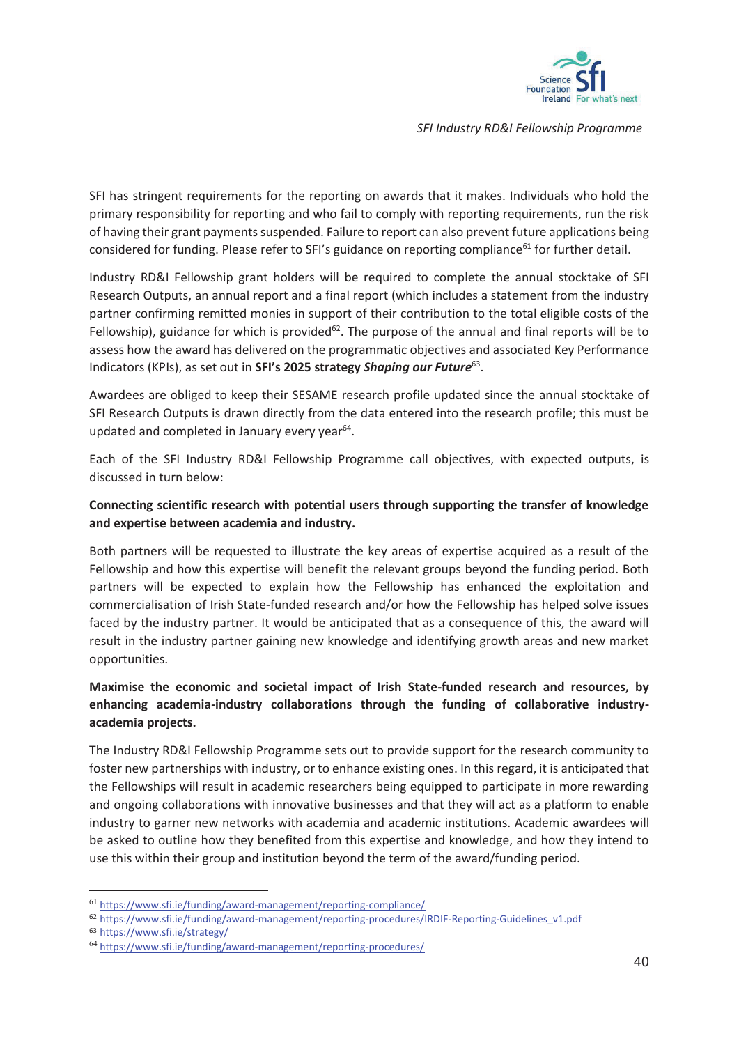SFI has stringent requirements for the reporting on awards that it makes. Individuals who hold the primary responsibility for reporting and who fail to comply with reporting requirements, run the risk of having their grant payments suspended. Failure to report can also prevent future applications being considered for funding. Please refer to SFI's guidance on reporting compliance[61] for further detail.

Industry RD&I Fellowship grant holders will be required to complete the annual stocktake of SFI Research Outputs, an annual report and a final report (which includes a statement from the industry partner confirming remitted monies in support of their contribution to the total eligible costs of the Fellowship), guidance for which is provided[62]. The purpose of the annual and final reports will be to assess how the award has delivered on the programmatic objectives and associated Key Performance Indicators (KPIs), as set out in **SFI's 2025 strategy *Shaping our Future***[63].

Awardees are obliged to keep their SESAME research profile updated since the annual stocktake of SFI Research Outputs is drawn directly from the data entered into the research profile; this must be updated and completed in January every year[64].

Each of the SFI Industry RD&I Fellowship Programme call objectives, with expected outputs, is discussed in turn below:

**Connecting scientific research with potential users through supporting the transfer of knowledge and expertise between academia and industry.**

Both partners will be requested to illustrate the key areas of expertise acquired as a result of the Fellowship and how this expertise will benefit the relevant groups beyond the funding period. Both partners will be expected to explain how the Fellowship has enhanced the exploitation and commercialisation of Irish State-funded research and/or how the Fellowship has helped solve issues faced by the industry partner. It would be anticipated that as a consequence of this, the award will result in the industry partner gaining new knowledge and identifying growth areas and new market opportunities.

**Maximise the economic and societal impact of Irish State-funded research and resources, by enhancing academia-industry collaborations through the funding of collaborative industry-academia projects.**

The Industry RD&I Fellowship Programme sets out to provide support for the research community to foster new partnerships with industry, or to enhance existing ones. In this regard, it is anticipated that the Fellowships will result in academic researchers being equipped to participate in more rewarding and ongoing collaborations with innovative businesses and that they will act as a platform to enable industry to garner new networks with academia and academic institutions. Academic awardees will be asked to outline how they benefited from this expertise and knowledge, and how they intend to use this within their group and institution beyond the term of the award/funding period.

---

[61] https://www.sfi.ie/funding/award-management/reporting-compliance/

[62] https://www.sfi.ie/funding/award-management/reporting-procedures/IRDIF-Reporting-Guidelines_v1.pdf

[63] https://www.sfi.ie/strategy/

[64] https://www.sfi.ie/funding/award-management/reporting-procedures/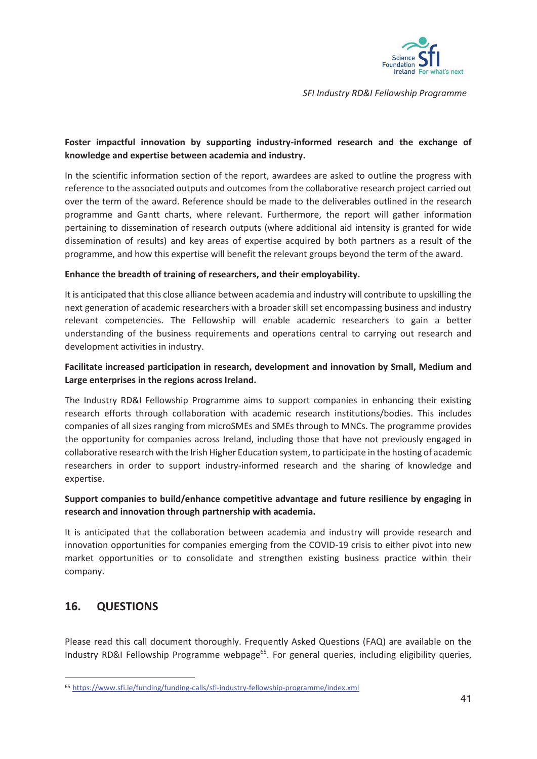**Foster impactful innovation by supporting industry-informed research and the exchange of knowledge and expertise between academia and industry.**

In the scientific information section of the report, awardees are asked to outline the progress with reference to the associated outputs and outcomes from the collaborative research project carried out over the term of the award. Reference should be made to the deliverables outlined in the research programme and Gantt charts, where relevant. Furthermore, the report will gather information pertaining to dissemination of research outputs (where additional aid intensity is granted for wide dissemination of results) and key areas of expertise acquired by both partners as a result of the programme, and how this expertise will benefit the relevant groups beyond the term of the award.

**Enhance the breadth of training of researchers, and their employability.**

It is anticipated that this close alliance between academia and industry will contribute to upskilling the next generation of academic researchers with a broader skill set encompassing business and industry relevant competencies. The Fellowship will enable academic researchers to gain a better understanding of the business requirements and operations central to carrying out research and development activities in industry.

**Facilitate increased participation in research, development and innovation by Small, Medium and Large enterprises in the regions across Ireland.**

The Industry RD&I Fellowship Programme aims to support companies in enhancing their existing research efforts through collaboration with academic research institutions/bodies. This includes companies of all sizes ranging from microSMEs and SMEs through to MNCs. The programme provides the opportunity for companies across Ireland, including those that have not previously engaged in collaborative research with the Irish Higher Education system, to participate in the hosting of academic researchers in order to support industry-informed research and the sharing of knowledge and expertise.

**Support companies to build/enhance competitive advantage and future resilience by engaging in research and innovation through partnership with academia.**

It is anticipated that the collaboration between academia and industry will provide research and innovation opportunities for companies emerging from the COVID-19 crisis to either pivot into new market opportunities or to consolidate and strengthen existing business practice within their company.

## 16. QUESTIONS

Please read this call document thoroughly. Frequently Asked Questions (FAQ) are available on the Industry RD&I Fellowship Programme webpage[65]. For general queries, including eligibility queries,

[65] https://www.sfi.ie/funding/funding-calls/sfi-industry-fellowship-programme/index.xml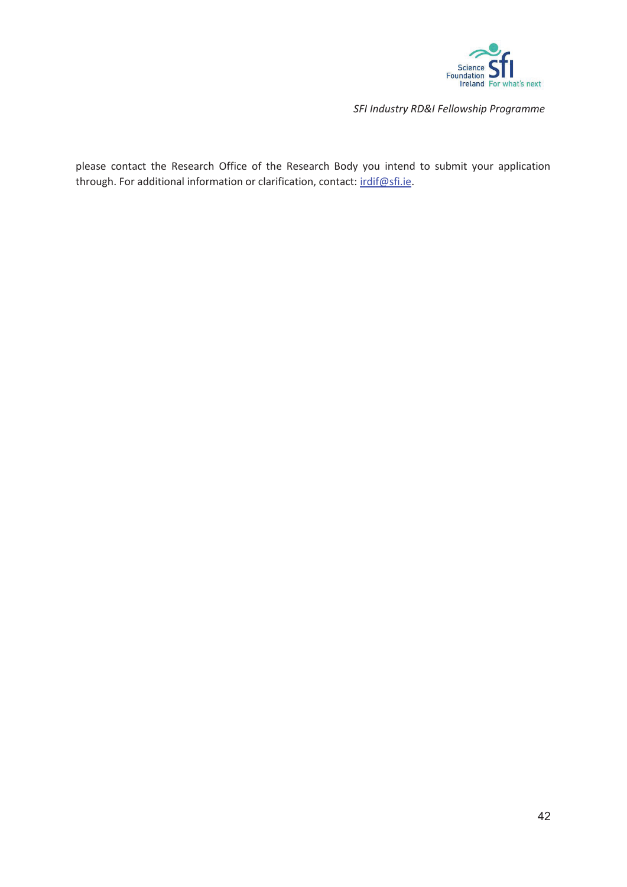please contact the Research Office of the Research Body you intend to submit your application through. For additional information or clarification, contact: irdif@sfi.ie.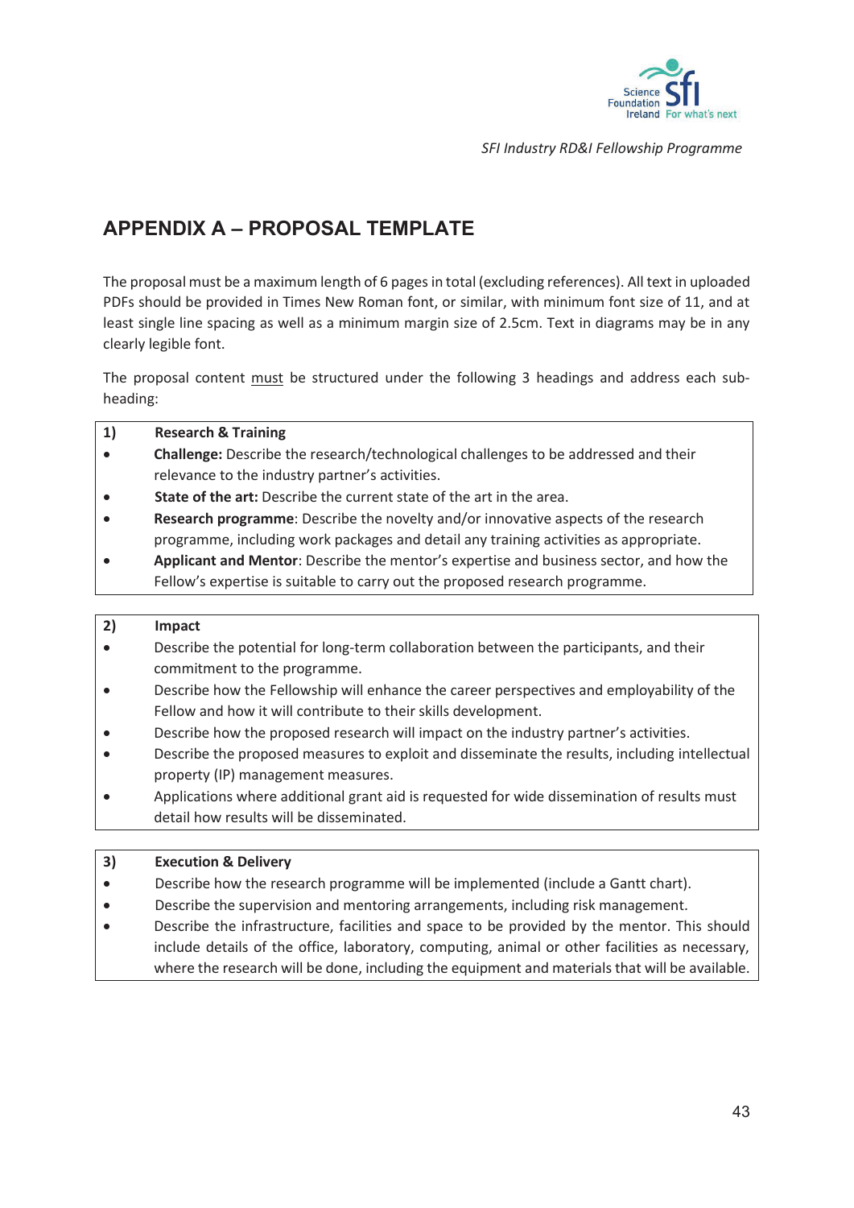## APPENDIX A – PROPOSAL TEMPLATE

The proposal must be a maximum length of 6 pages in total (excluding references). All text in uploaded PDFs should be provided in Times New Roman font, or similar, with minimum font size of 11, and at least single line spacing as well as a minimum margin size of 2.5cm. Text in diagrams may be in any clearly legible font.

The proposal content must be structured under the following 3 headings and address each sub-heading:

**1) Research & Training**

- **Challenge:** Describe the research/technological challenges to be addressed and their relevance to the industry partner's activities.
- **State of the art:** Describe the current state of the art in the area.
- **Research programme**: Describe the novelty and/or innovative aspects of the research programme, including work packages and detail any training activities as appropriate.
- **Applicant and Mentor**: Describe the mentor's expertise and business sector, and how the Fellow's expertise is suitable to carry out the proposed research programme.

**2) Impact**

- Describe the potential for long-term collaboration between the participants, and their commitment to the programme.
- Describe how the Fellowship will enhance the career perspectives and employability of the Fellow and how it will contribute to their skills development.
- Describe how the proposed research will impact on the industry partner's activities.
- Describe the proposed measures to exploit and disseminate the results, including intellectual property (IP) management measures.
- Applications where additional grant aid is requested for wide dissemination of results must detail how results will be disseminated.

**3) Execution & Delivery**

- Describe how the research programme will be implemented (include a Gantt chart).
- Describe the supervision and mentoring arrangements, including risk management.
- Describe the infrastructure, facilities and space to be provided by the mentor. This should include details of the office, laboratory, computing, animal or other facilities as necessary, where the research will be done, including the equipment and materials that will be available.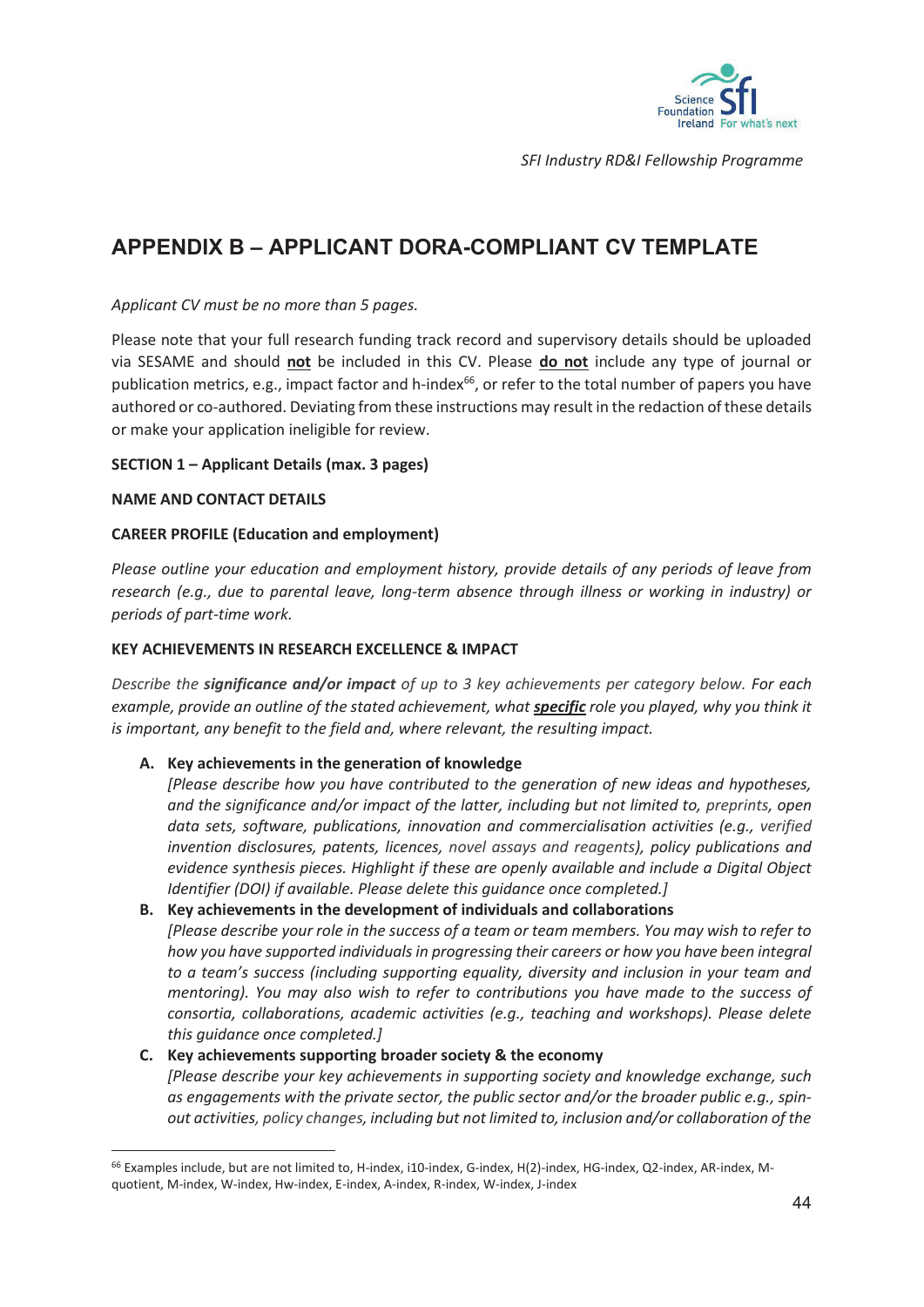## APPENDIX B – APPLICANT DORA-COMPLIANT CV TEMPLATE

*Applicant CV must be no more than 5 pages.*

Please note that your full research funding track record and supervisory details should be uploaded via SESAME and should **not** be included in this CV. Please **do not** include any type of journal or publication metrics, e.g., impact factor and h-index[66], or refer to the total number of papers you have authored or co-authored. Deviating from these instructions may result in the redaction of these details or make your application ineligible for review.

**SECTION 1 – Applicant Details (max. 3 pages)**

**NAME AND CONTACT DETAILS**

**CAREER PROFILE (Education and employment)**

*Please outline your education and employment history, provide details of any periods of leave from research (e.g., due to parental leave, long-term absence through illness or working in industry) or periods of part-time work.*

**KEY ACHIEVEMENTS IN RESEARCH EXCELLENCE & IMPACT**

*Describe the **significance and/or impact** of up to 3 key achievements per category below. For each example, provide an outline of the stated achievement, what **specific** role you played, why you think it is important, any benefit to the field and, where relevant, the resulting impact.*

A. **Key achievements in the generation of knowledge**
   *[Please describe how you have contributed to the generation of new ideas and hypotheses, and the significance and/or impact of the latter, including but not limited to, preprints, open data sets, software, publications, innovation and commercialisation activities (e.g., verified invention disclosures, patents, licences, novel assays and reagents), policy publications and evidence synthesis pieces. Highlight if these are openly available and include a Digital Object Identifier (DOI) if available. Please delete this guidance once completed.]*
B. **Key achievements in the development of individuals and collaborations**
   *[Please describe your role in the success of a team or team members. You may wish to refer to how you have supported individuals in progressing their careers or how you have been integral to a team's success (including supporting equality, diversity and inclusion in your team and mentoring). You may also wish to refer to contributions you have made to the success of consortia, collaborations, academic activities (e.g., teaching and workshops). Please delete this guidance once completed.]*
C. **Key achievements supporting broader society & the economy**
   *[Please describe your key achievements in supporting society and knowledge exchange, such as engagements with the private sector, the public sector and/or the broader public e.g., spin-out activities, policy changes, including but not limited to, inclusion and/or collaboration of the*

[66] Examples include, but are not limited to, H-index, i10-index, G-index, H(2)-index, HG-index, Q2-index, AR-index, M-quotient, M-index, W-index, Hw-index, E-index, A-index, R-index, W-index, J-index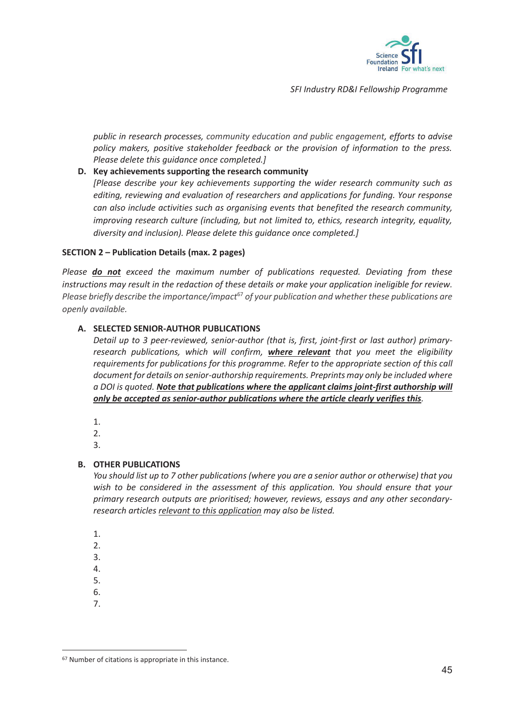*public in research processes, community education and public engagement, efforts to advise policy makers, positive stakeholder feedback or the provision of information to the press. Please delete this guidance once completed.]*

**D. Key achievements supporting the research community**

*[Please describe your key achievements supporting the wider research community such as editing, reviewing and evaluation of researchers and applications for funding. Your response can also include activities such as organising events that benefited the research community, improving research culture (including, but not limited to, ethics, research integrity, equality, diversity and inclusion). Please delete this guidance once completed.]*

**SECTION 2 – Publication Details (max. 2 pages)**

*Please **do not** exceed the maximum number of publications requested. Deviating from these instructions may result in the redaction of these details or make your application ineligible for review. Please briefly describe the importance/impact[67] of your publication and whether these publications are openly available.*

**A. SELECTED SENIOR-AUTHOR PUBLICATIONS**

*Detail up to 3 peer-reviewed, senior-author (that is, first, joint-first or last author) primary-research publications, which will confirm, **where relevant** that you meet the eligibility requirements for publications for this programme. Refer to the appropriate section of this call document for details on senior-authorship requirements. Preprints may only be included where a DOI is quoted. **Note that publications where the applicant claims joint-first authorship will only be accepted as senior-author publications where the article clearly verifies this**.*

1. 
2. 
3. 

**B. OTHER PUBLICATIONS**

*You should list up to 7 other publications (where you are a senior author or otherwise) that you wish to be considered in the assessment of this application. You should ensure that your primary research outputs are prioritised; however, reviews, essays and any other secondary-research articles relevant to this application may also be listed.*

1. 
2. 
3. 
4. 
5. 
6. 
7. 

---

[67] Number of citations is appropriate in this instance.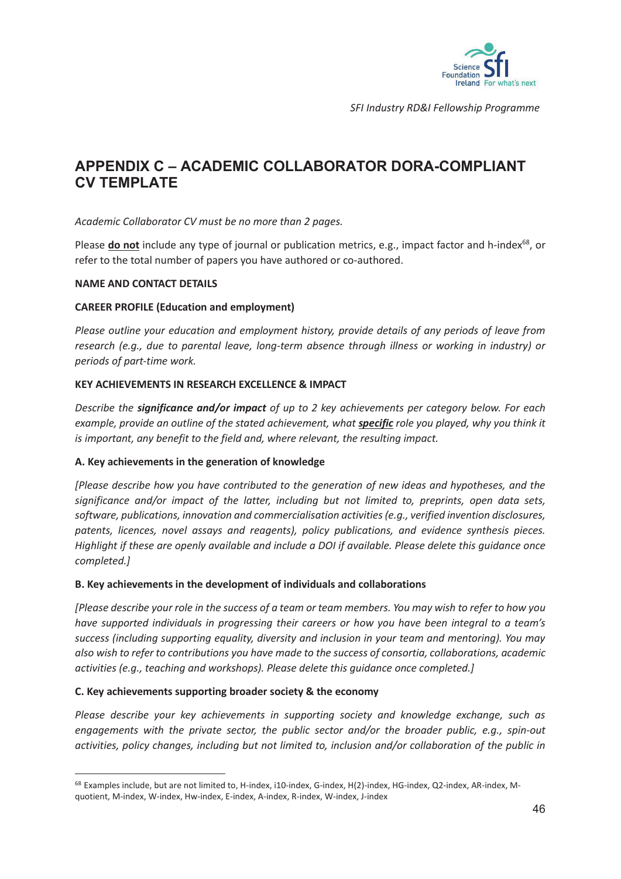# APPENDIX C – ACADEMIC COLLABORATOR DORA-COMPLIANT CV TEMPLATE

*Academic Collaborator CV must be no more than 2 pages.*

Please **do not** include any type of journal or publication metrics, e.g., impact factor and h-index[68], or refer to the total number of papers you have authored or co-authored.

**NAME AND CONTACT DETAILS**

**CAREER PROFILE (Education and employment)**

*Please outline your education and employment history, provide details of any periods of leave from research (e.g., due to parental leave, long-term absence through illness or working in industry) or periods of part-time work.*

**KEY ACHIEVEMENTS IN RESEARCH EXCELLENCE & IMPACT**

*Describe the **significance and/or impact** of up to 2 key achievements per category below. For each example, provide an outline of the stated achievement, what **specific** role you played, why you think it is important, any benefit to the field and, where relevant, the resulting impact.*

**A. Key achievements in the generation of knowledge**

*[Please describe how you have contributed to the generation of new ideas and hypotheses, and the significance and/or impact of the latter, including but not limited to, preprints, open data sets, software, publications, innovation and commercialisation activities (e.g., verified invention disclosures, patents, licences, novel assays and reagents), policy publications, and evidence synthesis pieces. Highlight if these are openly available and include a DOI if available. Please delete this guidance once completed.]*

**B. Key achievements in the development of individuals and collaborations**

*[Please describe your role in the success of a team or team members. You may wish to refer to how you have supported individuals in progressing their careers or how you have been integral to a team's success (including supporting equality, diversity and inclusion in your team and mentoring). You may also wish to refer to contributions you have made to the success of consortia, collaborations, academic activities (e.g., teaching and workshops). Please delete this guidance once completed.]*

**C. Key achievements supporting broader society & the economy**

*Please describe your key achievements in supporting society and knowledge exchange, such as engagements with the private sector, the public sector and/or the broader public, e.g., spin-out activities, policy changes, including but not limited to, inclusion and/or collaboration of the public in*

---

[68] Examples include, but are not limited to, H-index, i10-index, G-index, H(2)-index, HG-index, Q2-index, AR-index, M-quotient, M-index, W-index, Hw-index, E-index, A-index, R-index, W-index, J-index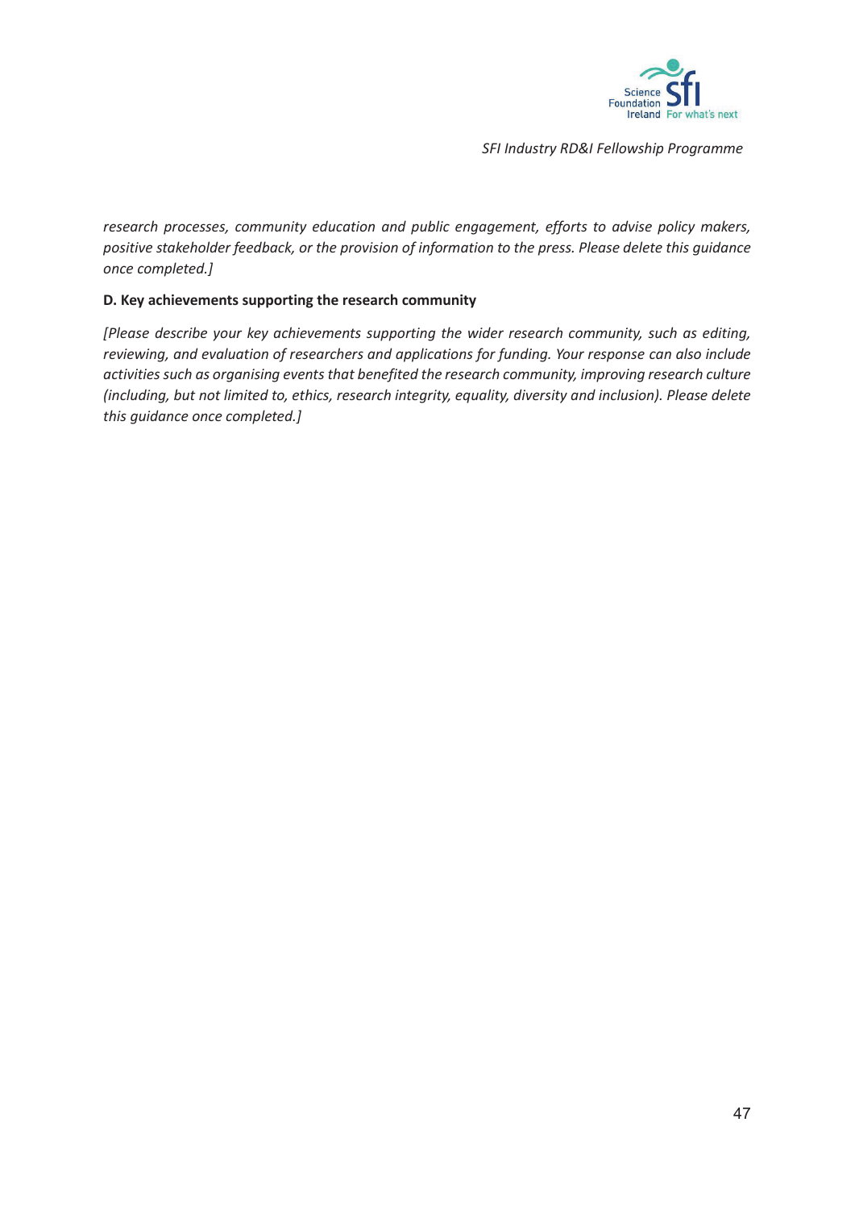*research processes, community education and public engagement, efforts to advise policy makers, positive stakeholder feedback, or the provision of information to the press. Please delete this guidance once completed.]*

**D. Key achievements supporting the research community**

*[Please describe your key achievements supporting the wider research community, such as editing, reviewing, and evaluation of researchers and applications for funding. Your response can also include activities such as organising events that benefited the research community, improving research culture (including, but not limited to, ethics, research integrity, equality, diversity and inclusion). Please delete this guidance once completed.]*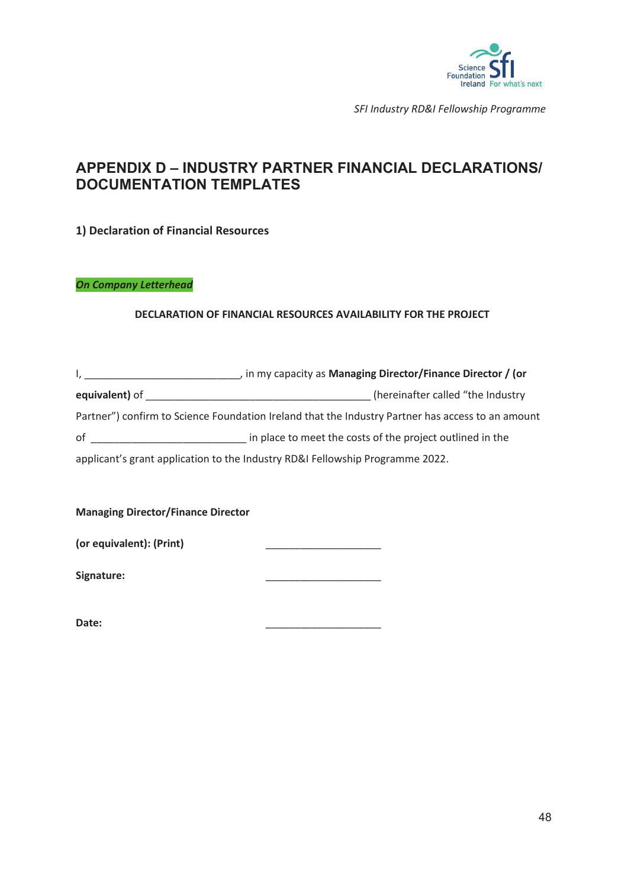# APPENDIX D – INDUSTRY PARTNER FINANCIAL DECLARATIONS/ DOCUMENTATION TEMPLATES

## 1) Declaration of Financial Resources

***On Company Letterhead***

**DECLARATION OF FINANCIAL RESOURCES AVAILABILITY FOR THE PROJECT**

I, ___________________________, in my capacity as **Managing Director/Finance Director / (or equivalent)** of _______________________________________ (hereinafter called "the Industry Partner") confirm to Science Foundation Ireland that the Industry Partner has access to an amount of ___________________________ in place to meet the costs of the project outlined in the applicant's grant application to the Industry RD&I Fellowship Programme 2022.

**Managing Director/Finance Director**

**(or equivalent): (Print)** _____________________

**Signature:** _____________________

**Date:** _____________________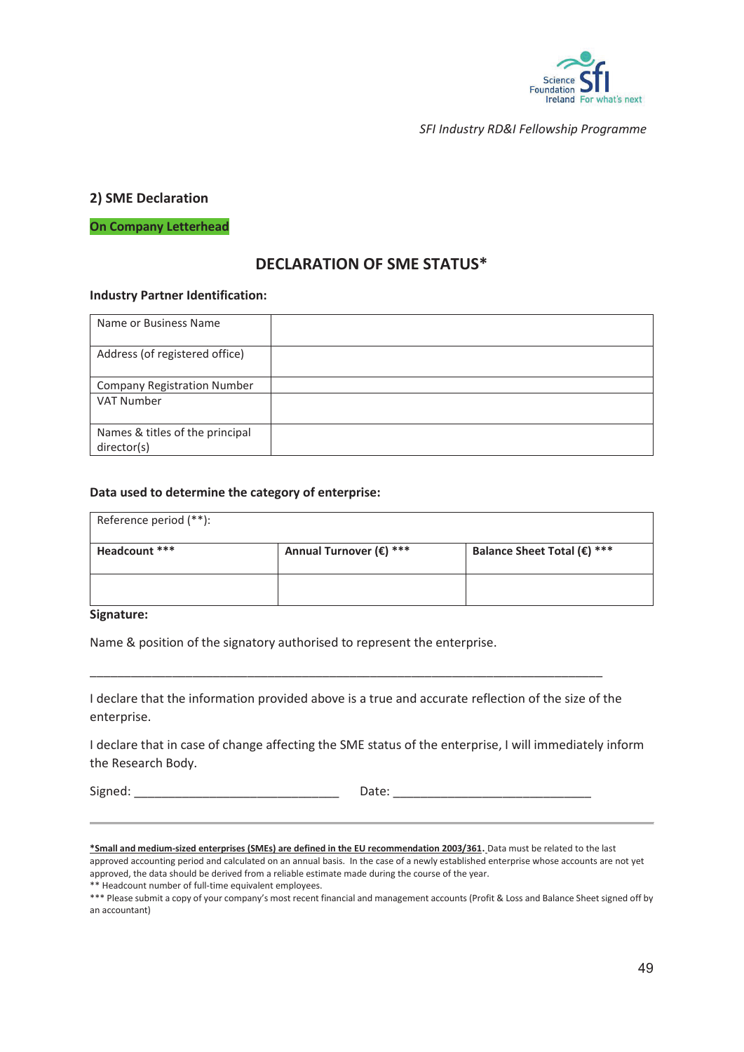*SFI Industry RD&I Fellowship Programme*

## 2) SME Declaration

**On Company Letterhead**

### DECLARATION OF SME STATUS*

**Industry Partner Identification:**

| | |
|---|---|
| Name or Business Name | |
| Address (of registered office) | |
| Company Registration Number | |
| VAT Number | |
| Names & titles of the principal director(s) | |

**Data used to determine the category of enterprise:**

| Reference period (**): | | |
|---|---|---|
| **Headcount *** ** | **Annual Turnover (€) *** ** | **Balance Sheet Total (€) *** ** |
| | | |

**Signature:**

Name & position of the signatory authorised to represent the enterprise.

______________________________________________________________________________

I declare that the information provided above is a true and accurate reflection of the size of the enterprise.

I declare that in case of change affecting the SME status of the enterprise, I will immediately inform the Research Body.

Signed: _______________________________ Date: ______________________________

---

***Small and medium-sized enterprises (SMEs) are defined in the EU recommendation 2003/361.** Data must be related to the last approved accounting period and calculated on an annual basis. In the case of a newly established enterprise whose accounts are not yet approved, the data should be derived from a reliable estimate made during the course of the year.

** Headcount number of full-time equivalent employees.

*** Please submit a copy of your company's most recent financial and management accounts (Profit & Loss and Balance Sheet signed off by an accountant)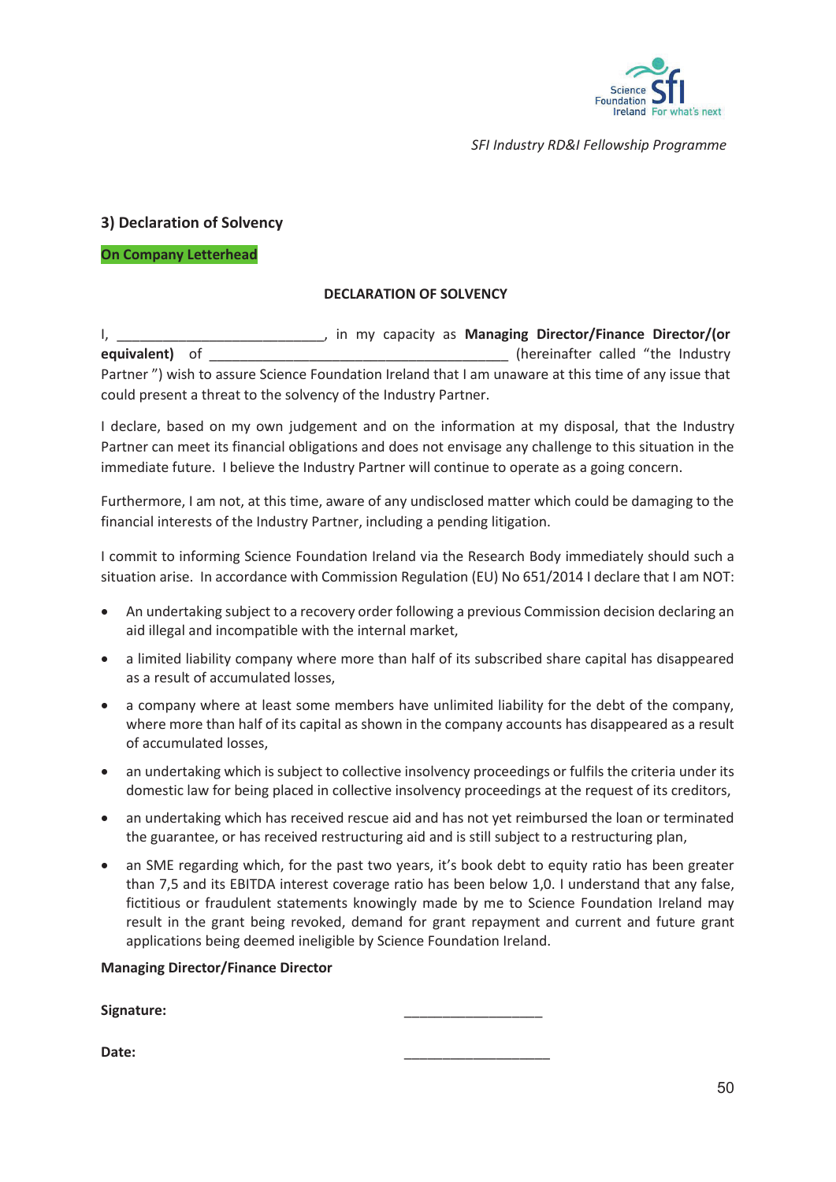### 3) Declaration of Solvency

**On Company Letterhead**

**DECLARATION OF SOLVENCY**

I, ___________________________, in my capacity as **Managing Director/Finance Director/(or equivalent)** of _______________________________________ (hereinafter called "the Industry Partner ") wish to assure Science Foundation Ireland that I am unaware at this time of any issue that could present a threat to the solvency of the Industry Partner.

I declare, based on my own judgement and on the information at my disposal, that the Industry Partner can meet its financial obligations and does not envisage any challenge to this situation in the immediate future. I believe the Industry Partner will continue to operate as a going concern.

Furthermore, I am not, at this time, aware of any undisclosed matter which could be damaging to the financial interests of the Industry Partner, including a pending litigation.

I commit to informing Science Foundation Ireland via the Research Body immediately should such a situation arise. In accordance with Commission Regulation (EU) No 651/2014 I declare that I am NOT:

- An undertaking subject to a recovery order following a previous Commission decision declaring an aid illegal and incompatible with the internal market,
- a limited liability company where more than half of its subscribed share capital has disappeared as a result of accumulated losses,
- a company where at least some members have unlimited liability for the debt of the company, where more than half of its capital as shown in the company accounts has disappeared as a result of accumulated losses,
- an undertaking which is subject to collective insolvency proceedings or fulfils the criteria under its domestic law for being placed in collective insolvency proceedings at the request of its creditors,
- an undertaking which has received rescue aid and has not yet reimbursed the loan or terminated the guarantee, or has received restructuring aid and is still subject to a restructuring plan,
- an SME regarding which, for the past two years, it's book debt to equity ratio has been greater than 7,5 and its EBITDA interest coverage ratio has been below 1,0. I understand that any false, fictitious or fraudulent statements knowingly made by me to Science Foundation Ireland may result in the grant being revoked, demand for grant repayment and current and future grant applications being deemed ineligible by Science Foundation Ireland.

**Managing Director/Finance Director**

**Signature:** ___________________

**Date:** ____________________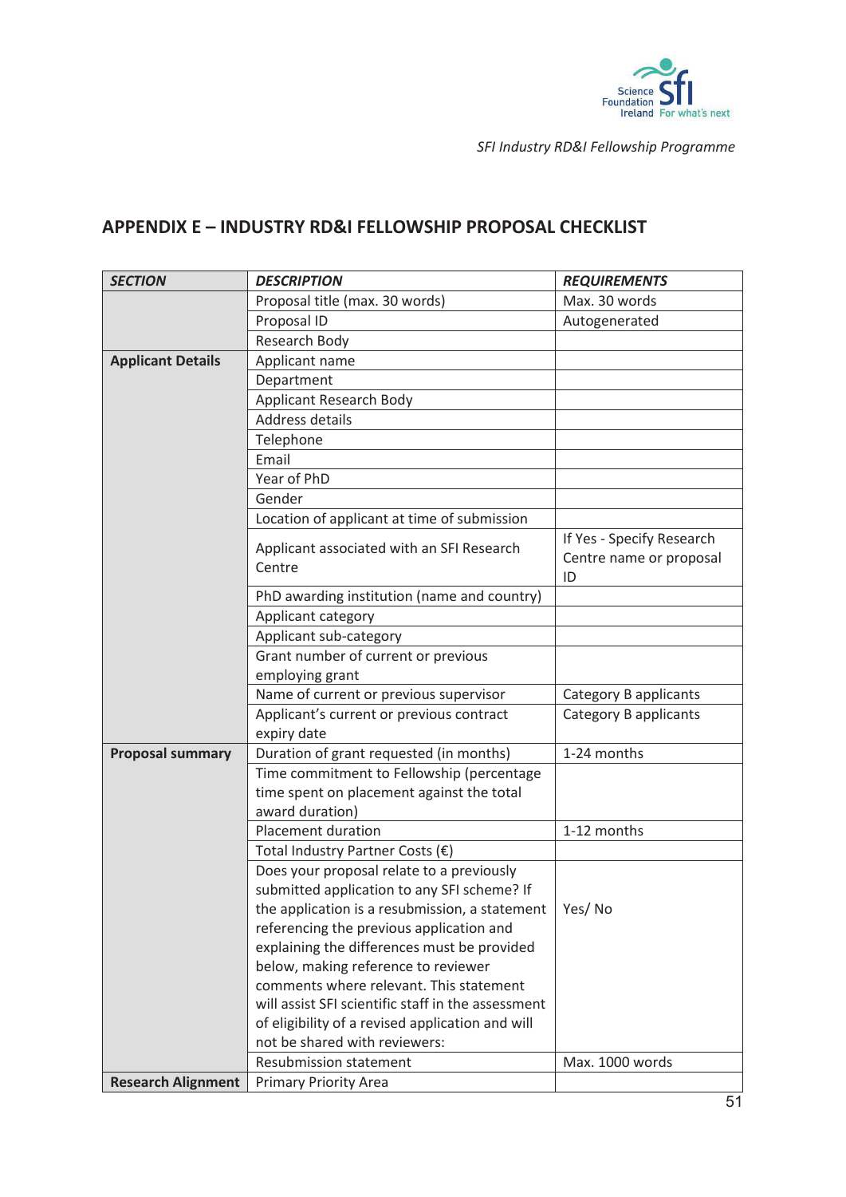## APPENDIX E – INDUSTRY RD&I FELLOWSHIP PROPOSAL CHECKLIST

| *SECTION* | *DESCRIPTION* | *REQUIREMENTS* |
|---|---|---|
| | Proposal title (max. 30 words) | Max. 30 words |
| | Proposal ID | Autogenerated |
| | Research Body | |
| **Applicant Details** | Applicant name | |
| | Department | |
| | Applicant Research Body | |
| | Address details | |
| | Telephone | |
| | Email | |
| | Year of PhD | |
| | Gender | |
| | Location of applicant at time of submission | |
| | Applicant associated with an SFI Research Centre | If Yes - Specify Research Centre name or proposal ID |
| | PhD awarding institution (name and country) | |
| | Applicant category | |
| | Applicant sub-category | |
| | Grant number of current or previous employing grant | |
| | Name of current or previous supervisor | Category B applicants |
| | Applicant's current or previous contract expiry date | Category B applicants |
| **Proposal summary** | Duration of grant requested (in months) | 1-24 months |
| | Time commitment to Fellowship (percentage time spent on placement against the total award duration) | |
| | Placement duration | 1-12 months |
| | Total Industry Partner Costs (€) | |
| | Does your proposal relate to a previously submitted application to any SFI scheme? If the application is a resubmission, a statement referencing the previous application and explaining the differences must be provided below, making reference to reviewer comments where relevant. This statement will assist SFI scientific staff in the assessment of eligibility of a revised application and will not be shared with reviewers: | Yes/ No |
| | Resubmission statement | Max. 1000 words |
| **Research Alignment** | Primary Priority Area | |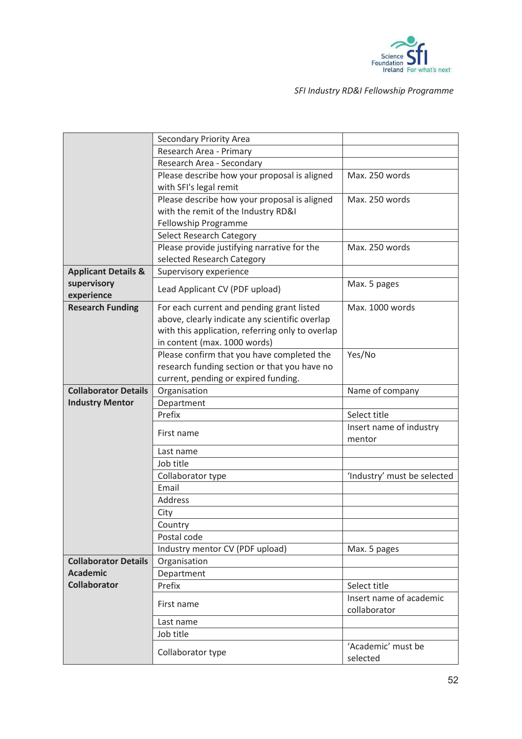| | | |
|---|---|---|
| | Secondary Priority Area | |
| | Research Area - Primary | |
| | Research Area - Secondary | |
| | Please describe how your proposal is aligned with SFI's legal remit | Max. 250 words |
| | Please describe how your proposal is aligned with the remit of the Industry RD&I Fellowship Programme | Max. 250 words |
| | Select Research Category | |
| | Please provide justifying narrative for the selected Research Category | Max. 250 words |
| **Applicant Details & supervisory experience** | Supervisory experience | |
| | Lead Applicant CV (PDF upload) | Max. 5 pages |
| **Research Funding** | For each current and pending grant listed above, clearly indicate any scientific overlap with this application, referring only to overlap in content (max. 1000 words) | Max. 1000 words |
| | Please confirm that you have completed the research funding section or that you have no current, pending or expired funding. | Yes/No |
| **Collaborator Details Industry Mentor** | Organisation | Name of company |
| | Department | |
| | Prefix | Select title |
| | First name | Insert name of industry mentor |
| | Last name | |
| | Job title | |
| | Collaborator type | 'Industry' must be selected |
| | Email | |
| | Address | |
| | City | |
| | Country | |
| | Postal code | |
| | Industry mentor CV (PDF upload) | Max. 5 pages |
| **Collaborator Details Academic Collaborator** | Organisation | |
| | Department | |
| | Prefix | Select title |
| | First name | Insert name of academic collaborator |
| | Last name | |
| | Job title | |
| | Collaborator type | 'Academic' must be selected |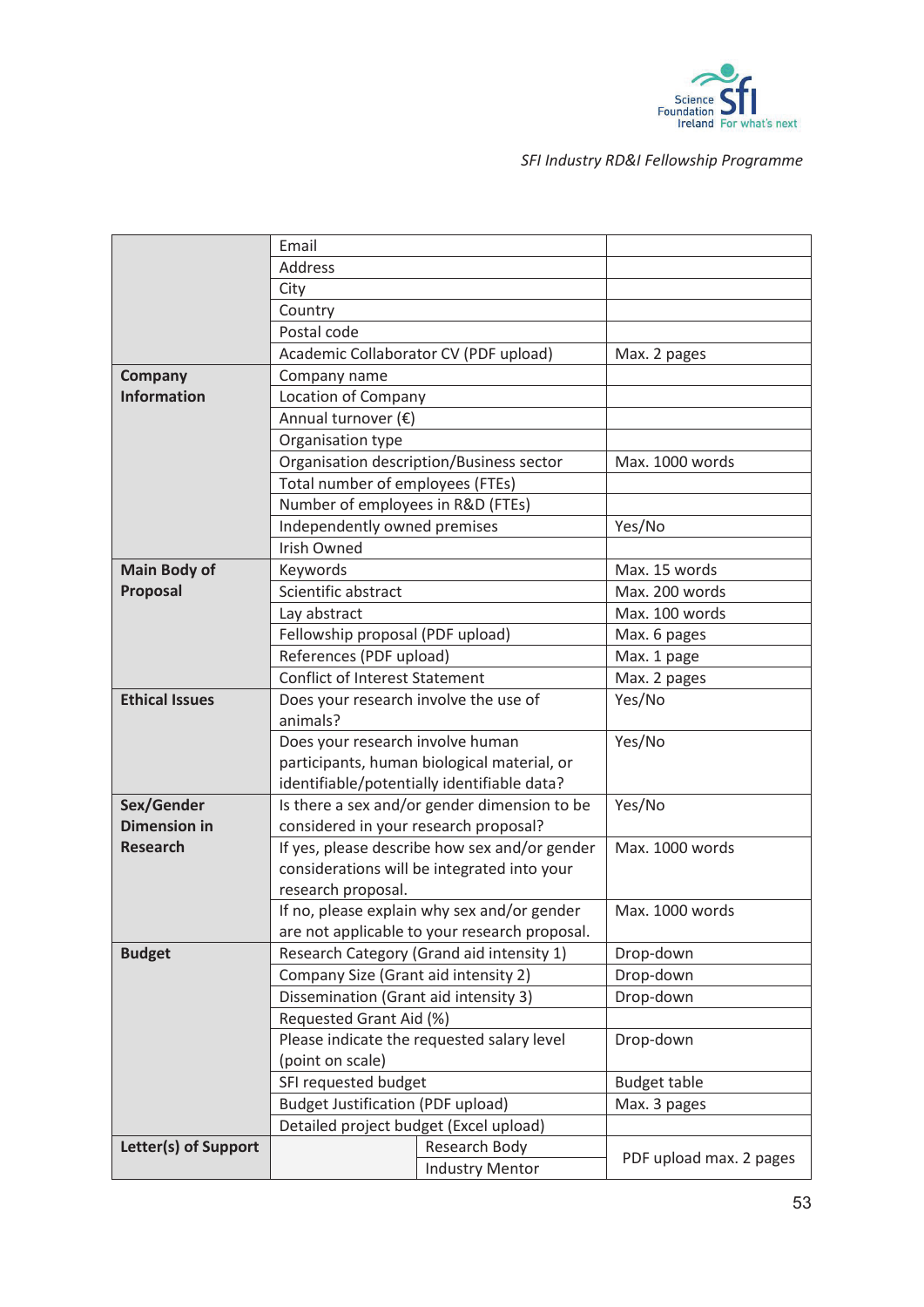| | | |
|---|---|---|
| | Email | |
| | Address | |
| | City | |
| | Country | |
| | Postal code | |
| | Academic Collaborator CV (PDF upload) | Max. 2 pages |
| **Company Information** | Company name | |
| | Location of Company | |
| | Annual turnover (€) | |
| | Organisation type | |
| | Organisation description/Business sector | Max. 1000 words |
| | Total number of employees (FTEs) | |
| | Number of employees in R&D (FTEs) | |
| | Independently owned premises | Yes/No |
| | Irish Owned | |
| **Main Body of Proposal** | Keywords | Max. 15 words |
| | Scientific abstract | Max. 200 words |
| | Lay abstract | Max. 100 words |
| | Fellowship proposal (PDF upload) | Max. 6 pages |
| | References (PDF upload) | Max. 1 page |
| | Conflict of Interest Statement | Max. 2 pages |
| **Ethical Issues** | Does your research involve the use of animals? | Yes/No |
| | Does your research involve human participants, human biological material, or identifiable/potentially identifiable data? | Yes/No |
| **Sex/Gender Dimension in Research** | Is there a sex and/or gender dimension to be considered in your research proposal? | Yes/No |
| | If yes, please describe how sex and/or gender considerations will be integrated into your research proposal. | Max. 1000 words |
| | If no, please explain why sex and/or gender are not applicable to your research proposal. | Max. 1000 words |
| **Budget** | Research Category (Grand aid intensity 1) | Drop-down |
| | Company Size (Grant aid intensity 2) | Drop-down |
| | Dissemination (Grant aid intensity 3) | Drop-down |
| | Requested Grant Aid (%) | |
| | Please indicate the requested salary level (point on scale) | Drop-down |
| | SFI requested budget | Budget table |
| | Budget Justification (PDF upload) | Max. 3 pages |
| | Detailed project budget (Excel upload) | |
| **Letter(s) of Support** | Research Body | PDF upload max. 2 pages |
| | Industry Mentor | |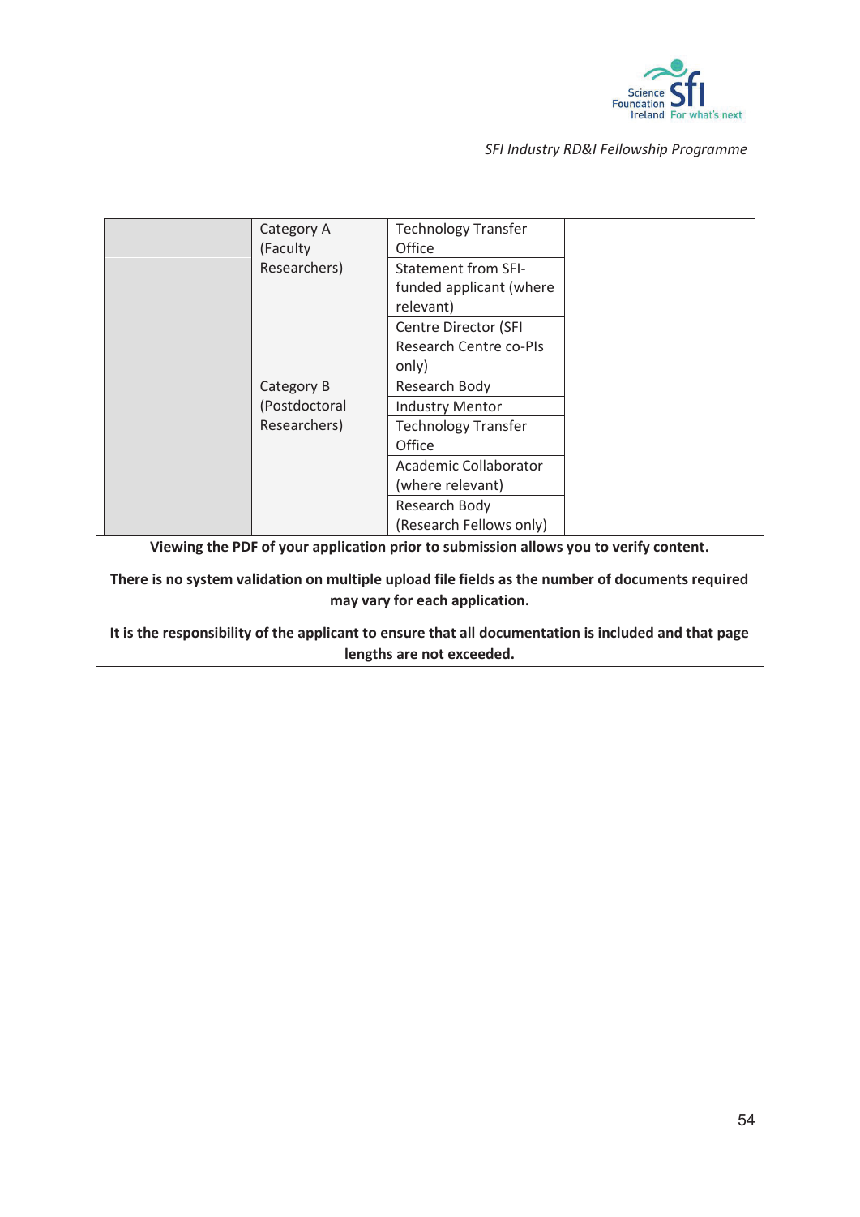| | | | |
|---|---|---|---|
| | Category A (Faculty Researchers) | Technology Transfer Office | |
| | | Statement from SFI-funded applicant (where relevant) | |
| | | Centre Director (SFI Research Centre co-PIs only) | |
| | Category B (Postdoctoral Researchers) | Research Body | |
| | | Industry Mentor | |
| | | Technology Transfer Office | |
| | | Academic Collaborator (where relevant) | |
| | | Research Body (Research Fellows only) | |

**Viewing the PDF of your application prior to submission allows you to verify content.**

**There is no system validation on multiple upload file fields as the number of documents required may vary for each application.**

**It is the responsibility of the applicant to ensure that all documentation is included and that page lengths are not exceeded.**